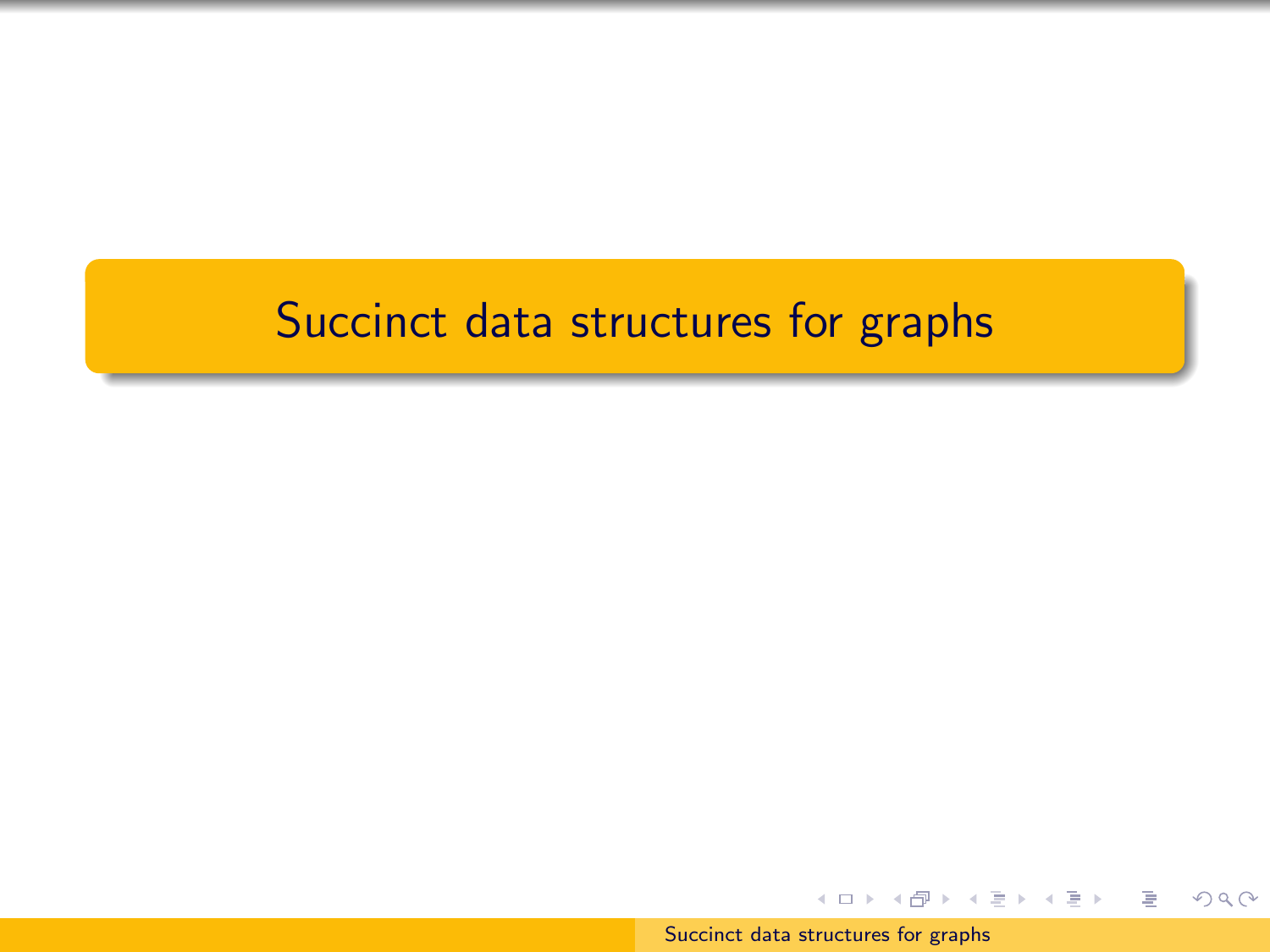# Succinct data structures for graphs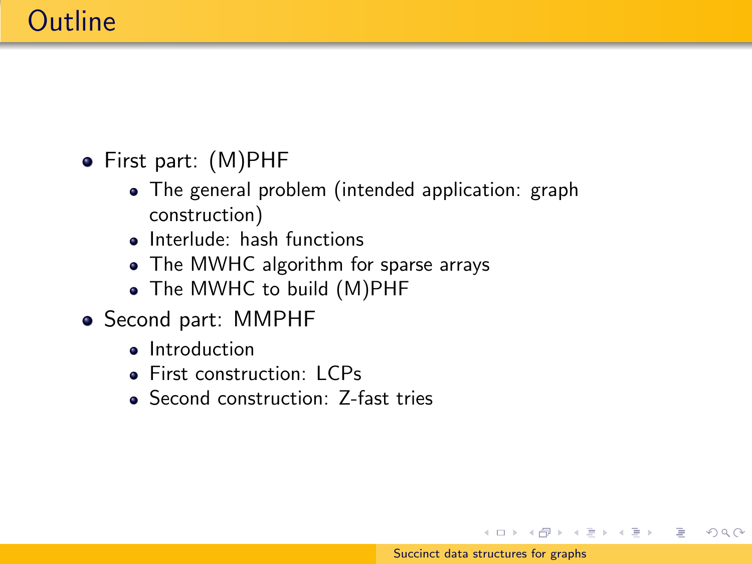# Outline

- First part: (M)PHF
  - The general problem (intended application: graph construction)
  - Interlude: hash functions
  - The MWHC algorithm for sparse arrays
  - The MWHC to build (M)PHF
- Second part: MMPHF
  - Introduction
  - First construction: LCPs
  - Second construction: Z-fast tries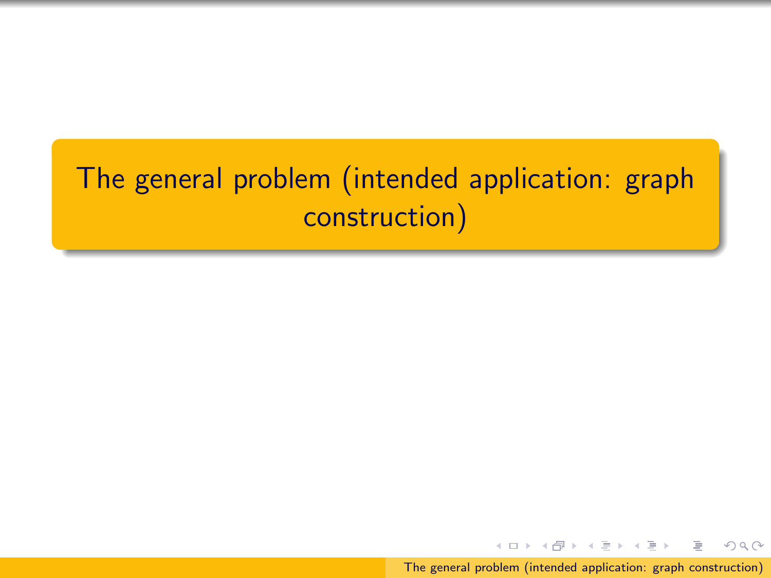# The general problem (intended application: graph construction)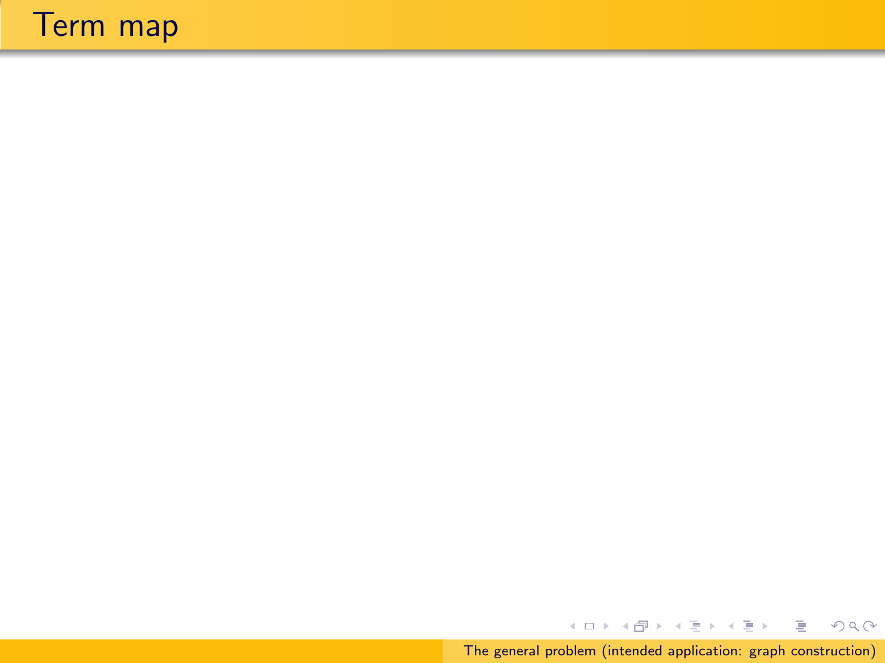# Term map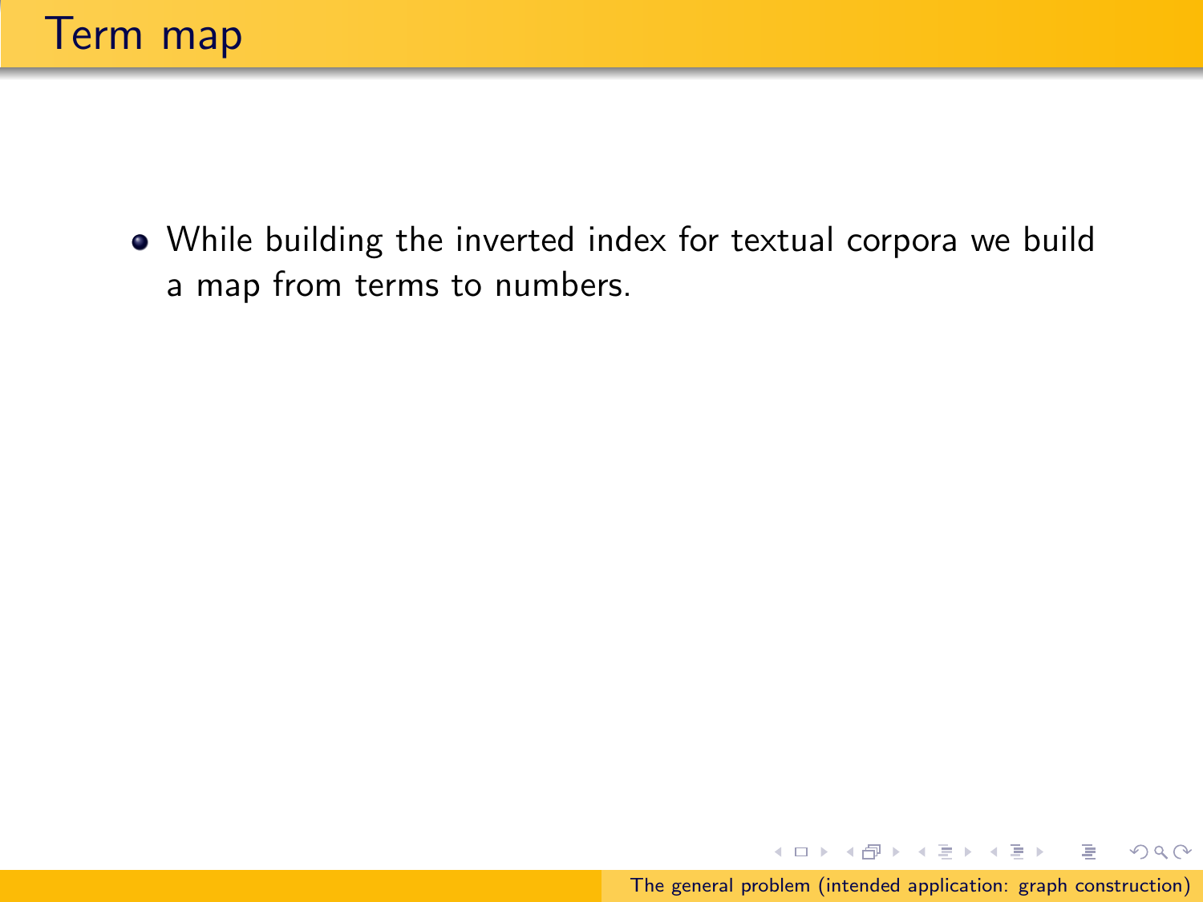# Term map

- While building the inverted index for textual corpora we build a map from terms to numbers.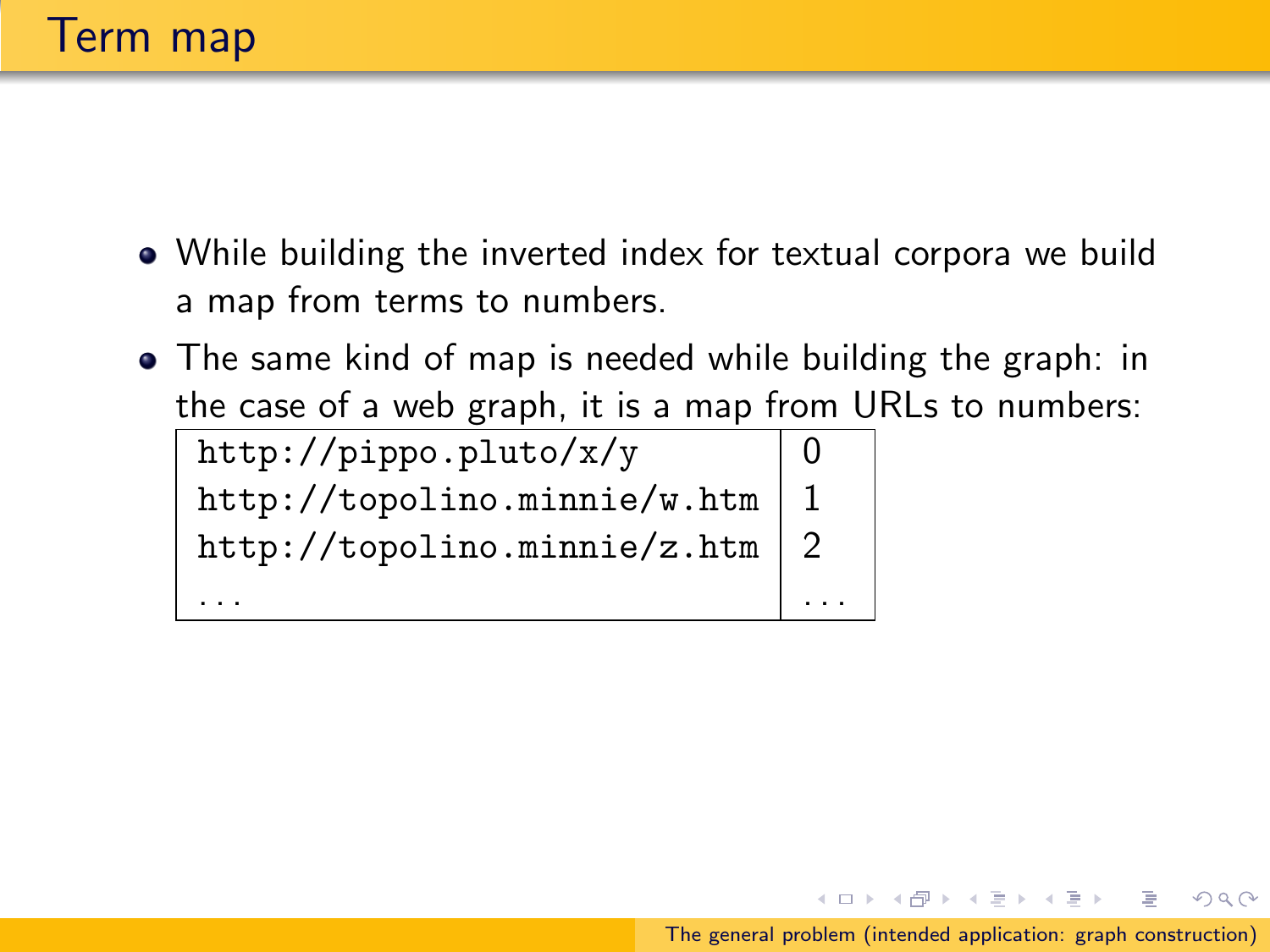# Term map

- While building the inverted index for textual corpora we build a map from terms to numbers.
- The same kind of map is needed while building the graph: in the case of a web graph, it is a map from URLs to numbers:

| | |
|---|---|
| `http://pippo.pluto/x/y` | 0 |
| `http://topolino.minnie/w.htm` | 1 |
| `http://topolino.minnie/z.htm` | 2 |
| ... | ... |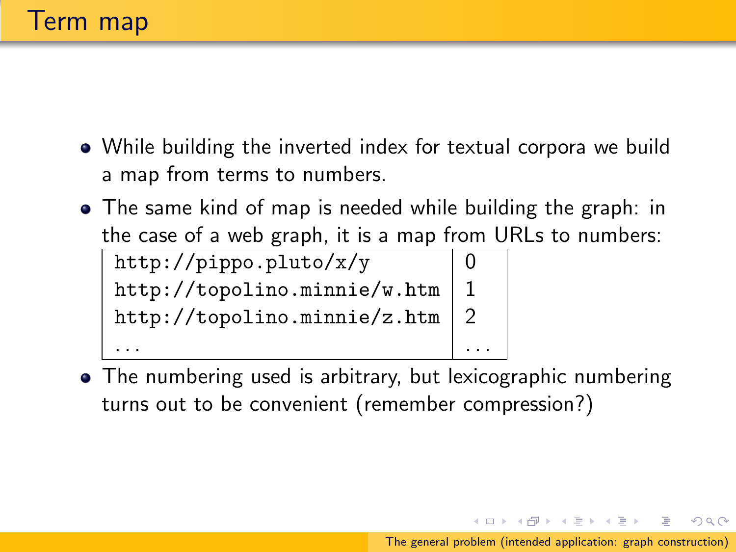# Term map

- While building the inverted index for textual corpora we build a map from terms to numbers.
- The same kind of map is needed while building the graph: in the case of a web graph, it is a map from URLs to numbers:

| | |
|---|---|
| `http://pippo.pluto/x/y` | 0 |
| `http://topolino.minnie/w.htm` | 1 |
| `http://topolino.minnie/z.htm` | 2 |
| ... | ... |

- The numbering used is arbitrary, but lexicographic numbering turns out to be convenient (remember compression?)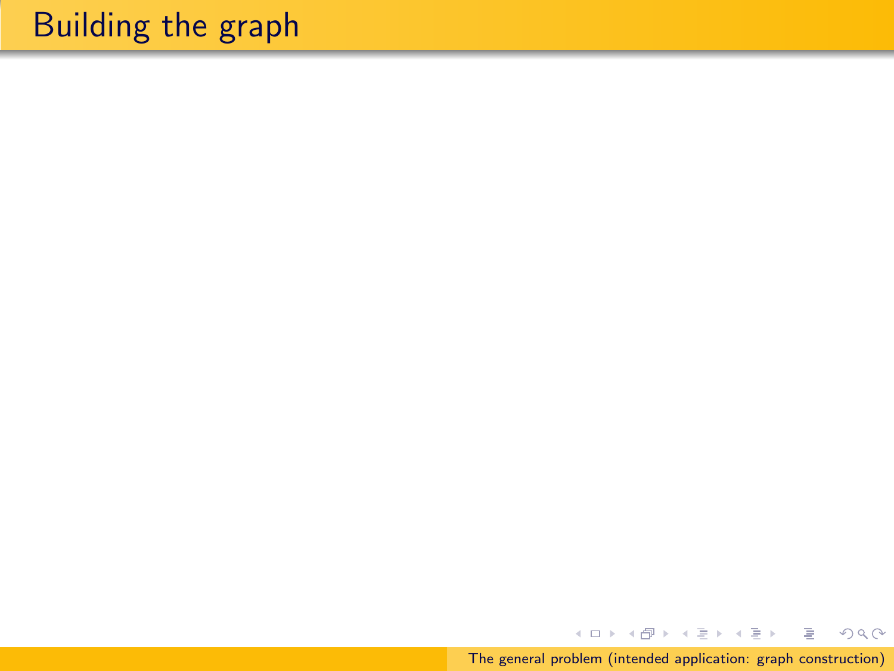# Building the graph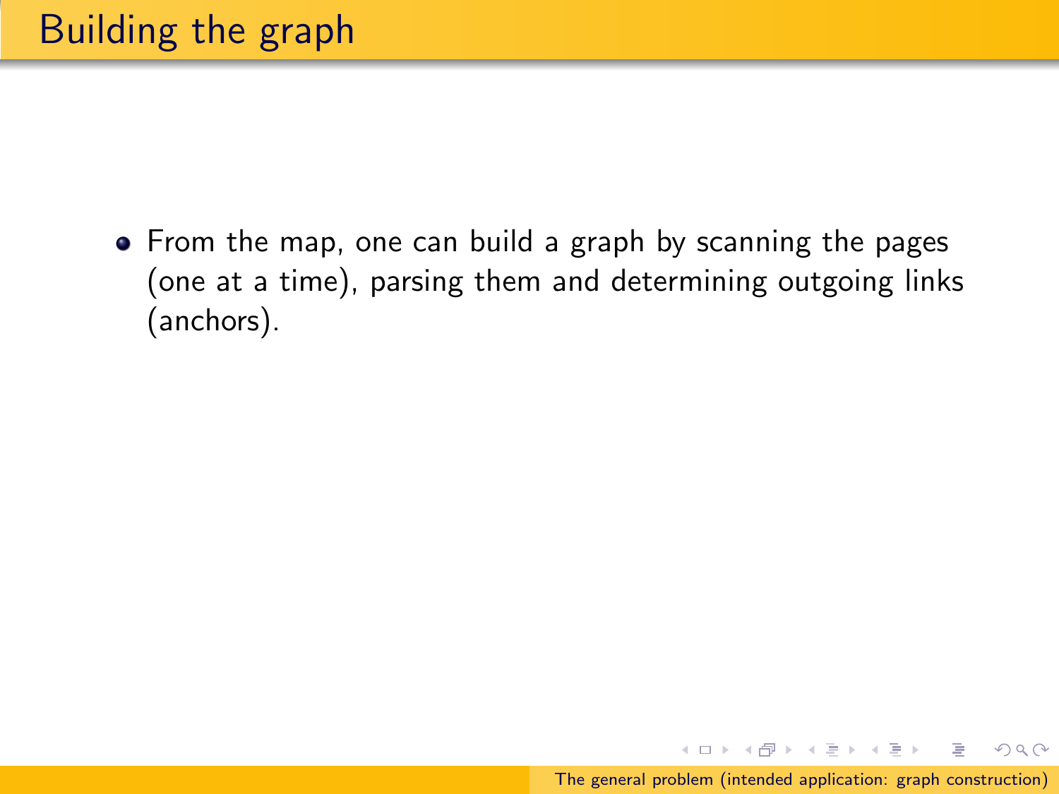# Building the graph

- From the map, one can build a graph by scanning the pages (one at a time), parsing them and determining outgoing links (anchors).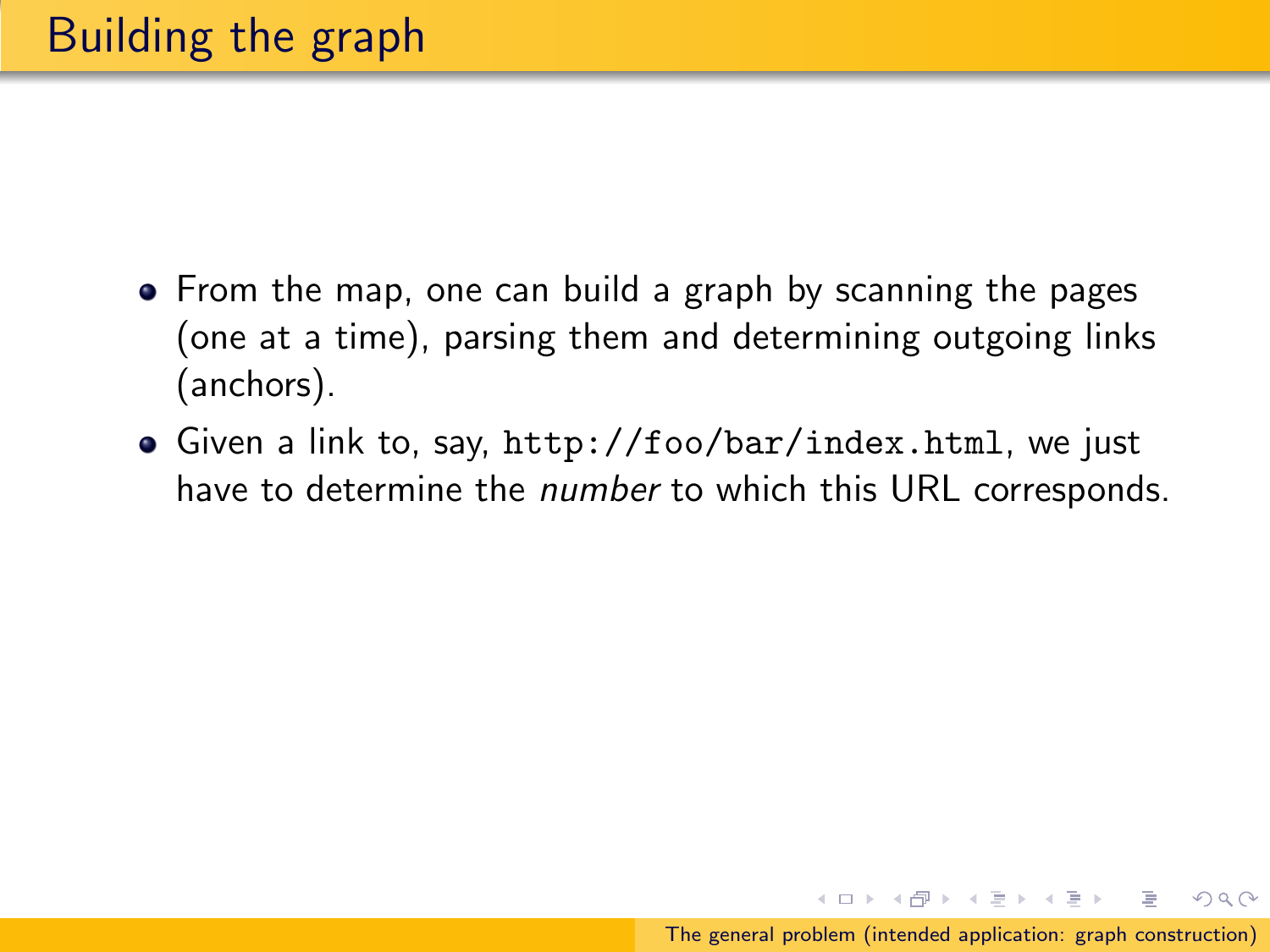# Building the graph

- From the map, one can build a graph by scanning the pages (one at a time), parsing them and determining outgoing links (anchors).
- Given a link to, say, `http://foo/bar/index.html`, we just have to determine the *number* to which this URL corresponds.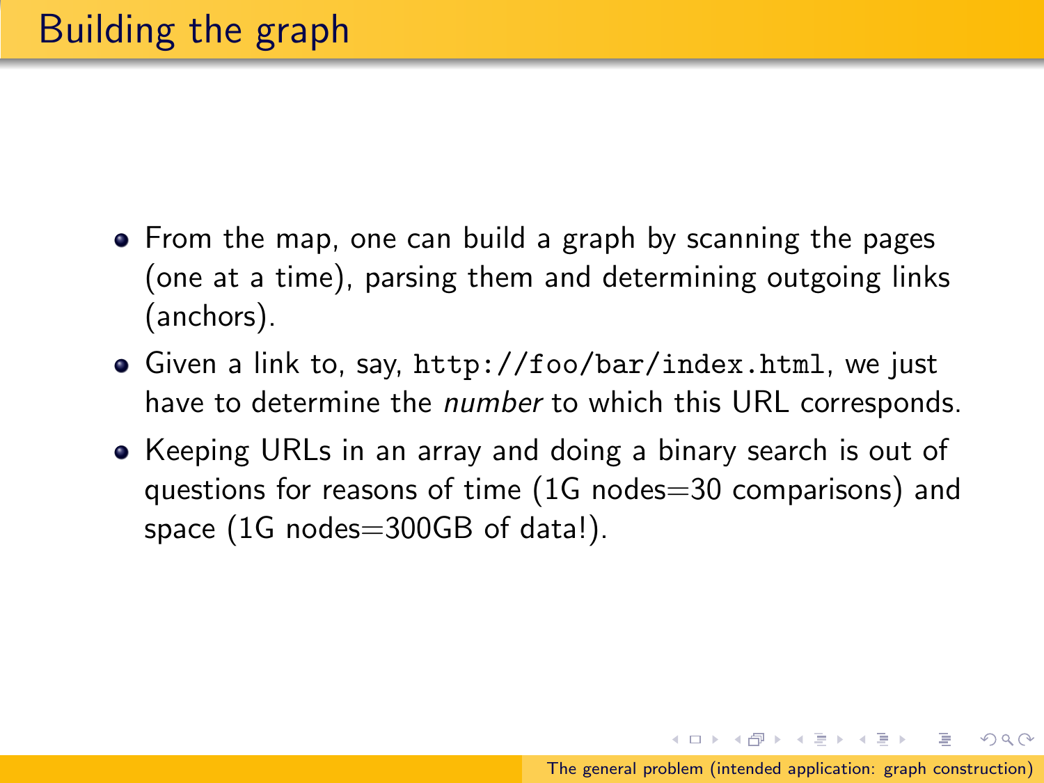# Building the graph

- From the map, one can build a graph by scanning the pages (one at a time), parsing them and determining outgoing links (anchors).
- Given a link to, say, `http://foo/bar/index.html`, we just have to determine the *number* to which this URL corresponds.
- Keeping URLs in an array and doing a binary search is out of questions for reasons of time (1G nodes=30 comparisons) and space (1G nodes=300GB of data!).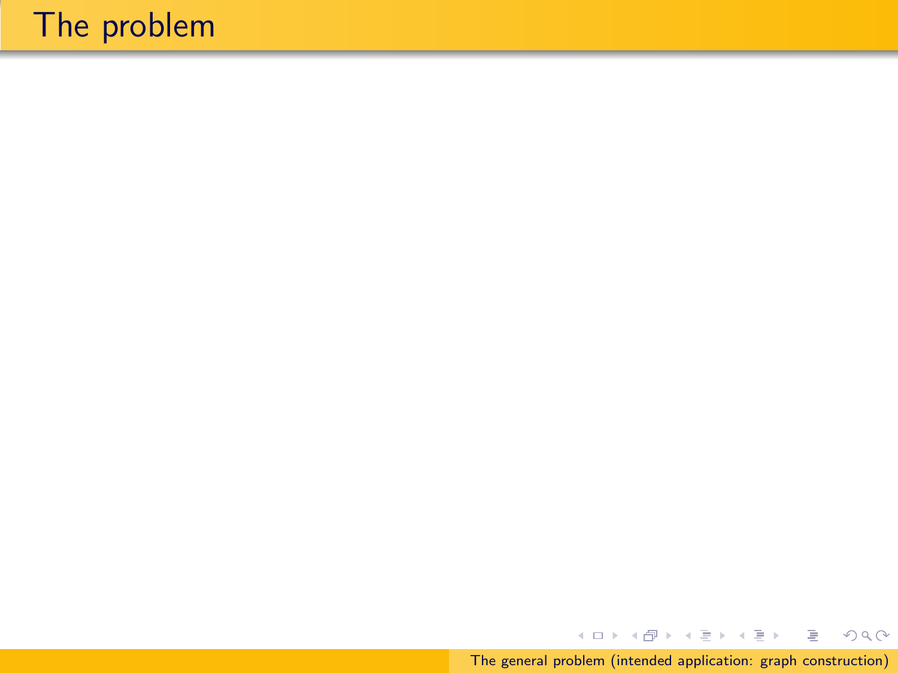# The problem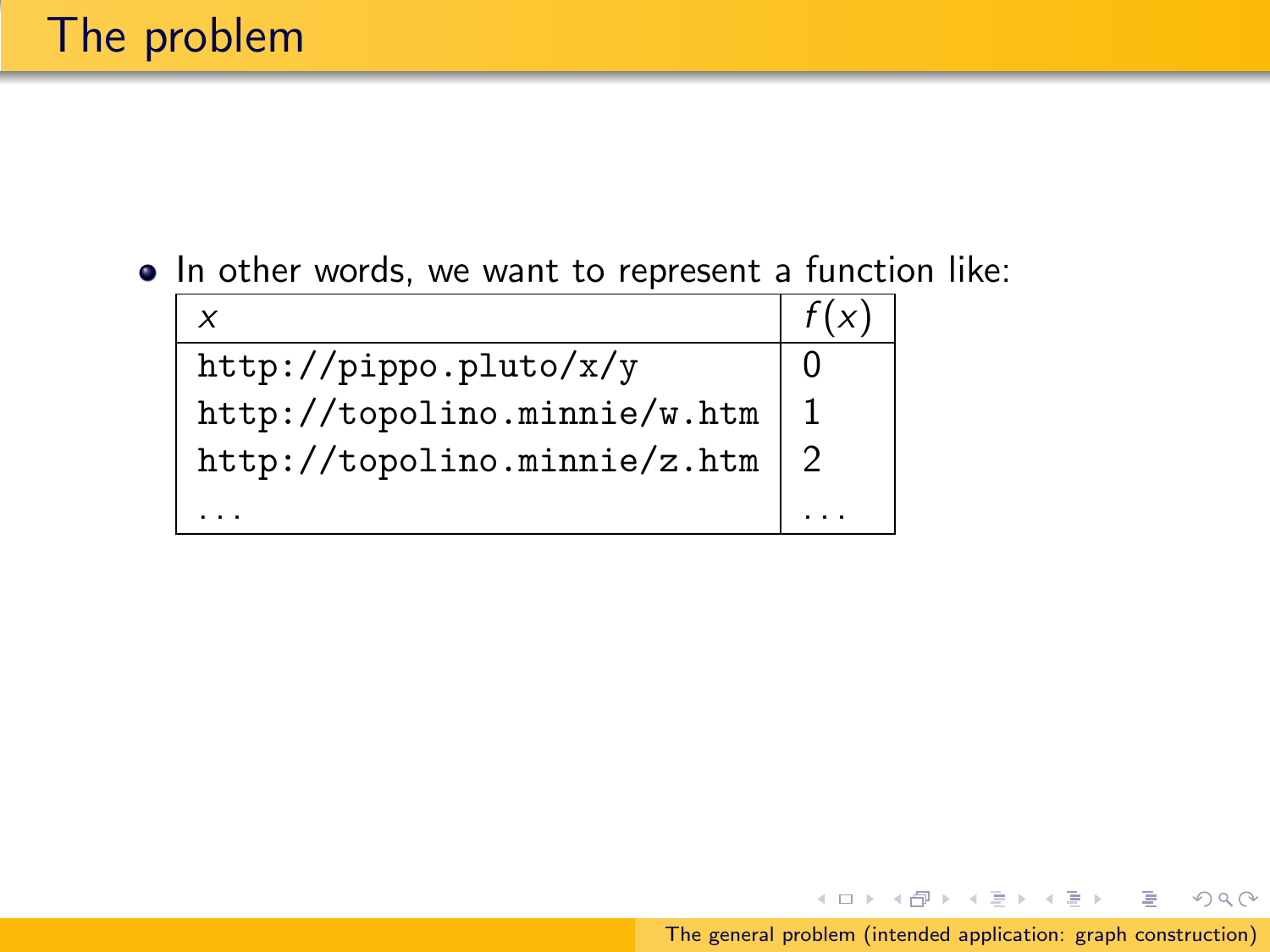# The problem

- In other words, we want to represent a function like:

| $x$ | $f(x)$ |
|---|---|
| `http://pippo.pluto/x/y` | 0 |
| `http://topolino.minnie/w.htm` | 1 |
| `http://topolino.minnie/z.htm` | 2 |
| ... | ... |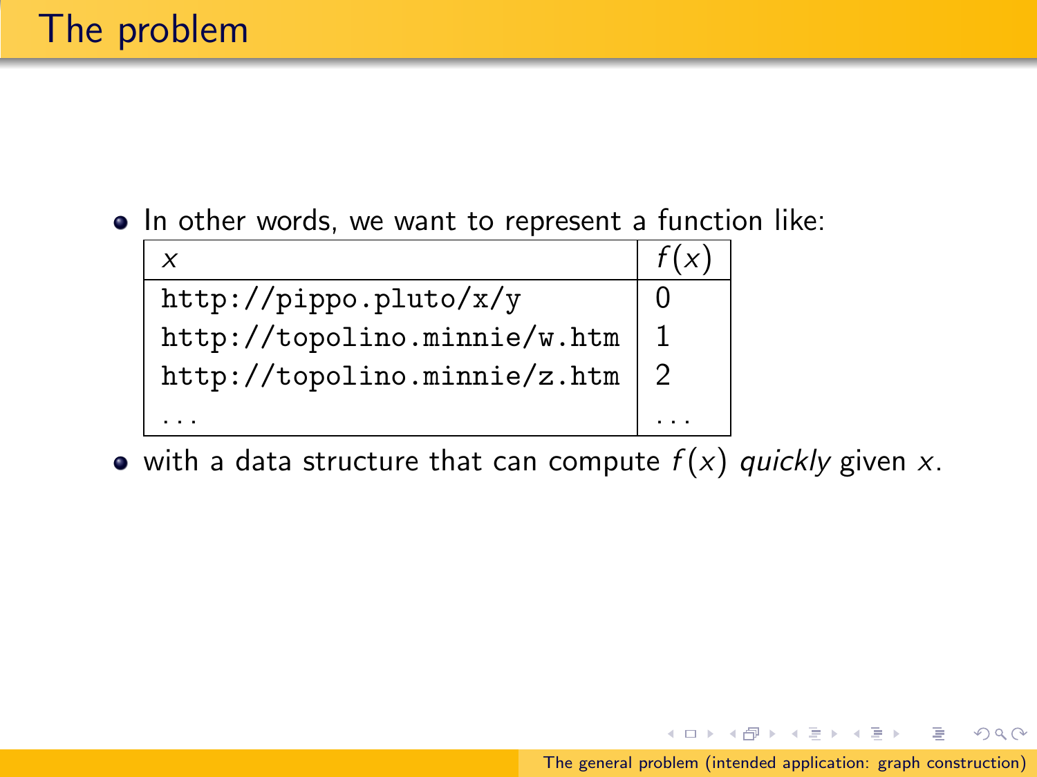# The problem

- In other words, we want to represent a function like:

| $x$ | $f(x)$ |
|---|---|
| `http://pippo.pluto/x/y` | 0 |
| `http://topolino.minnie/w.htm` | 1 |
| `http://topolino.minnie/z.htm` | 2 |
| ... | ... |

- with a data structure that can compute $f(x)$ *quickly* given $x$.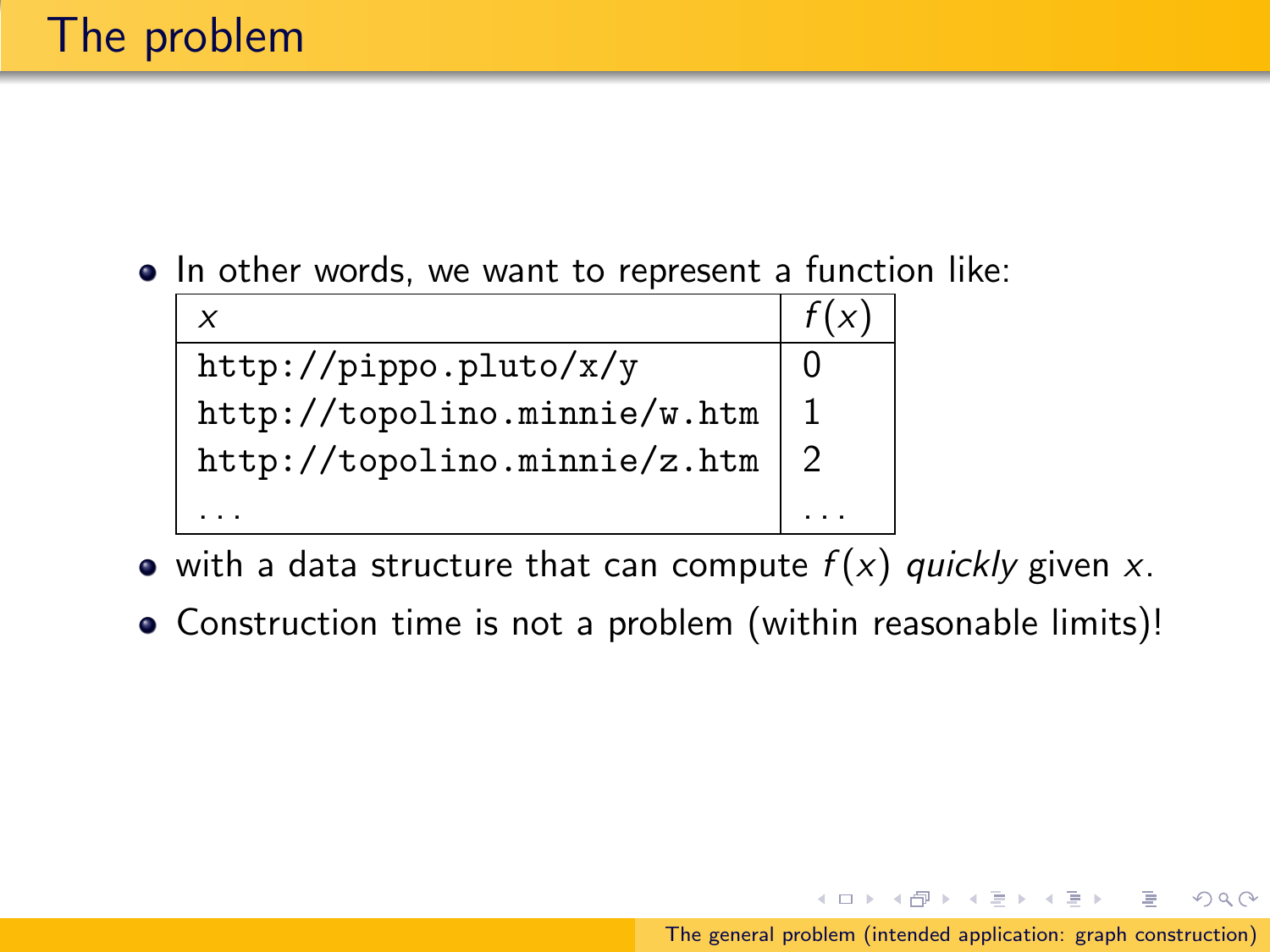# The problem

- In other words, we want to represent a function like:

| $x$ | $f(x)$ |
|---|---|
| `http://pippo.pluto/x/y` | 0 |
| `http://topolino.minnie/w.htm` | 1 |
| `http://topolino.minnie/z.htm` | 2 |
| ... | ... |

- with a data structure that can compute $f(x)$ *quickly* given $x$.
- Construction time is not a problem (within reasonable limits)!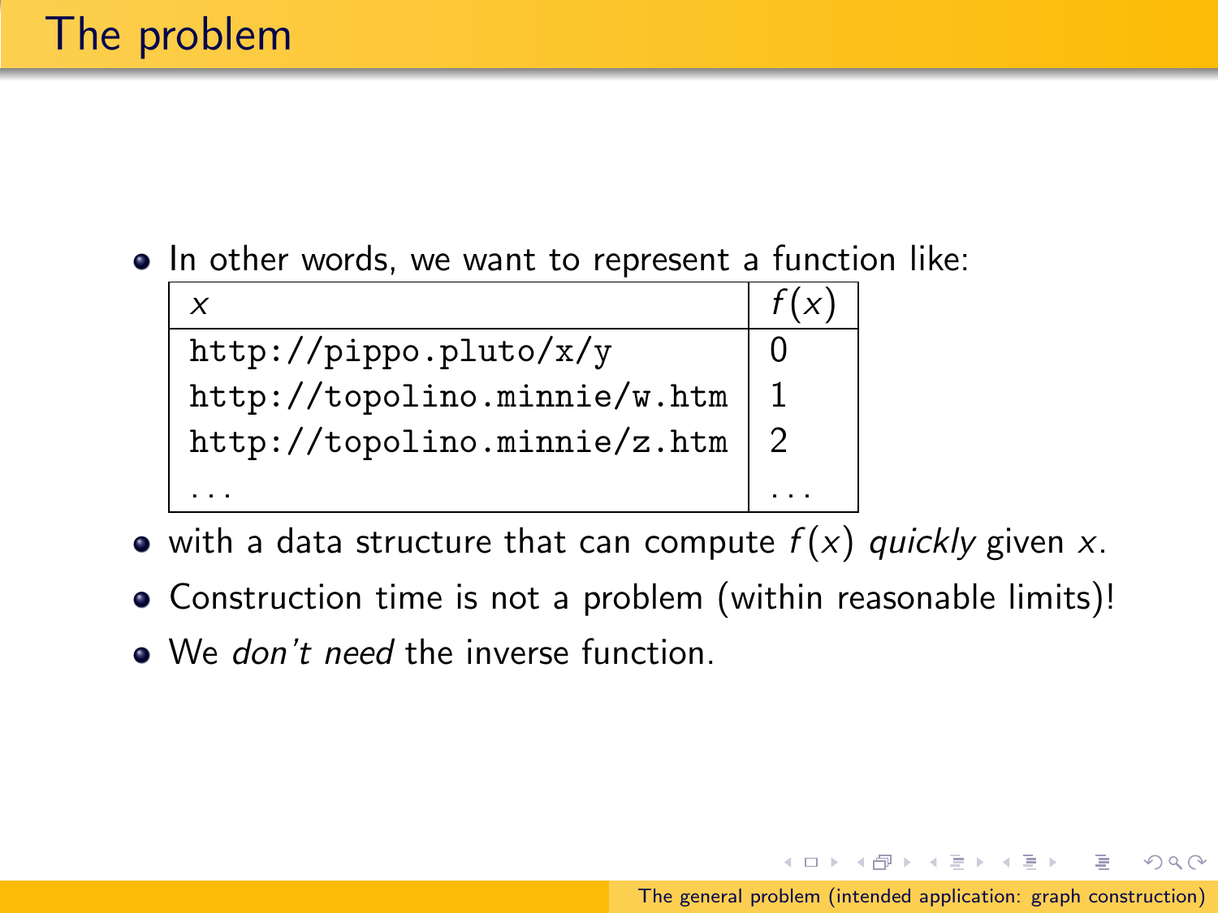# The problem

- In other words, we want to represent a function like:

| $x$ | $f(x)$ |
|---|---|
| `http://pippo.pluto/x/y` | 0 |
| `http://topolino.minnie/w.htm` | 1 |
| `http://topolino.minnie/z.htm` | 2 |
| ... | ... |

- with a data structure that can compute $f(x)$ *quickly* given $x$.
- Construction time is not a problem (within reasonable limits)!
- We *don't need* the inverse function.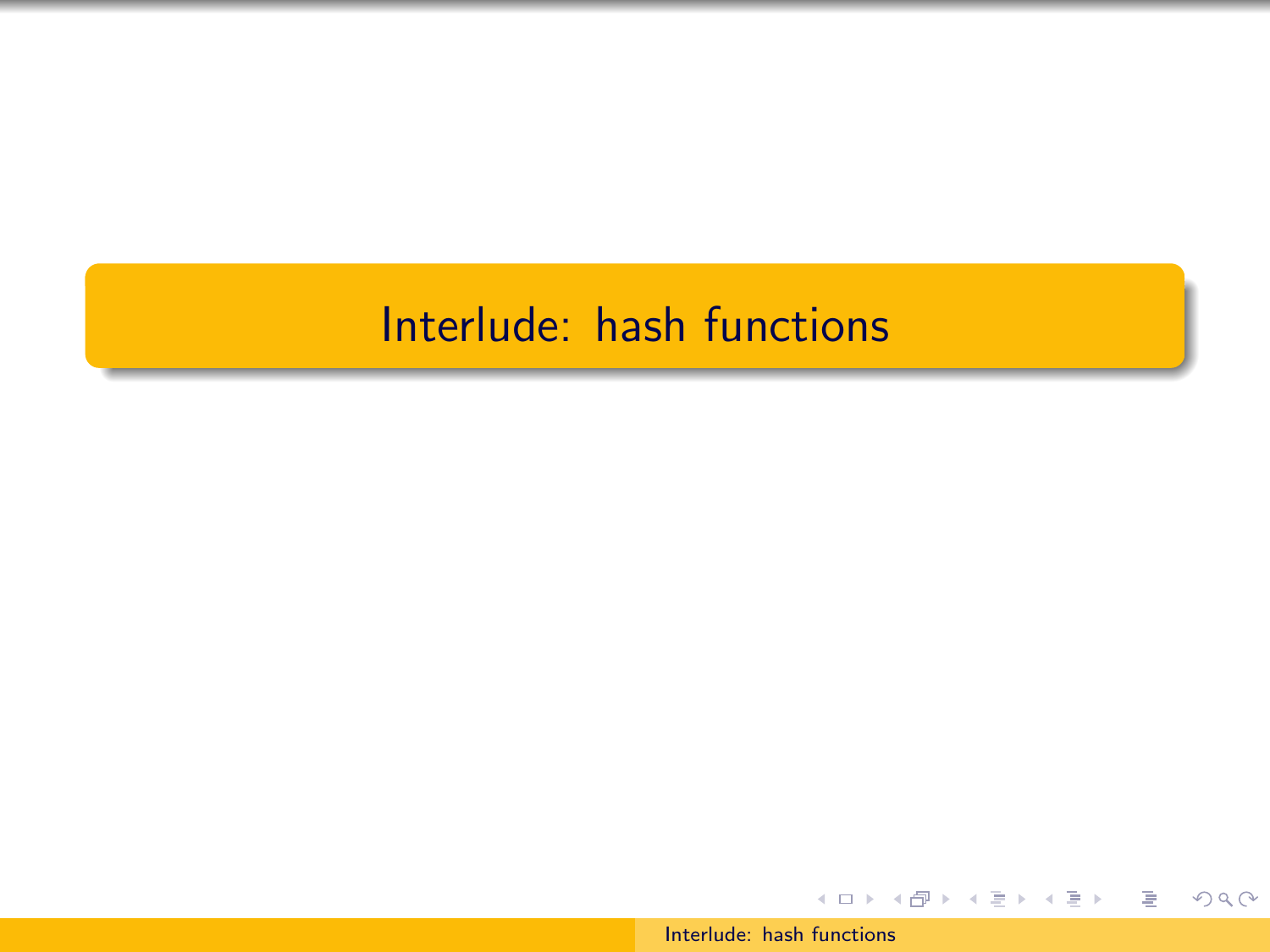# Interlude: hash functions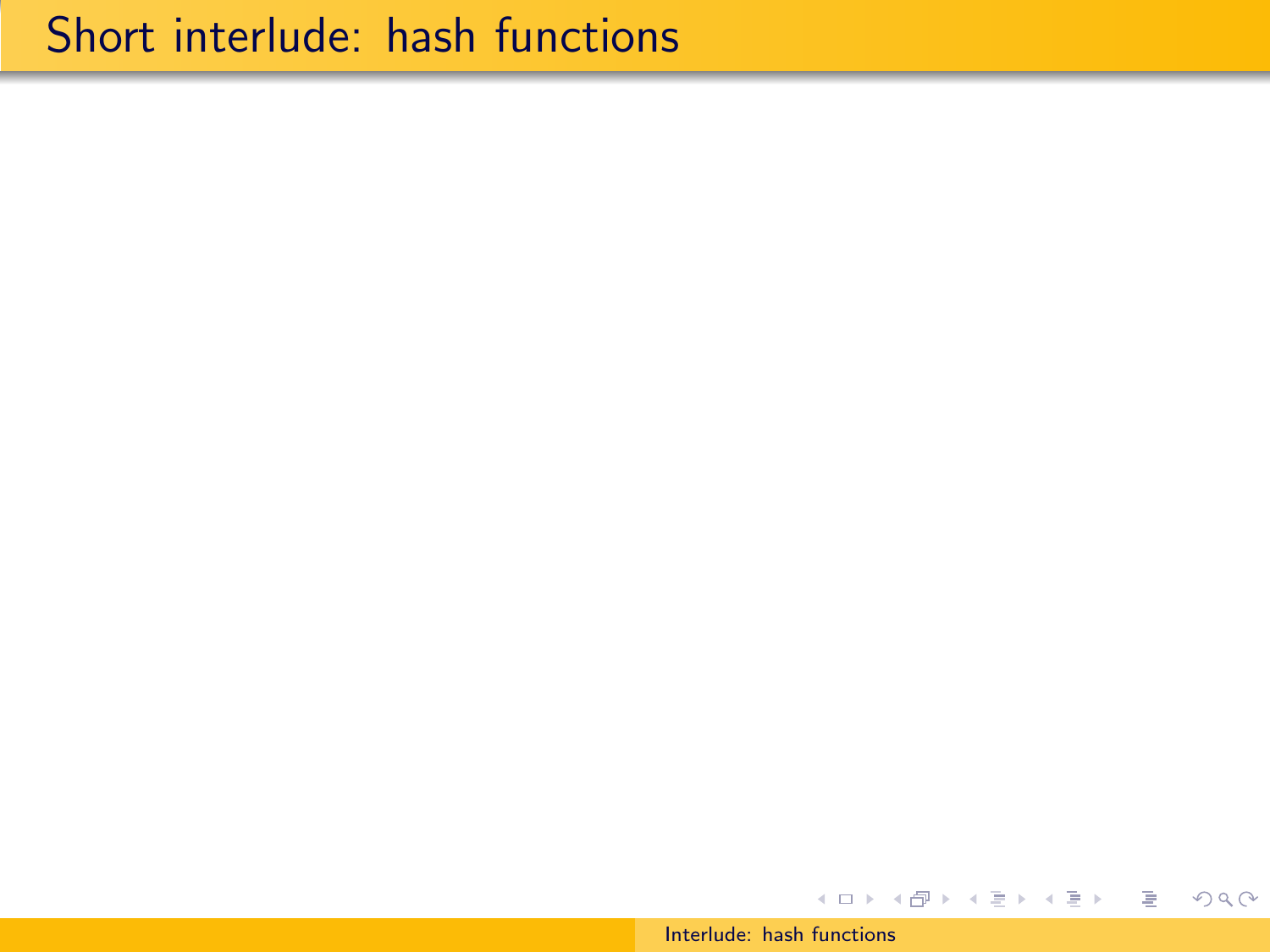# Short interlude: hash functions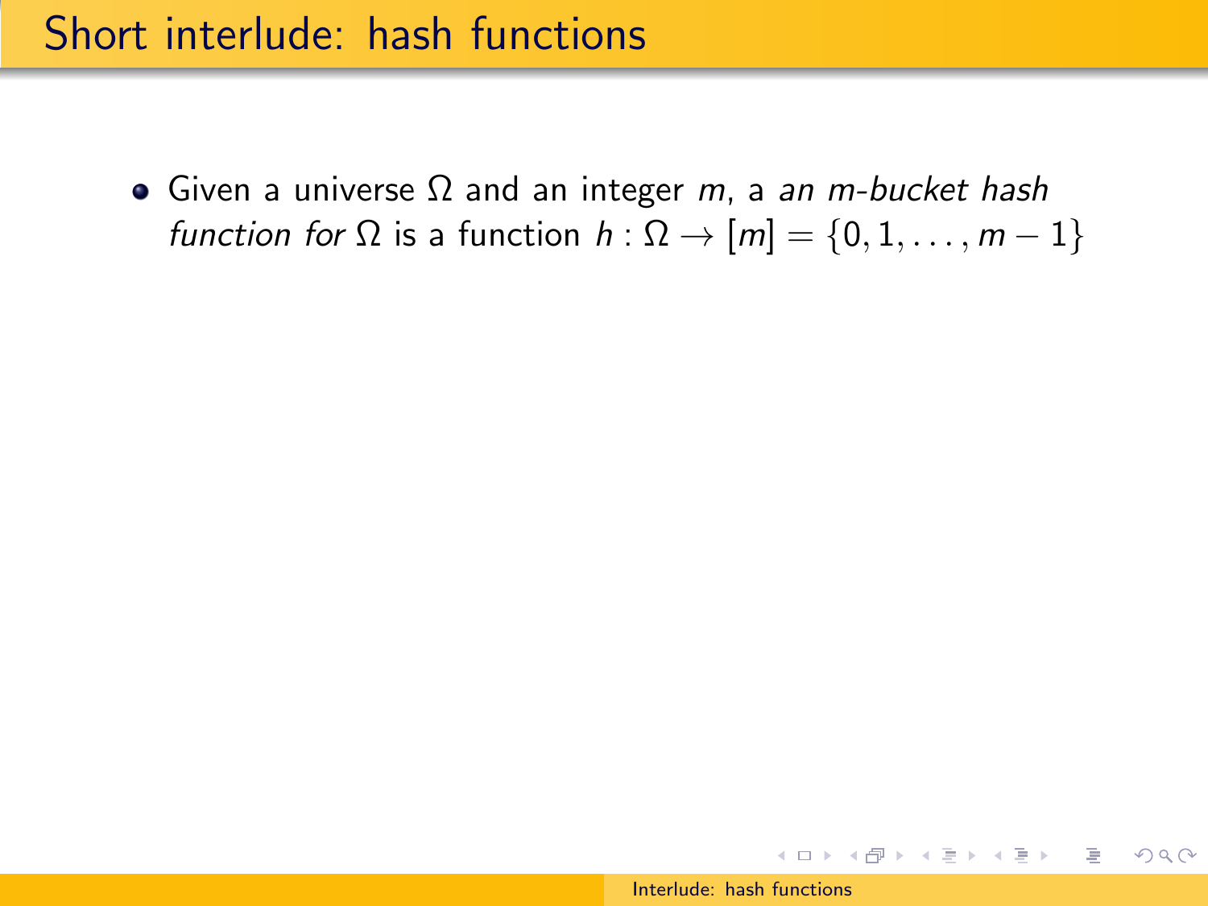# Short interlude: hash functions

- Given a universe $\Omega$ and an integer $m$, a *an $m$-bucket hash function for* $\Omega$ is a function $h : \Omega \to [m] = \{0, 1, \ldots, m-1\}$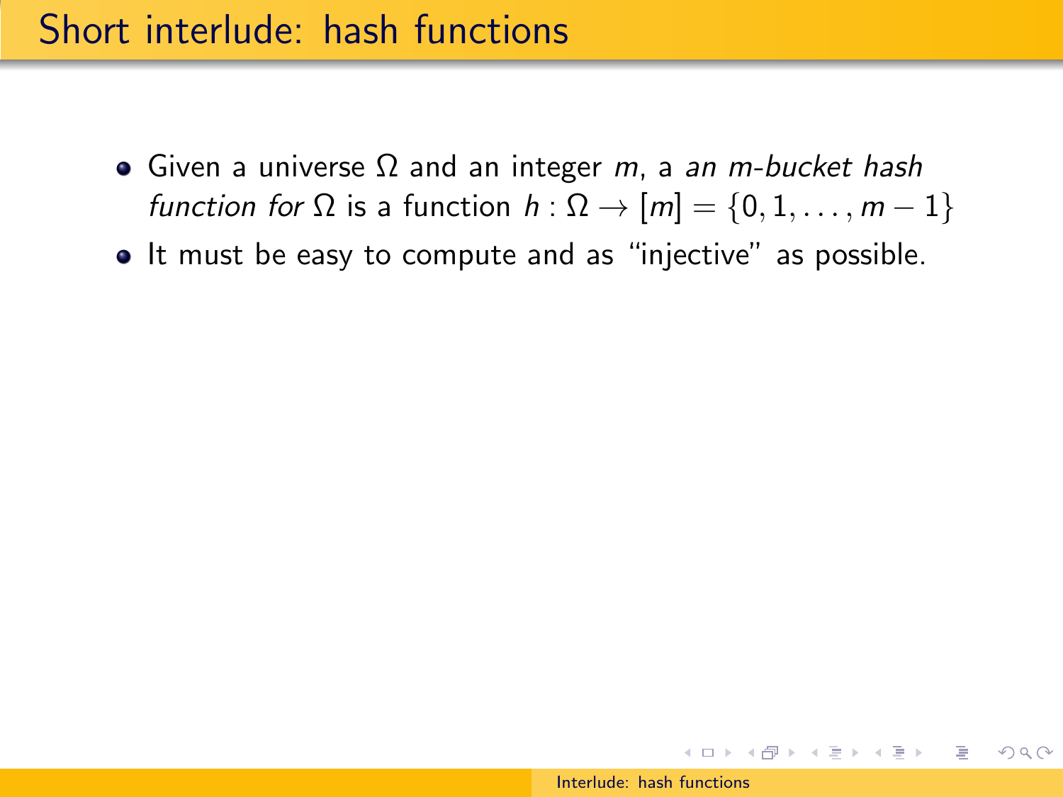# Short interlude: hash functions

- Given a universe $\Omega$ and an integer $m$, a *an $m$-bucket hash function for* $\Omega$ is a function $h : \Omega \to [m] = \{0, 1, \ldots, m-1\}$
- It must be easy to compute and as "injective" as possible.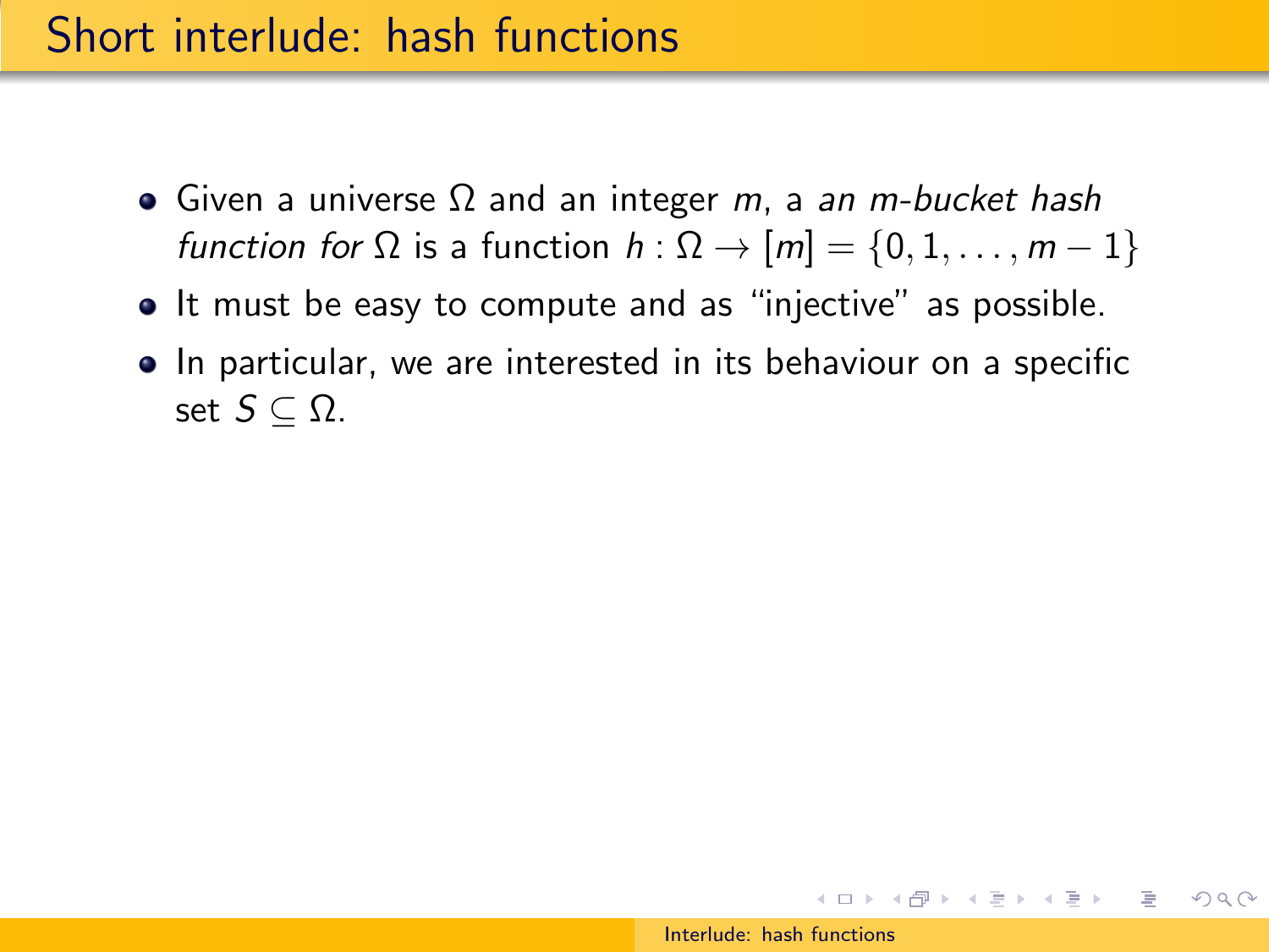# Short interlude: hash functions

- Given a universe $\Omega$ and an integer $m$, a *an m-bucket hash function for* $\Omega$ is a function $h : \Omega \to [m] = \{0, 1, \ldots, m-1\}$
- It must be easy to compute and as "injective" as possible.
- In particular, we are interested in its behaviour on a specific set $S \subseteq \Omega$.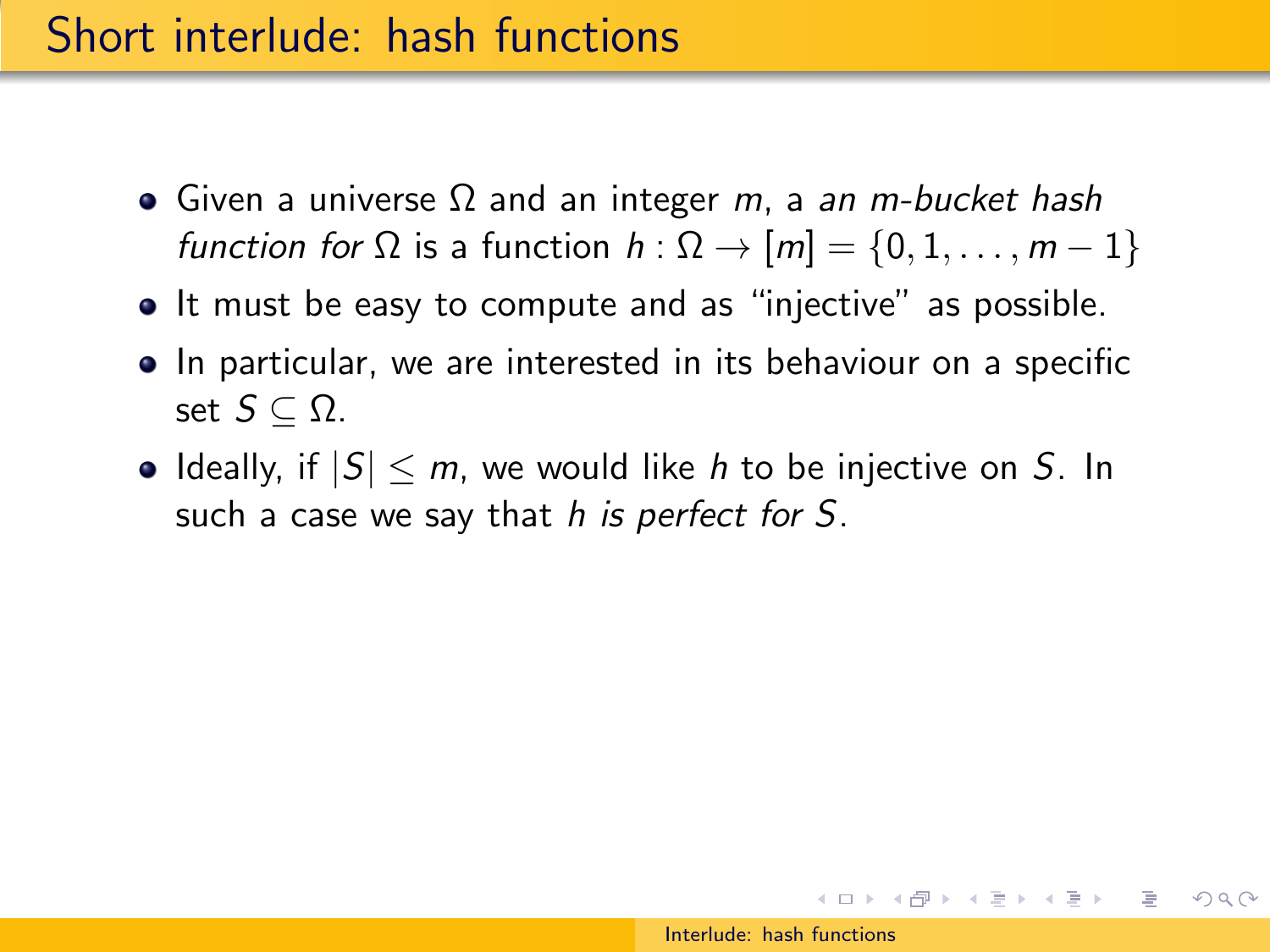# Short interlude: hash functions

- Given a universe $\Omega$ and an integer $m$, a *an m-bucket hash function for* $\Omega$ is a function $h : \Omega \to [m] = \{0, 1, \ldots, m-1\}$
- It must be easy to compute and as "injective" as possible.
- In particular, we are interested in its behaviour on a specific set $S \subseteq \Omega$.
- Ideally, if $|S| \leq m$, we would like $h$ to be injective on $S$. In such a case we say that *h is perfect for S*.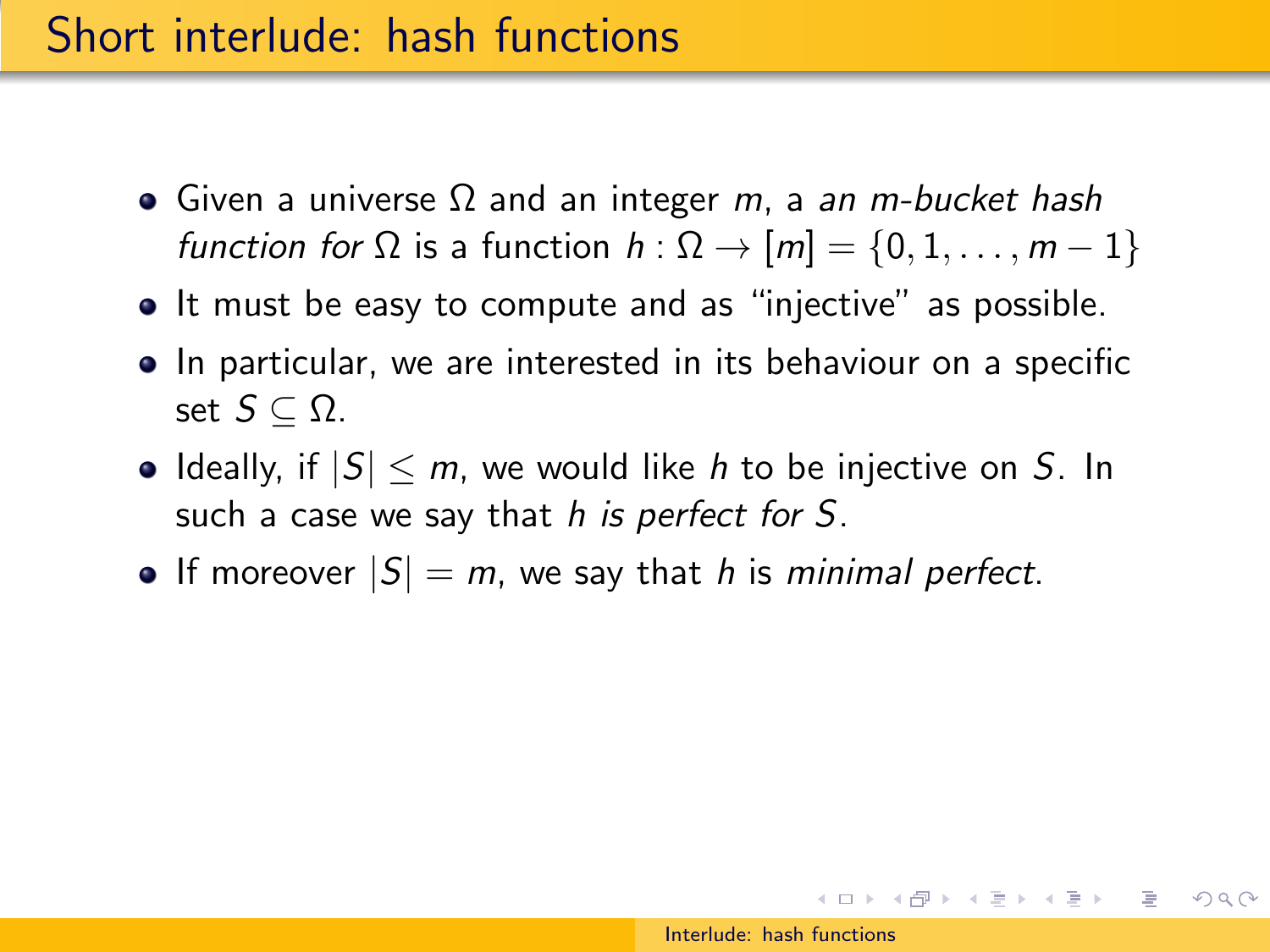# Short interlude: hash functions

- Given a universe $\Omega$ and an integer $m$, a *an m-bucket hash function for* $\Omega$ is a function $h : \Omega \to [m] = \{0, 1, \dots, m-1\}$
- It must be easy to compute and as "injective" as possible.
- In particular, we are interested in its behaviour on a specific set $S \subseteq \Omega$.
- Ideally, if $|S| \leq m$, we would like $h$ to be injective on $S$. In such a case we say that *$h$ is perfect for $S$*.
- If moreover $|S| = m$, we say that $h$ is *minimal perfect*.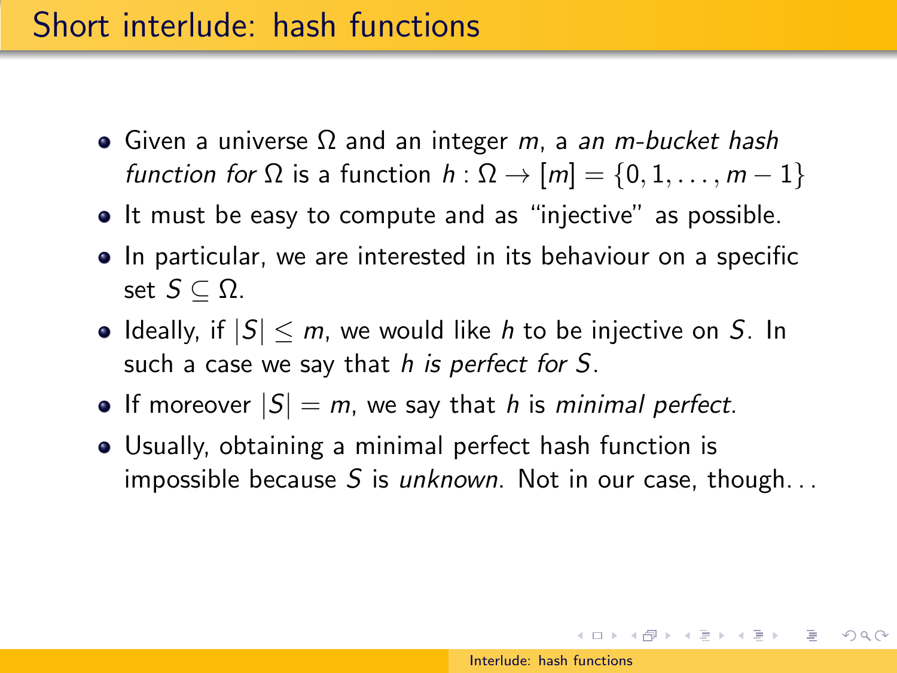# Short interlude: hash functions

- Given a universe $\Omega$ and an integer $m$, a *an m-bucket hash function for* $\Omega$ is a function $h : \Omega \to [m] = \{0, 1, \ldots, m-1\}$
- It must be easy to compute and as "injective" as possible.
- In particular, we are interested in its behaviour on a specific set $S \subseteq \Omega$.
- Ideally, if $|S| \leq m$, we would like $h$ to be injective on $S$. In such a case we say that *$h$ is perfect for $S$*.
- If moreover $|S| = m$, we say that $h$ is *minimal perfect*.
- Usually, obtaining a minimal perfect hash function is impossible because $S$ is *unknown*. Not in our case, though...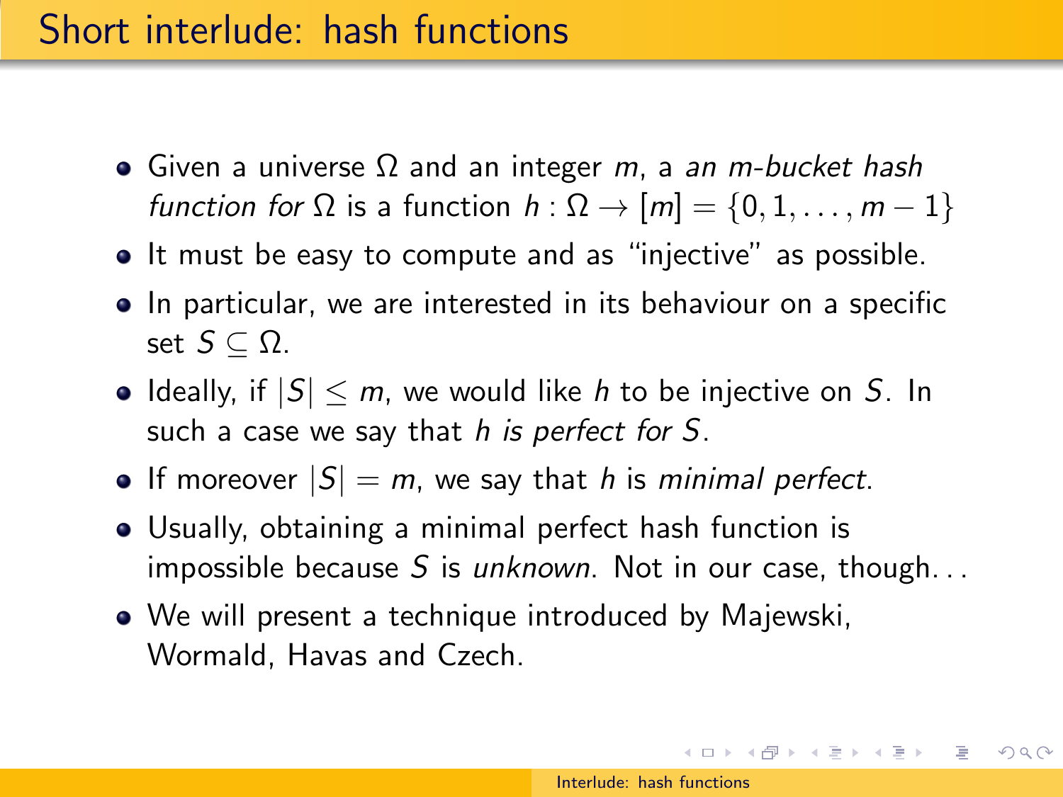# Short interlude: hash functions

- Given a universe $\Omega$ and an integer $m$, a *an m-bucket hash function for* $\Omega$ is a function $h : \Omega \to [m] = \{0, 1, \ldots, m-1\}$
- It must be easy to compute and as "injective" as possible.
- In particular, we are interested in its behaviour on a specific set $S \subseteq \Omega$.
- Ideally, if $|S| \leq m$, we would like $h$ to be injective on $S$. In such a case we say that *$h$ is perfect for $S$*.
- If moreover $|S| = m$, we say that $h$ is *minimal perfect*.
- Usually, obtaining a minimal perfect hash function is impossible because $S$ is *unknown*. Not in our case, though...
- We will present a technique introduced by Majewski, Wormald, Havas and Czech.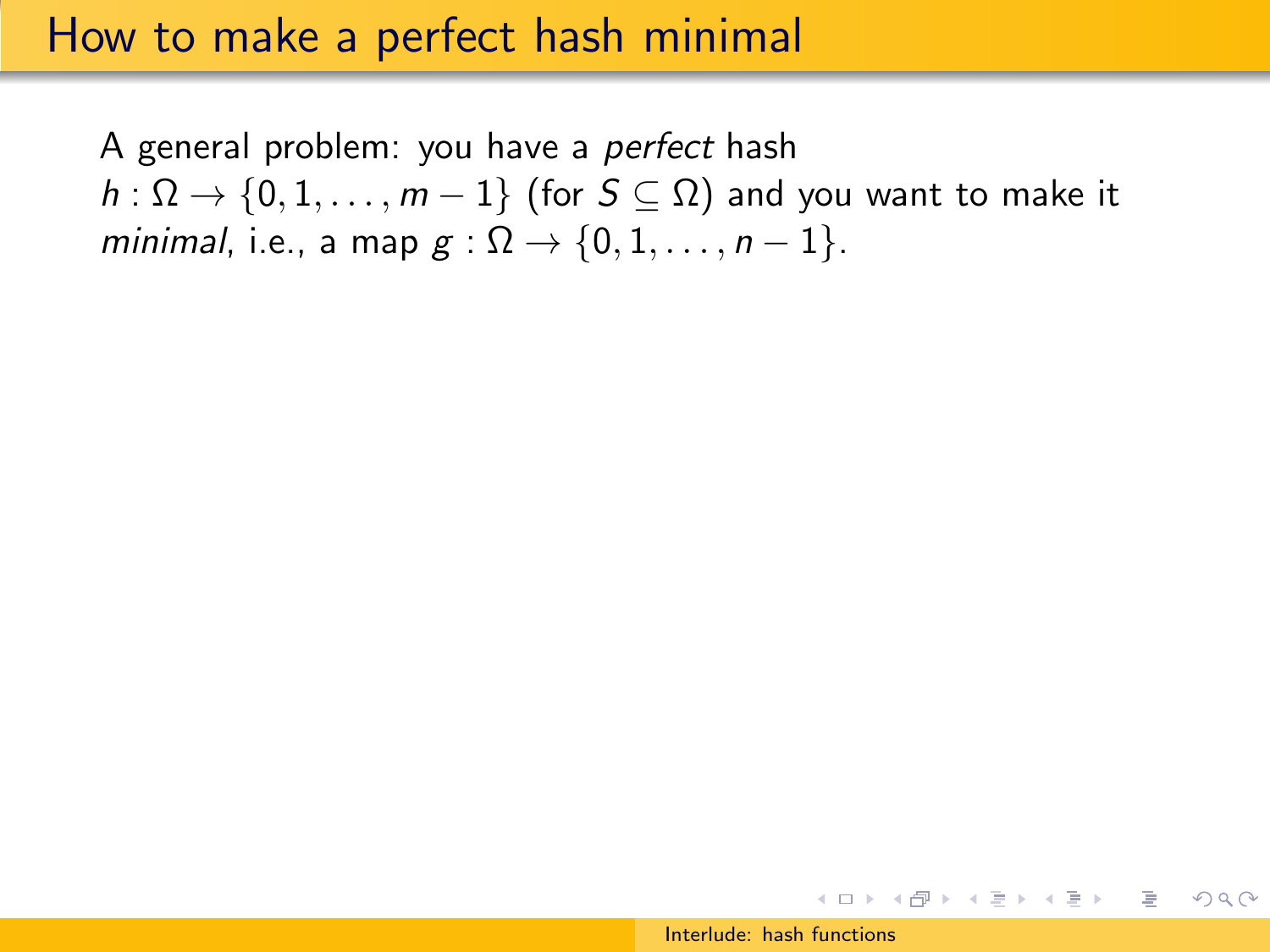# How to make a perfect hash minimal

A general problem: you have a *perfect* hash $h : \Omega \to \{0, 1, \ldots, m-1\}$ (for $S \subseteq \Omega$) and you want to make it *minimal*, i.e., a map $g : \Omega \to \{0, 1, \ldots, n-1\}$.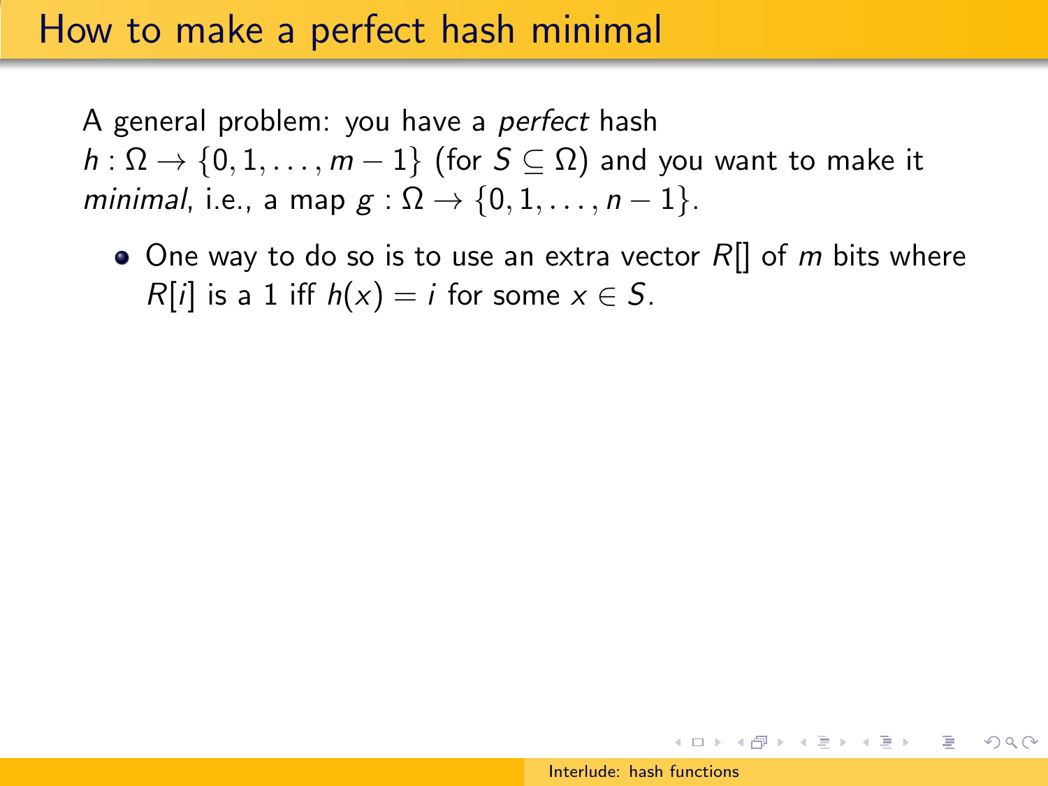# How to make a perfect hash minimal

A general problem: you have a *perfect* hash $h : \Omega \to \{0, 1, \ldots, m-1\}$ (for $S \subseteq \Omega$) and you want to make it *minimal*, i.e., a map $g : \Omega \to \{0, 1, \ldots, n-1\}$.

- One way to do so is to use an extra vector $R[]$ of $m$ bits where $R[i]$ is a 1 iff $h(x) = i$ for some $x \in S$.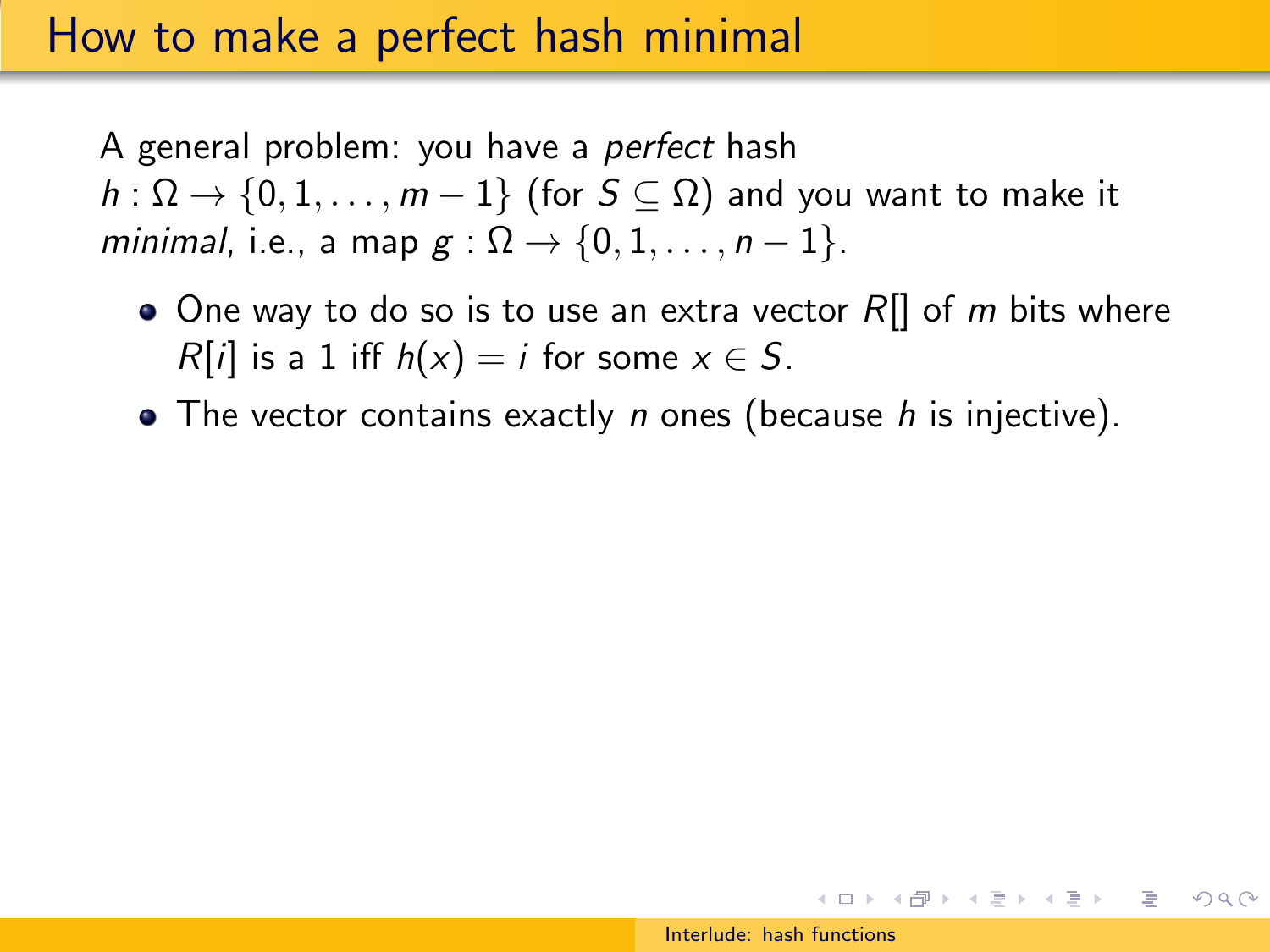# How to make a perfect hash minimal

A general problem: you have a *perfect* hash $h : \Omega \to \{0, 1, \ldots, m-1\}$ (for $S \subseteq \Omega$) and you want to make it *minimal*, i.e., a map $g : \Omega \to \{0, 1, \ldots, n-1\}$.

- One way to do so is to use an extra vector $R[]$ of $m$ bits where $R[i]$ is a 1 iff $h(x) = i$ for some $x \in S$.
- The vector contains exactly $n$ ones (because $h$ is injective).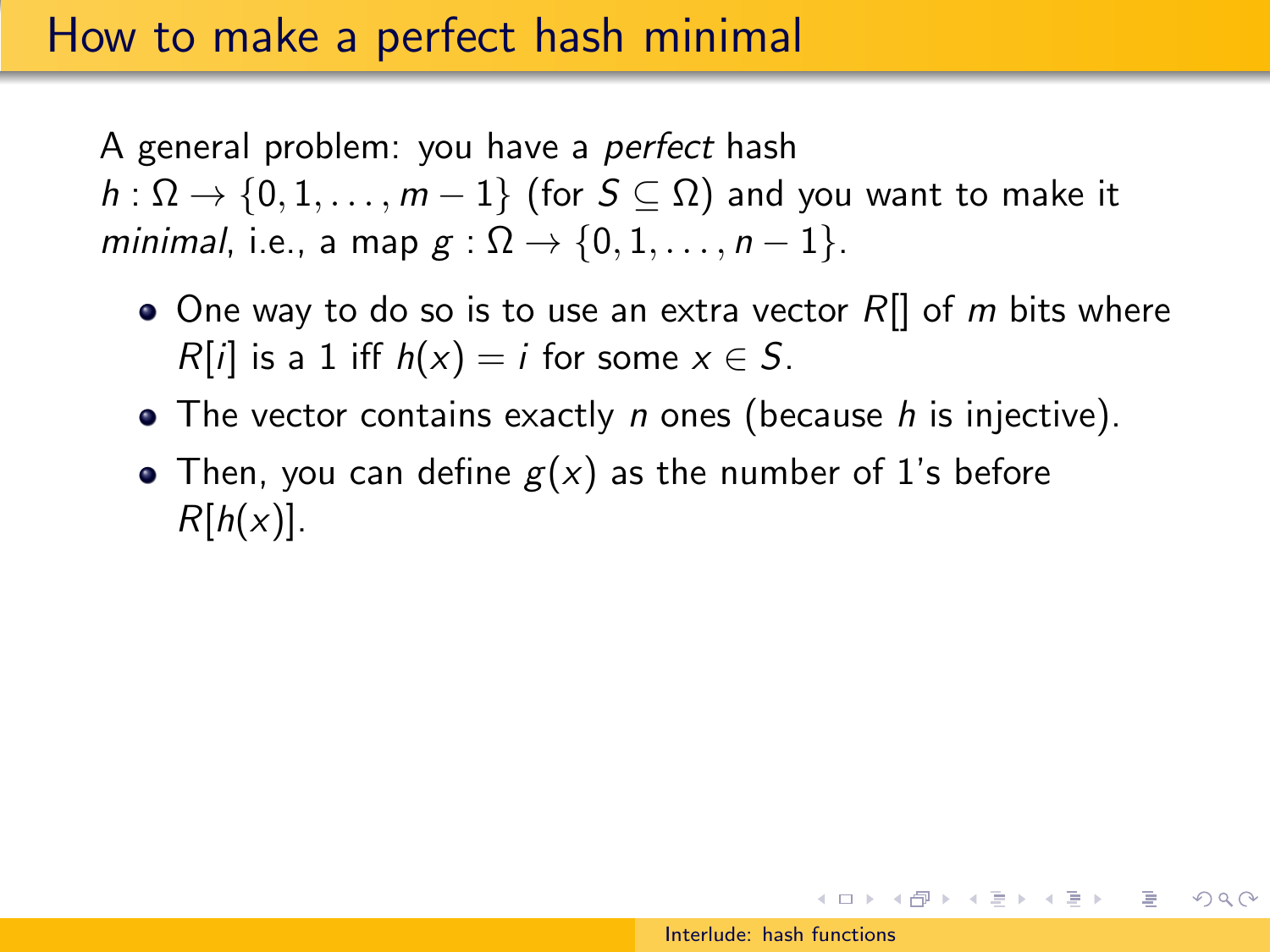# How to make a perfect hash minimal

A general problem: you have a *perfect* hash $h : \Omega \to \{0, 1, \ldots, m-1\}$ (for $S \subseteq \Omega$) and you want to make it *minimal*, i.e., a map $g : \Omega \to \{0, 1, \ldots, n-1\}$.

- One way to do so is to use an extra vector $R[]$ of $m$ bits where $R[i]$ is a 1 iff $h(x) = i$ for some $x \in S$.
- The vector contains exactly $n$ ones (because $h$ is injective).
- Then, you can define $g(x)$ as the number of 1's before $R[h(x)]$.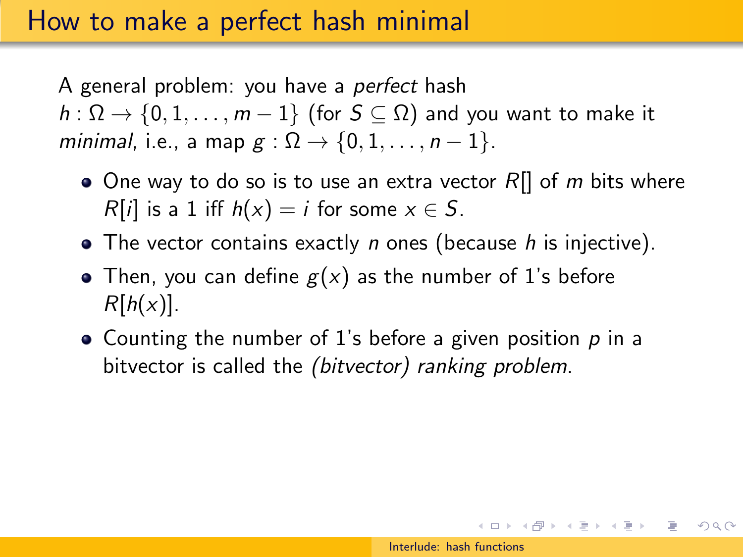# How to make a perfect hash minimal

A general problem: you have a *perfect* hash $h : \Omega \to \{0, 1, \ldots, m-1\}$ (for $S \subseteq \Omega$) and you want to make it *minimal*, i.e., a map $g : \Omega \to \{0, 1, \ldots, n-1\}$.

- One way to do so is to use an extra vector $R[]$ of $m$ bits where $R[i]$ is a 1 iff $h(x) = i$ for some $x \in S$.
- The vector contains exactly $n$ ones (because $h$ is injective).
- Then, you can define $g(x)$ as the number of 1's before $R[h(x)]$.
- Counting the number of 1's before a given position $p$ in a bitvector is called the *(bitvector) ranking problem*.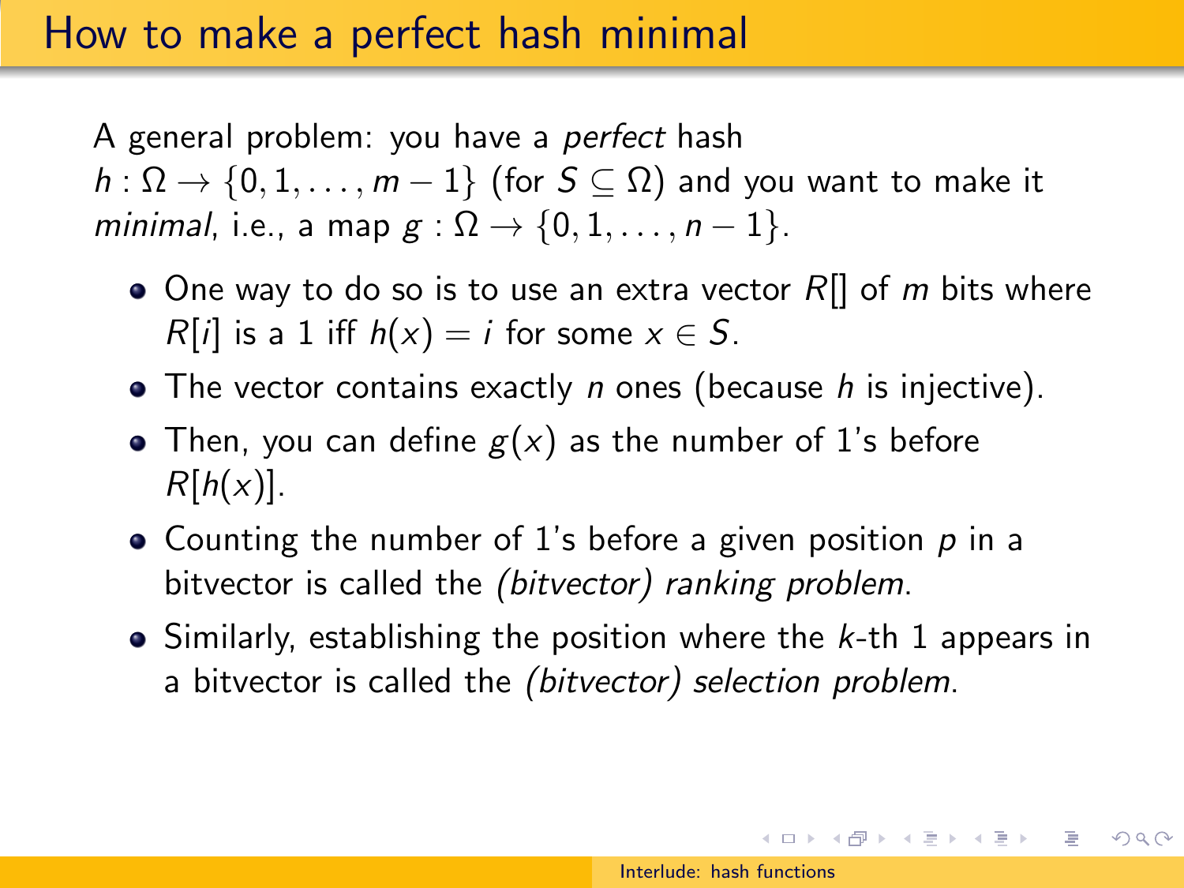# How to make a perfect hash minimal

A general problem: you have a *perfect* hash $h : \Omega \to \{0, 1, \ldots, m-1\}$ (for $S \subseteq \Omega$) and you want to make it *minimal*, i.e., a map $g : \Omega \to \{0, 1, \ldots, n-1\}$.

- One way to do so is to use an extra vector $R[]$ of $m$ bits where $R[i]$ is a 1 iff $h(x) = i$ for some $x \in S$.
- The vector contains exactly $n$ ones (because $h$ is injective).
- Then, you can define $g(x)$ as the number of 1's before $R[h(x)]$.
- Counting the number of 1's before a given position $p$ in a bitvector is called the *(bitvector) ranking problem*.
- Similarly, establishing the position where the $k$-th 1 appears in a bitvector is called the *(bitvector) selection problem*.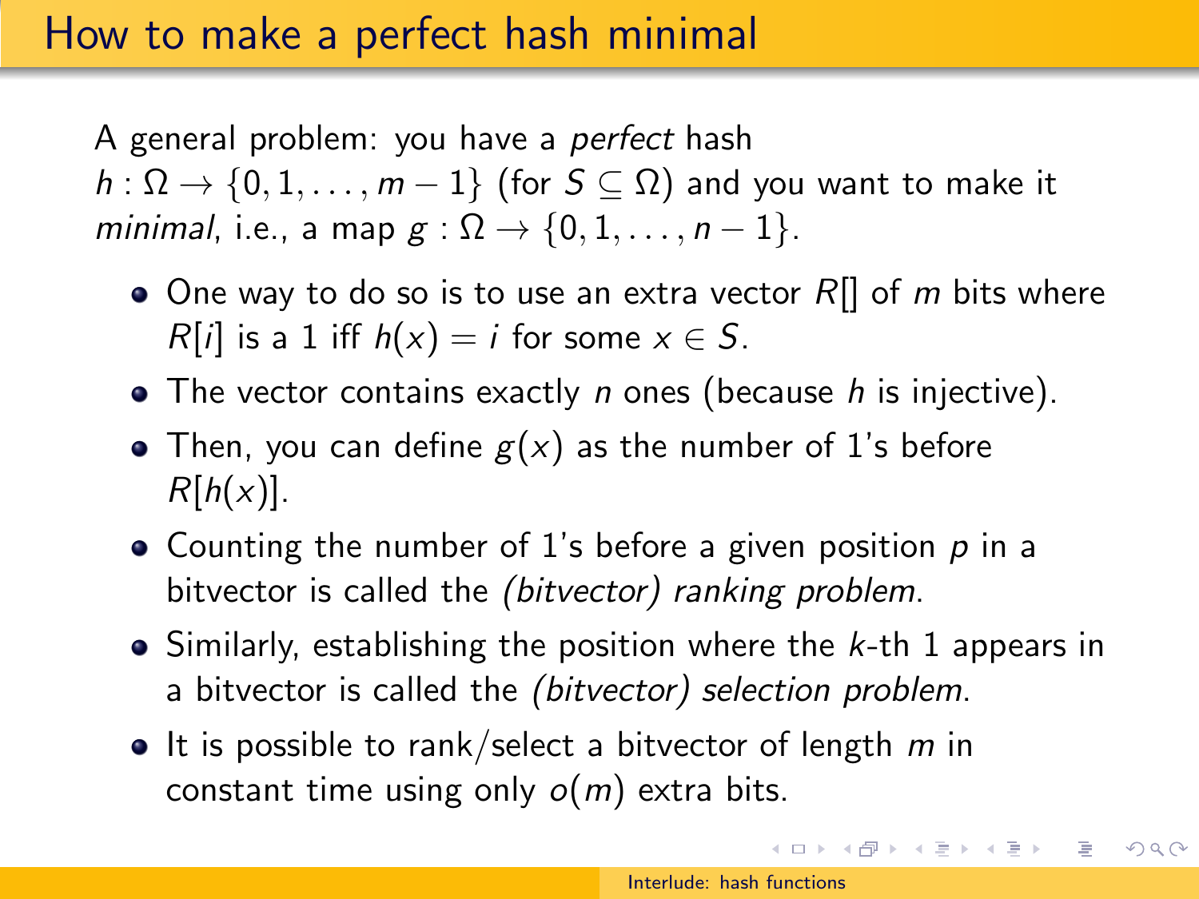# How to make a perfect hash minimal

A general problem: you have a *perfect* hash $h : \Omega \to \{0, 1, \ldots, m-1\}$ (for $S \subseteq \Omega$) and you want to make it *minimal*, i.e., a map $g : \Omega \to \{0, 1, \ldots, n-1\}$.

- One way to do so is to use an extra vector $R[]$ of $m$ bits where $R[i]$ is a 1 iff $h(x) = i$ for some $x \in S$.
- The vector contains exactly $n$ ones (because $h$ is injective).
- Then, you can define $g(x)$ as the number of 1's before $R[h(x)]$.
- Counting the number of 1's before a given position $p$ in a bitvector is called the *(bitvector) ranking problem*.
- Similarly, establishing the position where the $k$-th 1 appears in a bitvector is called the *(bitvector) selection problem*.
- It is possible to rank/select a bitvector of length $m$ in constant time using only $o(m)$ extra bits.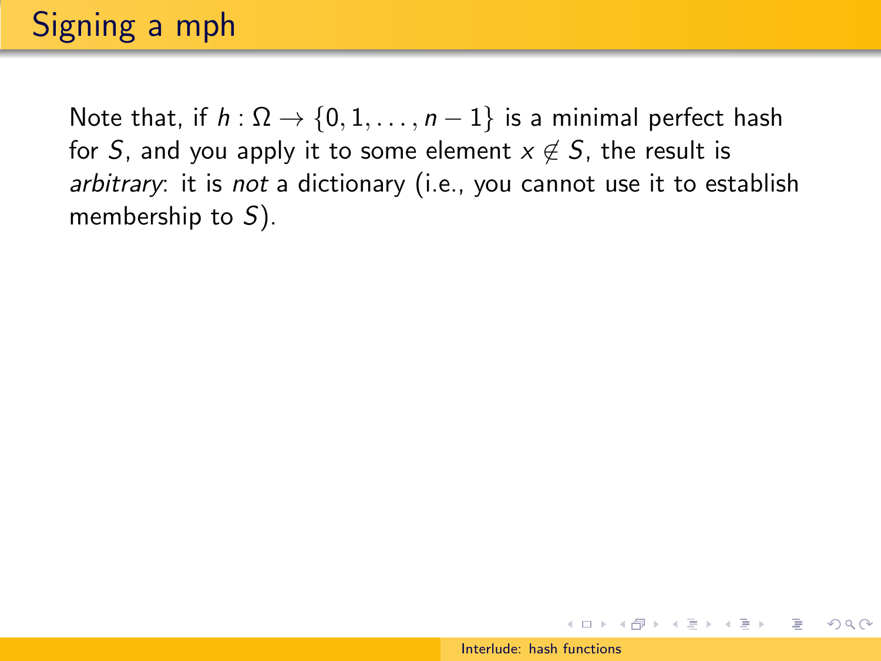# Signing a mph

Note that, if $h : \Omega \to \{0, 1, \ldots, n-1\}$ is a minimal perfect hash for $S$, and you apply it to some element $x \notin S$, the result is *arbitrary*: it is *not* a dictionary (i.e., you cannot use it to establish membership to $S$).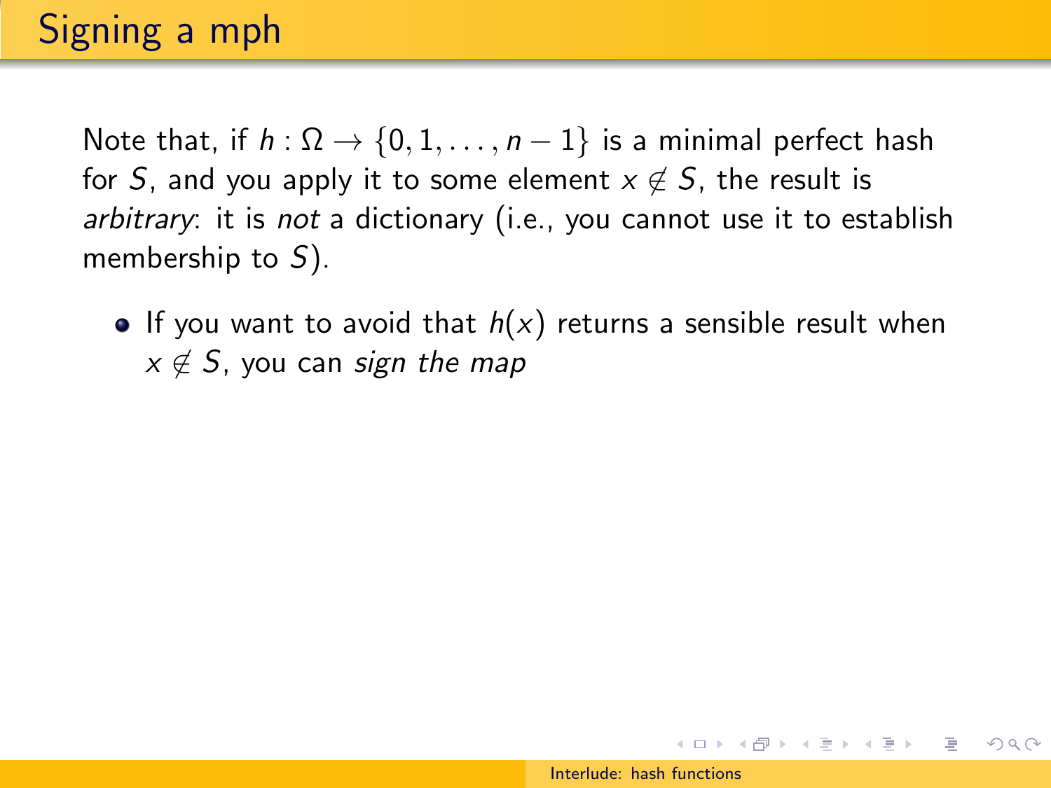# Signing a mph

Note that, if $h : \Omega \to \{0, 1, \dots, n-1\}$ is a minimal perfect hash for $S$, and you apply it to some element $x \notin S$, the result is *arbitrary*: it is *not* a dictionary (i.e., you cannot use it to establish membership to $S$).

- If you want to avoid that $h(x)$ returns a sensible result when $x \notin S$, you can *sign the map*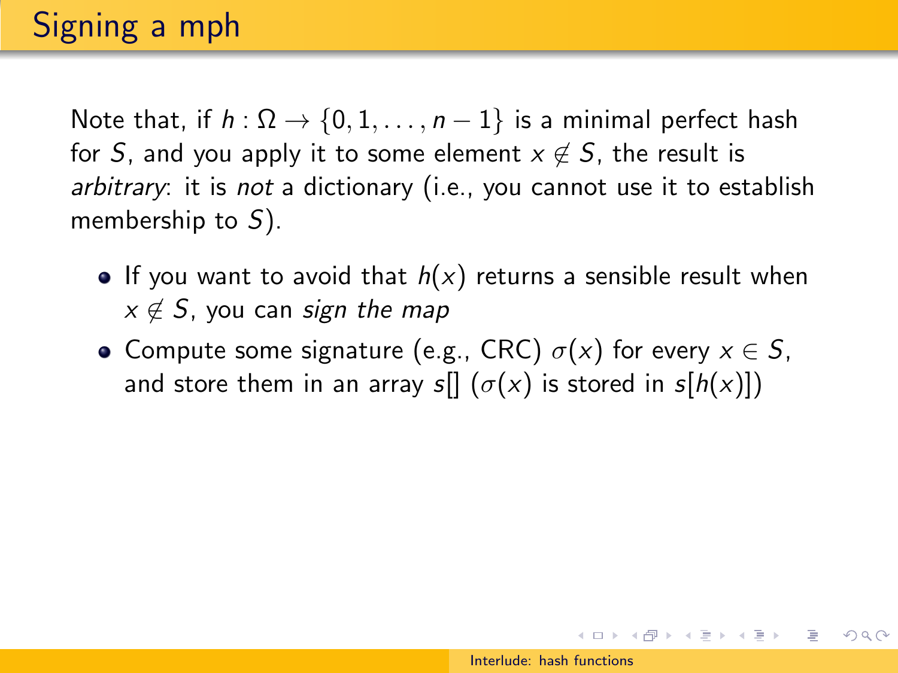# Signing a mph

Note that, if $h : \Omega \to \{0, 1, \ldots, n-1\}$ is a minimal perfect hash for $S$, and you apply it to some element $x \notin S$, the result is *arbitrary*: it is *not* a dictionary (i.e., you cannot use it to establish membership to $S$).

- If you want to avoid that $h(x)$ returns a sensible result when $x \notin S$, you can *sign the map*
- Compute some signature (e.g., CRC) $\sigma(x)$ for every $x \in S$, and store them in an array $s[]$ ($\sigma(x)$ is stored in $s[h(x)]$)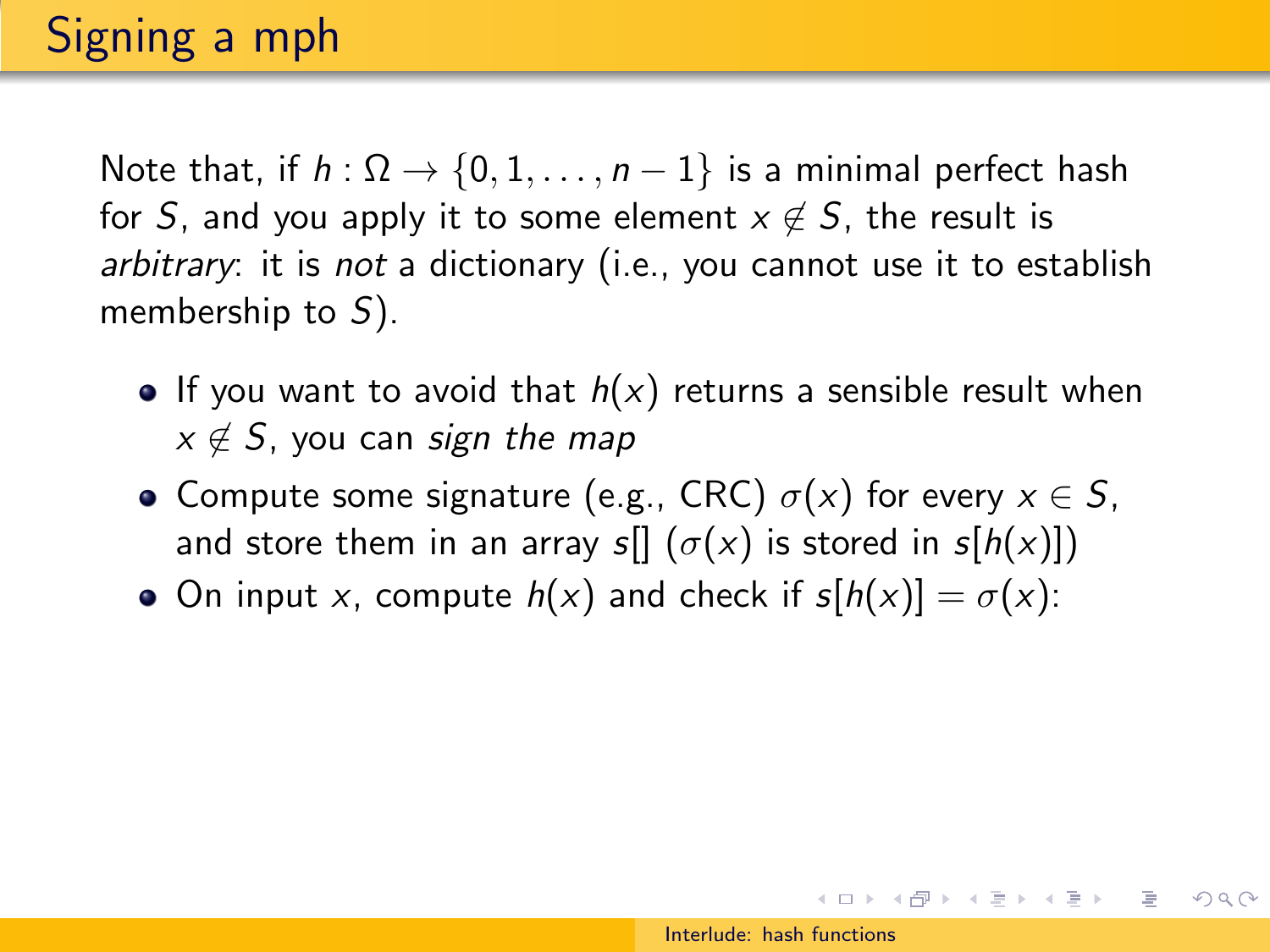# Signing a mph

Note that, if $h : \Omega \to \{0, 1, \ldots, n-1\}$ is a minimal perfect hash for $S$, and you apply it to some element $x \notin S$, the result is *arbitrary*: it is *not* a dictionary (i.e., you cannot use it to establish membership to $S$).

- If you want to avoid that $h(x)$ returns a sensible result when $x \notin S$, you can *sign the map*
- Compute some signature (e.g., CRC) $\sigma(x)$ for every $x \in S$, and store them in an array $s[]$ ($\sigma(x)$ is stored in $s[h(x)]$)
- On input $x$, compute $h(x)$ and check if $s[h(x)] = \sigma(x)$: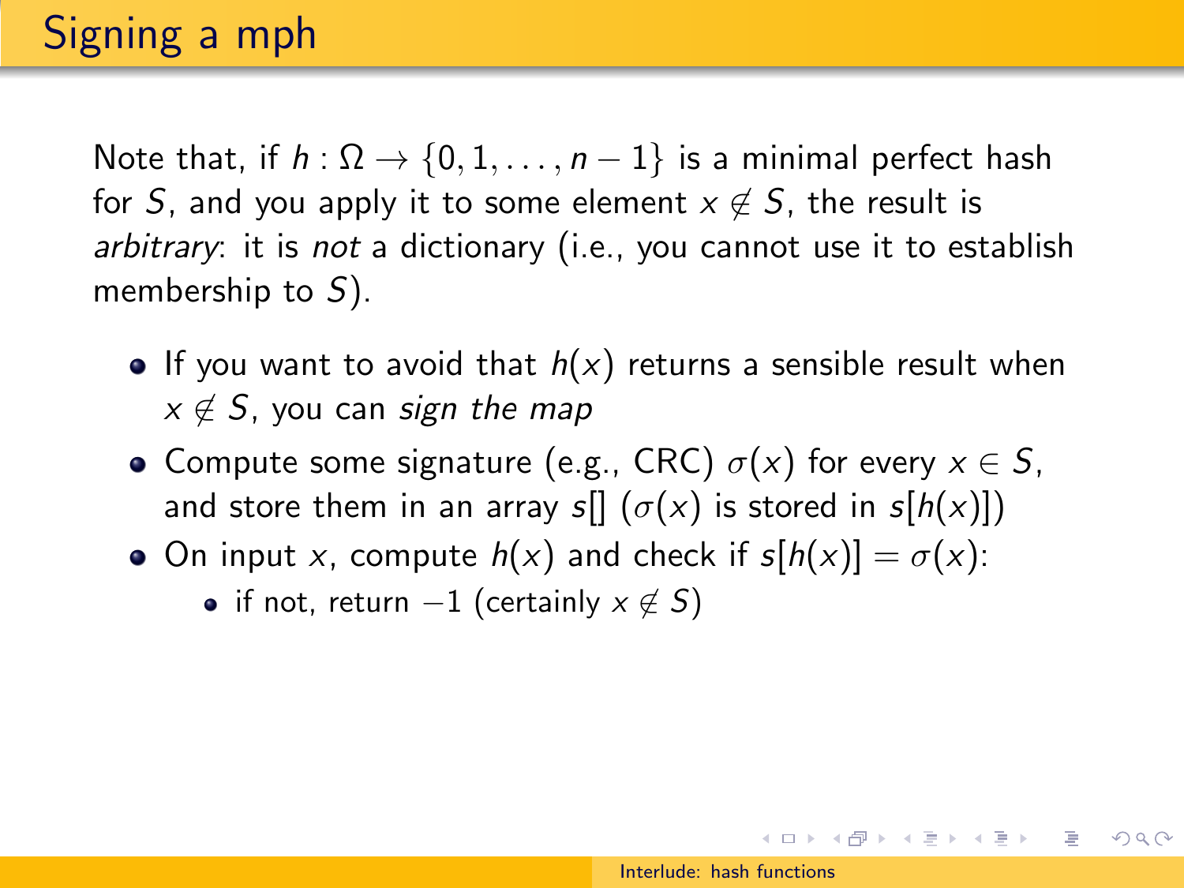# Signing a mph

Note that, if $h : \Omega \to \{0, 1, \ldots, n-1\}$ is a minimal perfect hash for $S$, and you apply it to some element $x \notin S$, the result is *arbitrary*: it is *not* a dictionary (i.e., you cannot use it to establish membership to $S$).

- If you want to avoid that $h(x)$ returns a sensible result when $x \notin S$, you can *sign the map*
- Compute some signature (e.g., CRC) $\sigma(x)$ for every $x \in S$, and store them in an array $s[]$ ($\sigma(x)$ is stored in $s[h(x)]$)
- On input $x$, compute $h(x)$ and check if $s[h(x)] = \sigma(x)$:
  - if not, return $-1$ (certainly $x \notin S$)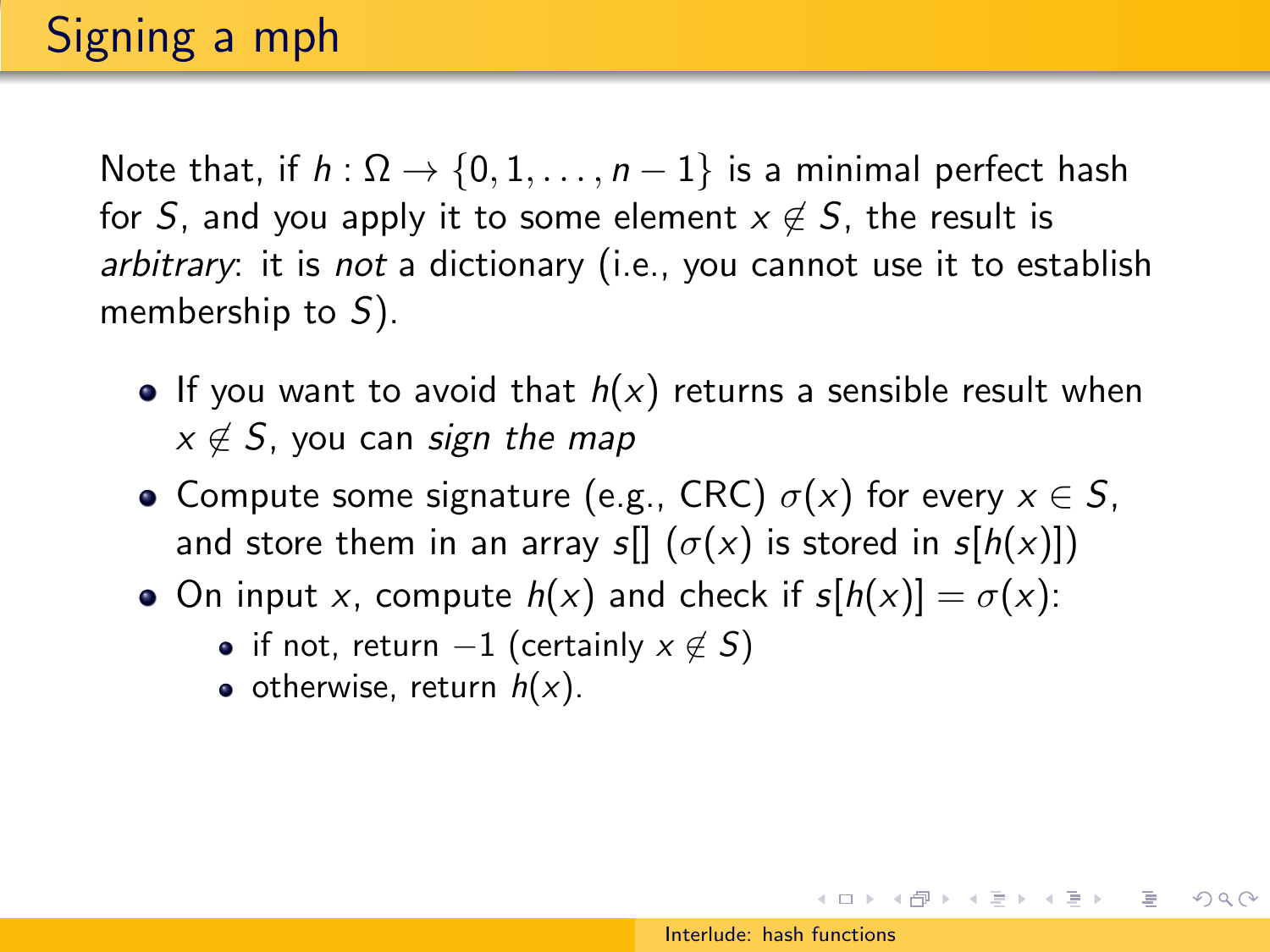# Signing a mph

Note that, if $h : \Omega \to \{0, 1, \ldots, n-1\}$ is a minimal perfect hash for $S$, and you apply it to some element $x \notin S$, the result is *arbitrary*: it is *not* a dictionary (i.e., you cannot use it to establish membership to $S$).

- If you want to avoid that $h(x)$ returns a sensible result when $x \notin S$, you can *sign the map*
- Compute some signature (e.g., CRC) $\sigma(x)$ for every $x \in S$, and store them in an array $s[]$ ($\sigma(x)$ is stored in $s[h(x)]$)
- On input $x$, compute $h(x)$ and check if $s[h(x)] = \sigma(x)$:
  - if not, return $-1$ (certainly $x \notin S$)
  - otherwise, return $h(x)$.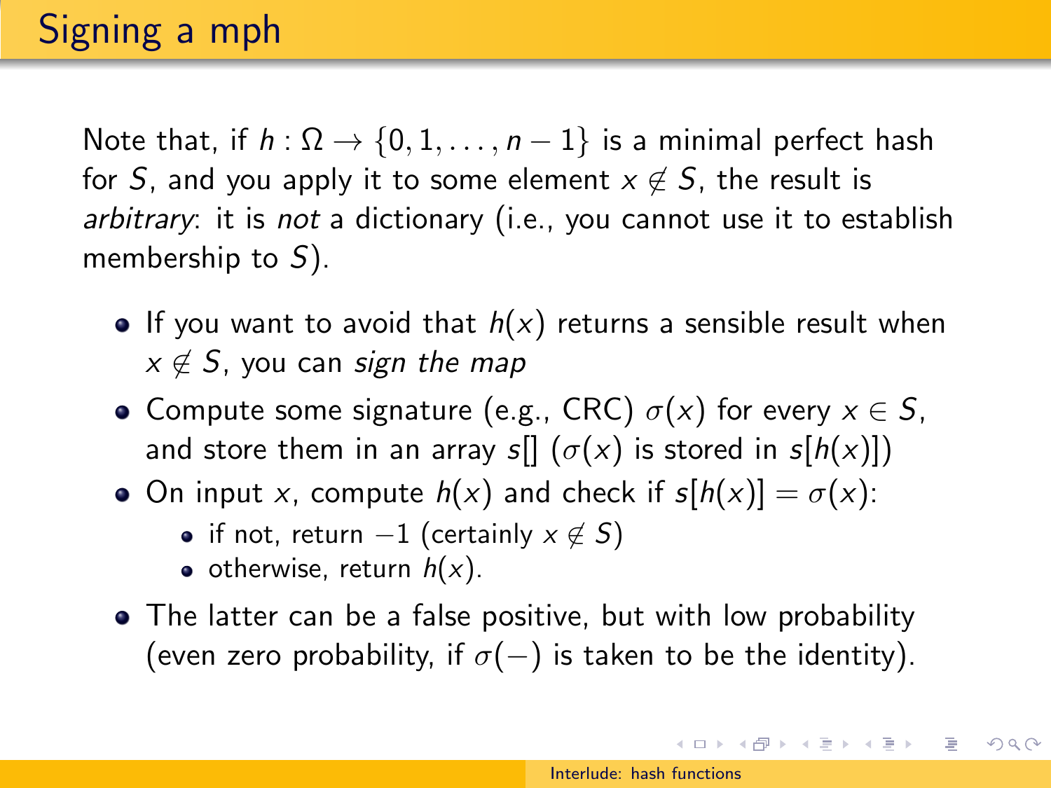# Signing a mph

Note that, if $h : \Omega \to \{0, 1, \ldots, n-1\}$ is a minimal perfect hash for $S$, and you apply it to some element $x \notin S$, the result is *arbitrary*: it is *not* a dictionary (i.e., you cannot use it to establish membership to $S$).

- If you want to avoid that $h(x)$ returns a sensible result when $x \notin S$, you can *sign the map*
- Compute some signature (e.g., CRC) $\sigma(x)$ for every $x \in S$, and store them in an array $s[]$ ($\sigma(x)$ is stored in $s[h(x)]$)
- On input $x$, compute $h(x)$ and check if $s[h(x)] = \sigma(x)$:
  - if not, return $-1$ (certainly $x \notin S$)
  - otherwise, return $h(x)$.
- The latter can be a false positive, but with low probability (even zero probability, if $\sigma(-)$ is taken to be the identity).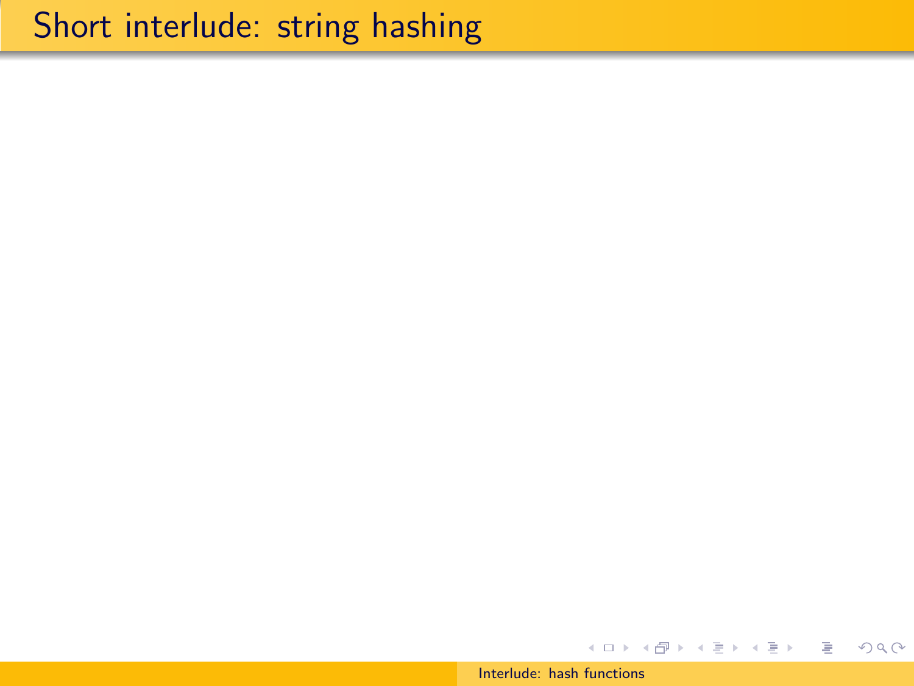# Short interlude: string hashing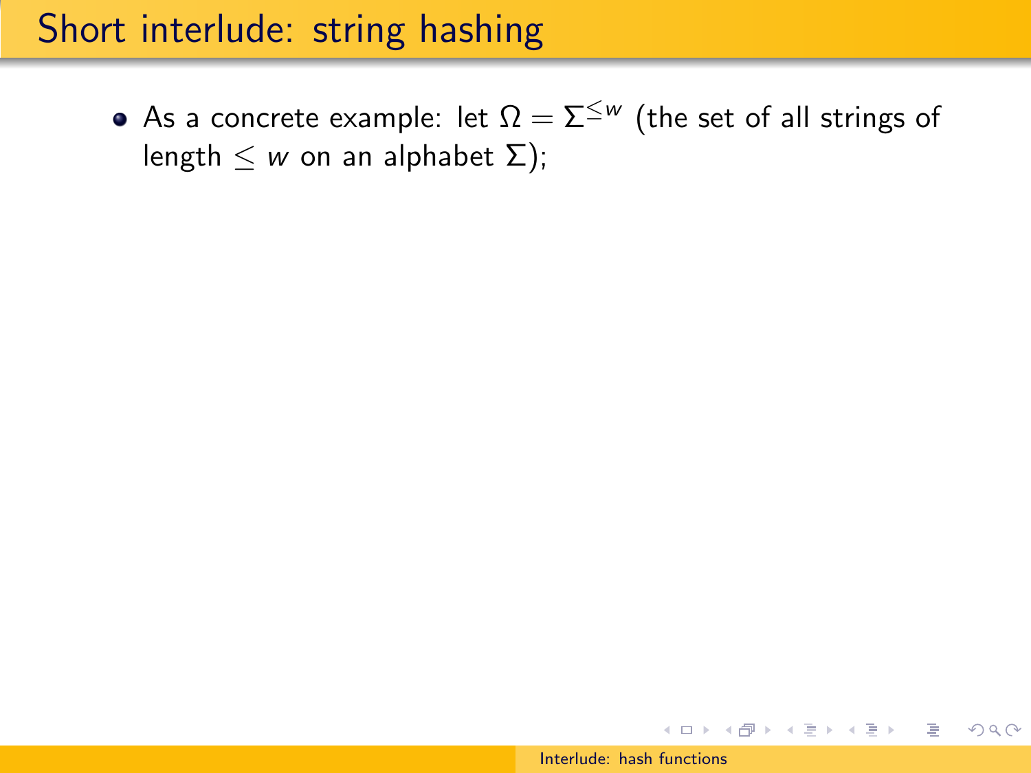# Short interlude: string hashing

- As a concrete example: let $\Omega = \Sigma^{\leq w}$ (the set of all strings of length $\leq w$ on an alphabet $\Sigma$);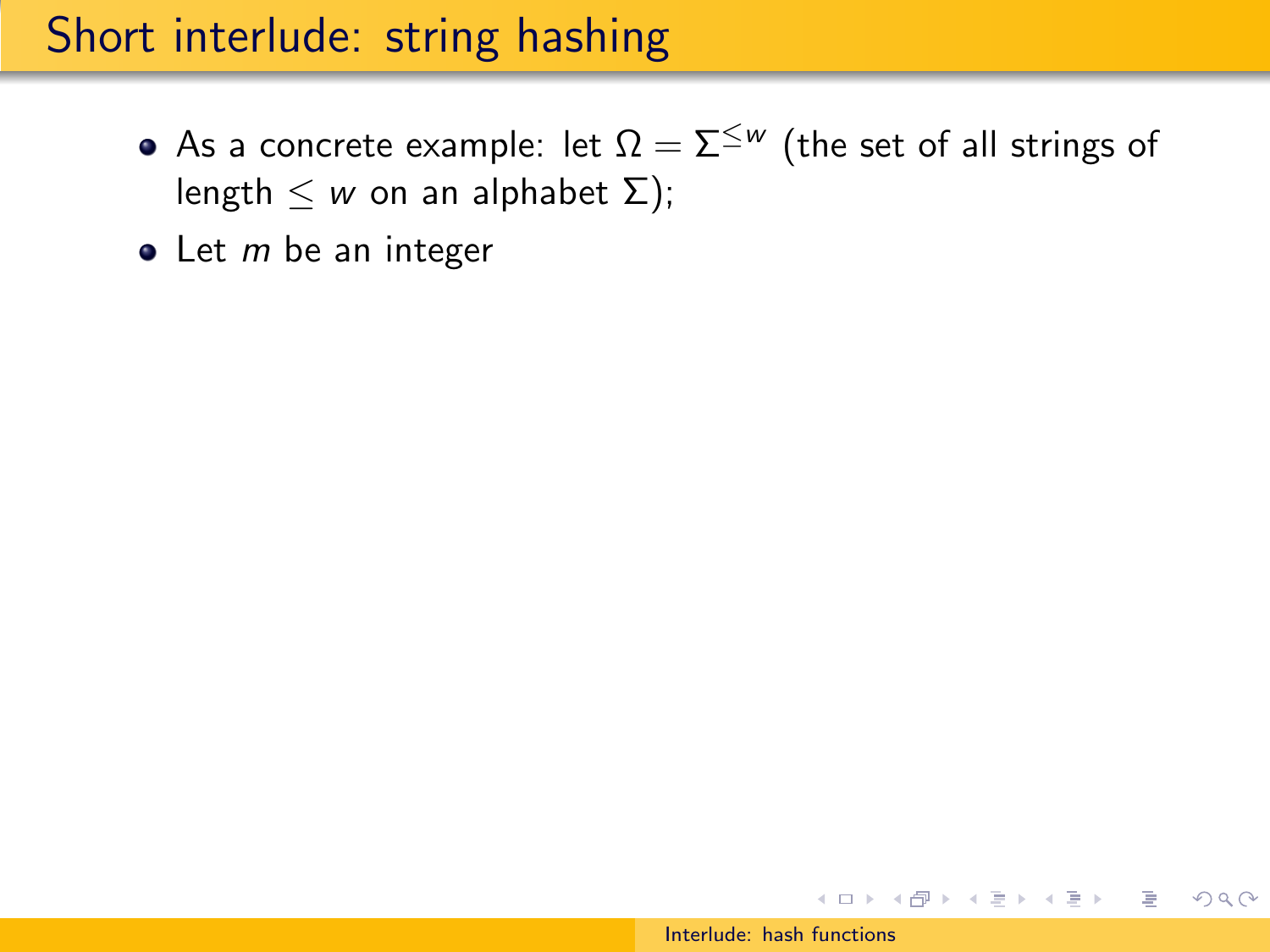# Short interlude: string hashing

- As a concrete example: let $\Omega = \Sigma^{\leq w}$ (the set of all strings of length $\leq w$ on an alphabet $\Sigma$);
- Let $m$ be an integer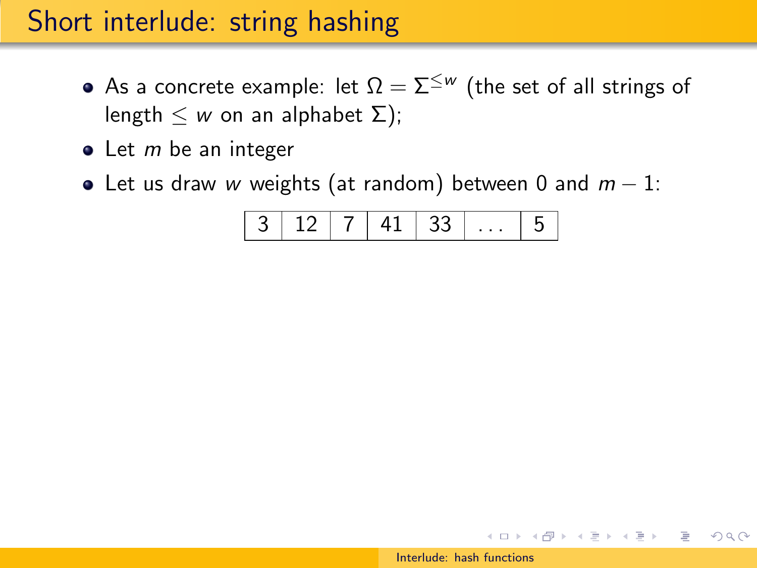# Short interlude: string hashing

- As a concrete example: let $\Omega = \Sigma^{\leq w}$ (the set of all strings of length $\leq w$ on an alphabet $\Sigma$);
- Let $m$ be an integer
- Let us draw $w$ weights (at random) between 0 and $m - 1$:

| 3 | 12 | 7 | 41 | 33 | ... | 5 |
|---|---|---|---|---|---|---|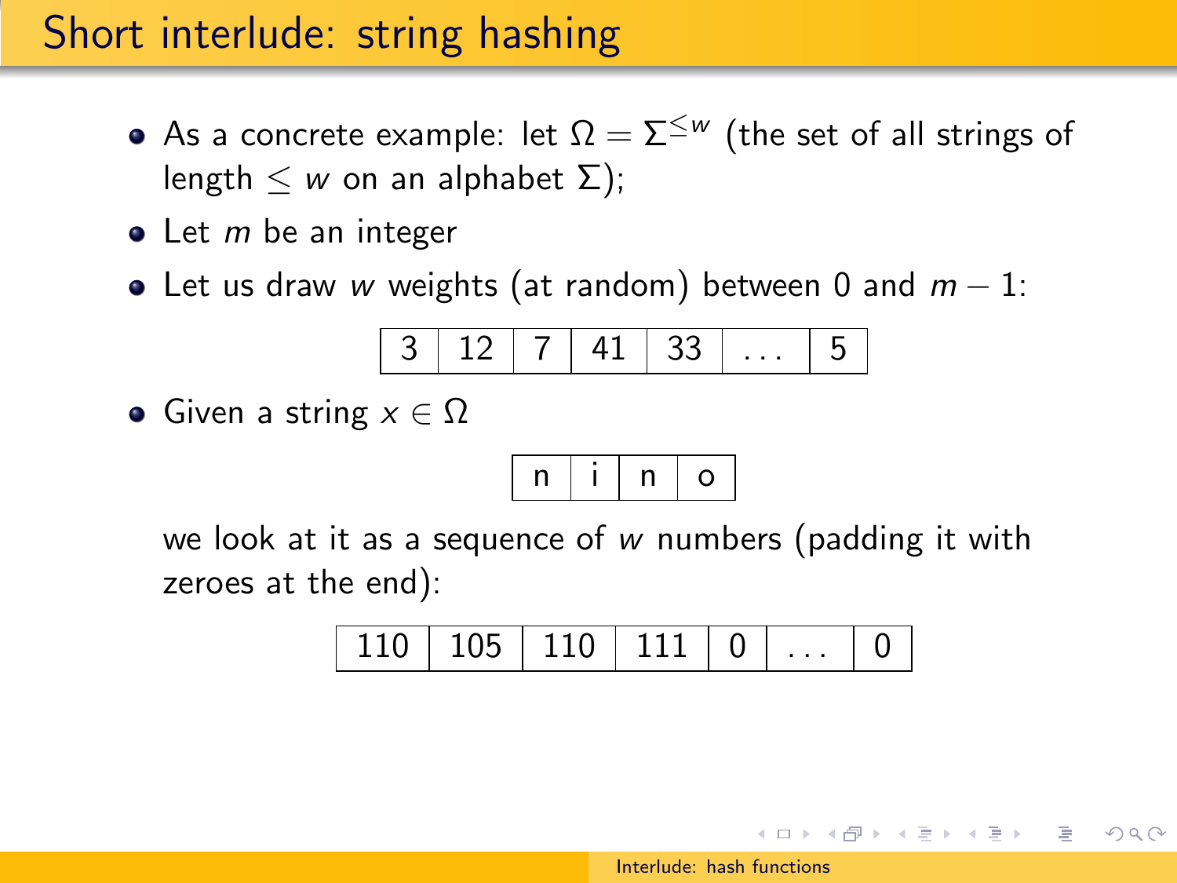# Short interlude: string hashing

- As a concrete example: let $\Omega = \Sigma^{\leq w}$ (the set of all strings of length $\leq w$ on an alphabet $\Sigma$);
- Let $m$ be an integer
- Let us draw $w$ weights (at random) between 0 and $m - 1$:

| 3 | 12 | 7 | 41 | 33 | ... | 5 |
|---|---|---|---|---|---|---|

- Given a string $x \in \Omega$

| n | i | n | o |
|---|---|---|---|

  we look at it as a sequence of $w$ numbers (padding it with zeroes at the end):

| 110 | 105 | 110 | 111 | 0 | ... | 0 |
|---|---|---|---|---|---|---|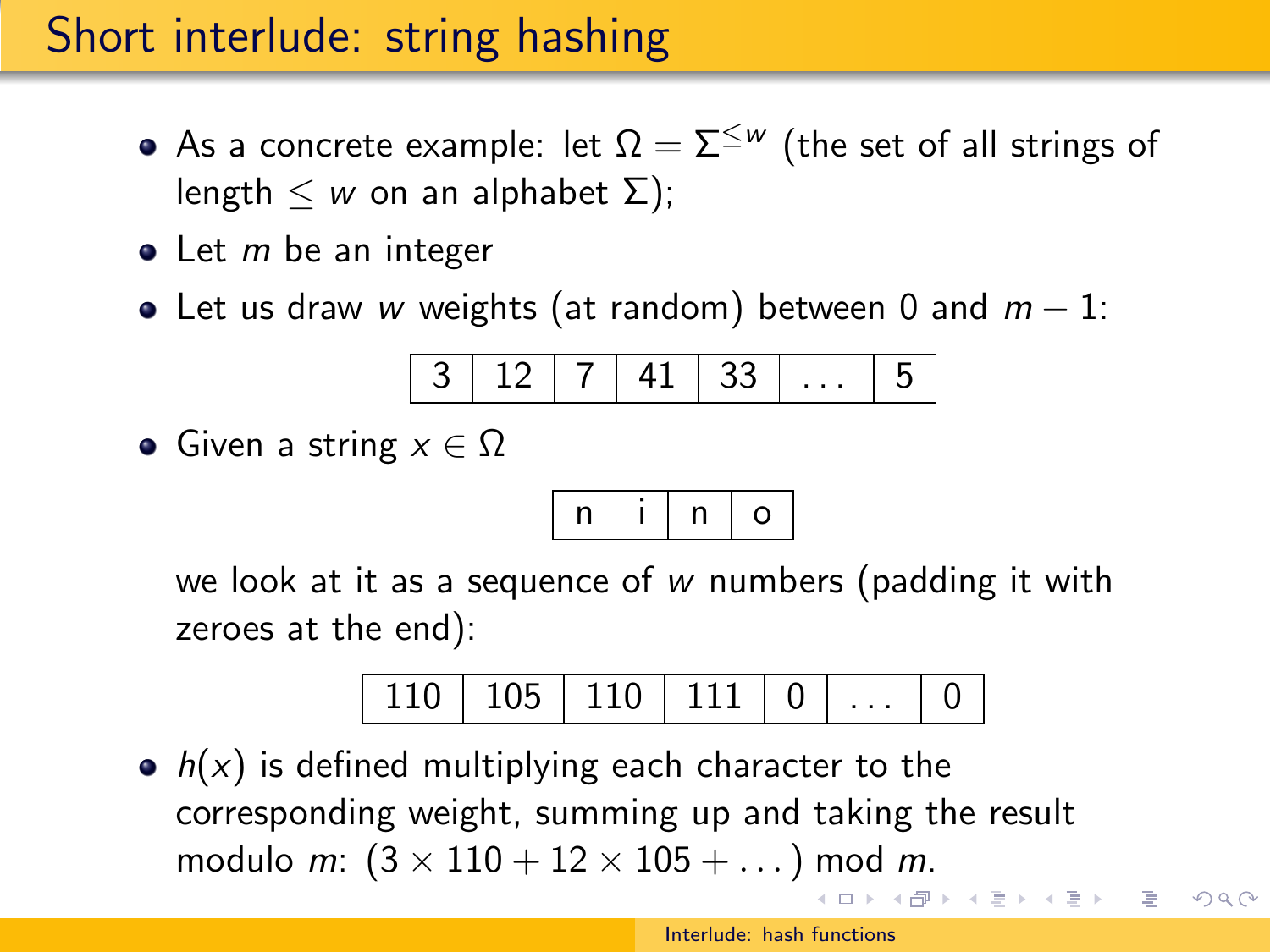# Short interlude: string hashing

- As a concrete example: let $\Omega = \Sigma^{\leq w}$ (the set of all strings of length $\leq w$ on an alphabet $\Sigma$);
- Let $m$ be an integer
- Let us draw $w$ weights (at random) between 0 and $m - 1$:

| 3 | 12 | 7 | 41 | 33 | ... | 5 |
|---|---|---|---|---|---|---|

- Given a string $x \in \Omega$

| n | i | n | o |
|---|---|---|---|

  we look at it as a sequence of $w$ numbers (padding it with zeroes at the end):

| 110 | 105 | 110 | 111 | 0 | ... | 0 |
|---|---|---|---|---|---|---|

- $h(x)$ is defined multiplying each character to the corresponding weight, summing up and taking the result modulo $m$: $(3 \times 110 + 12 \times 105 + \dots) \bmod m$.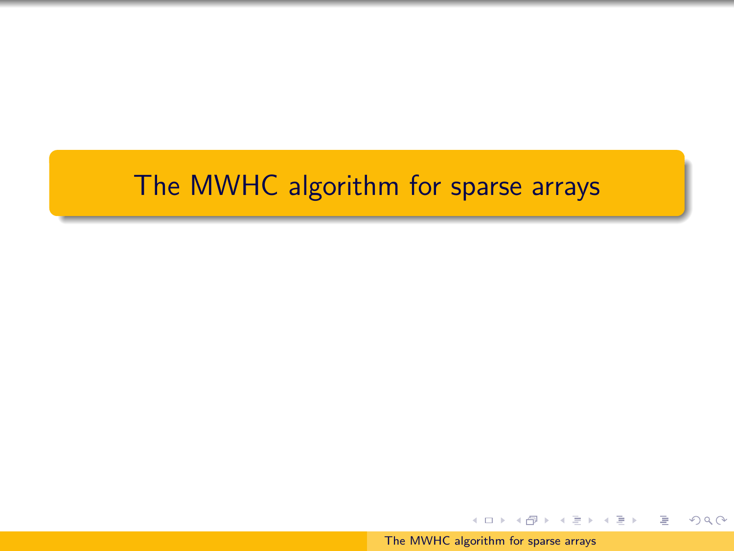# The MWHC algorithm for sparse arrays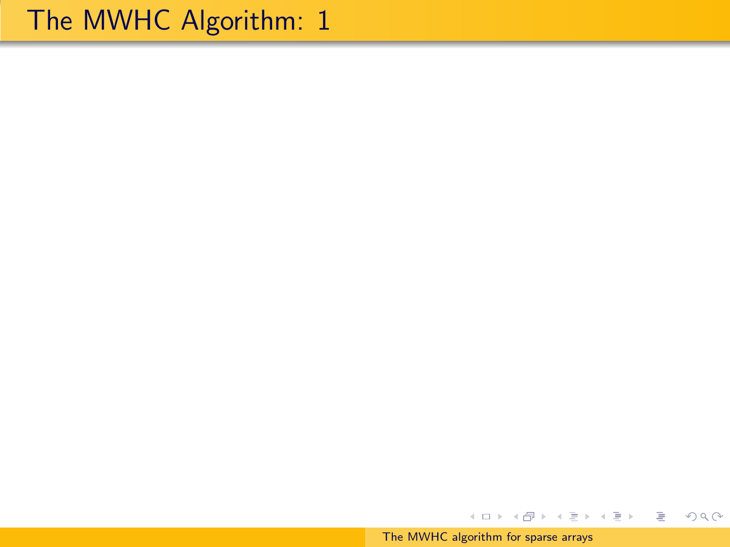# The MWHC Algorithm: 1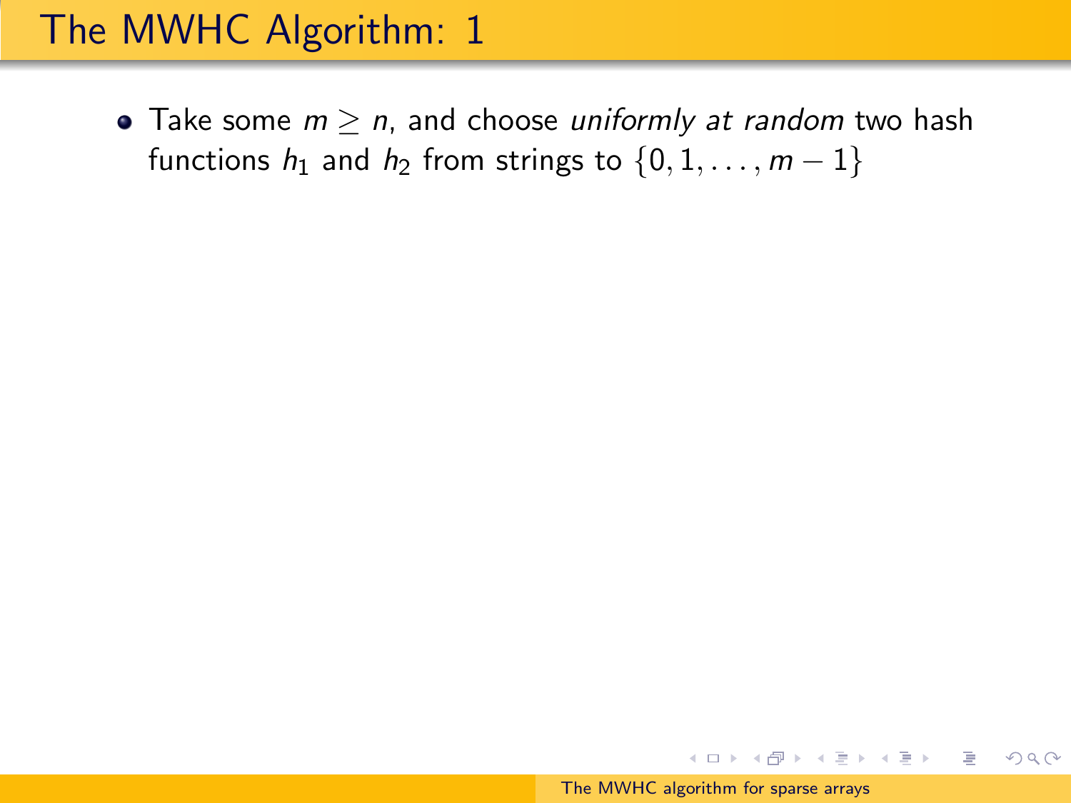# The MWHC Algorithm: 1

- Take some $m \geq n$, and choose *uniformly at random* two hash functions $h_1$ and $h_2$ from strings to $\{0, 1, \ldots, m-1\}$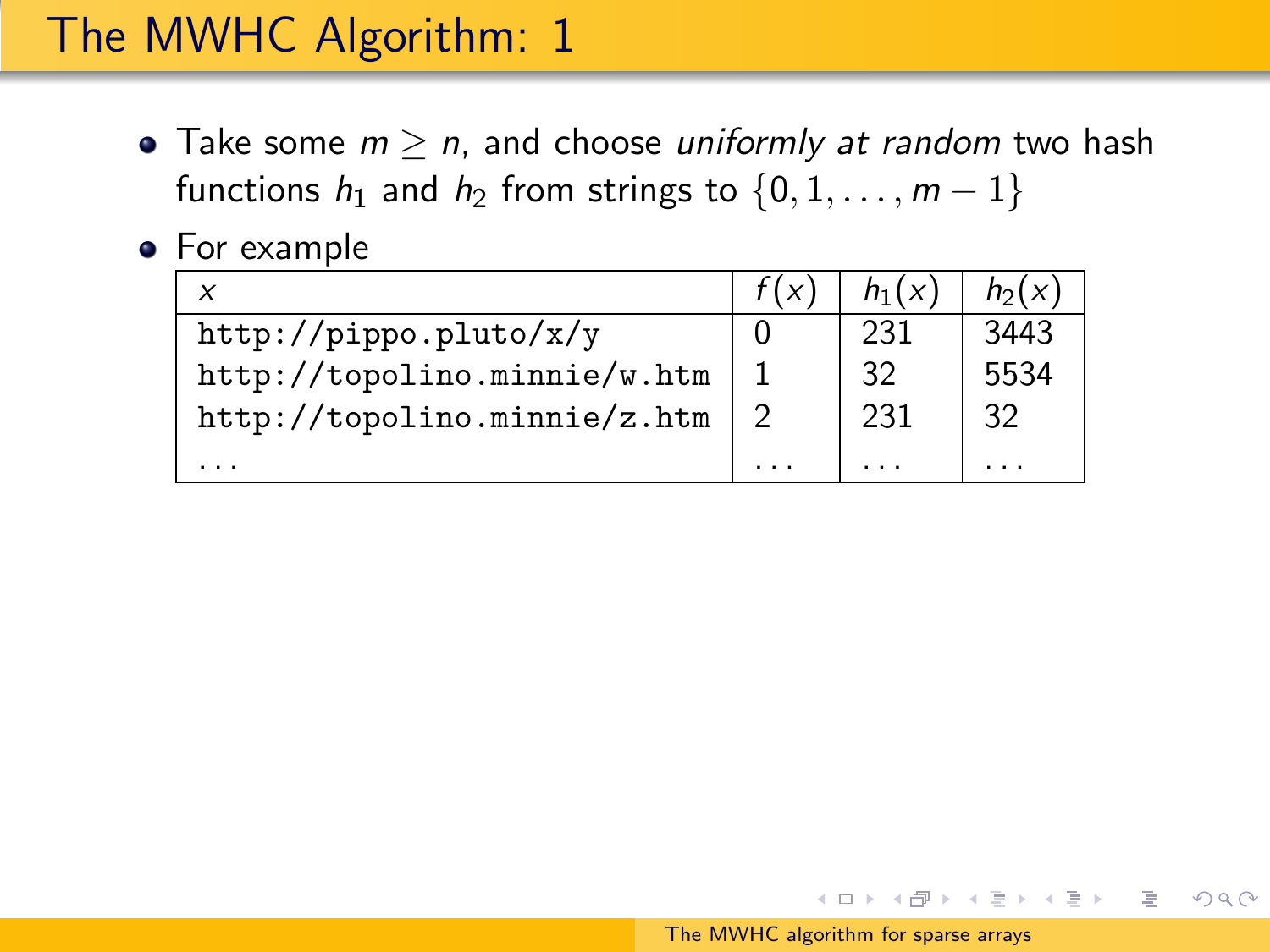# The MWHC Algorithm: 1

- Take some $m \geq n$, and choose *uniformly at random* two hash functions $h_1$ and $h_2$ from strings to $\{0, 1, \ldots, m-1\}$
- For example

| $x$ | $f(x)$ | $h_1(x)$ | $h_2(x)$ |
|---|---|---|---|
| `http://pippo.pluto/x/y` | 0 | 231 | 3443 |
| `http://topolino.minnie/w.htm` | 1 | 32 | 5534 |
| `http://topolino.minnie/z.htm` | 2 | 231 | 32 |
| ... | ... | ... | ... |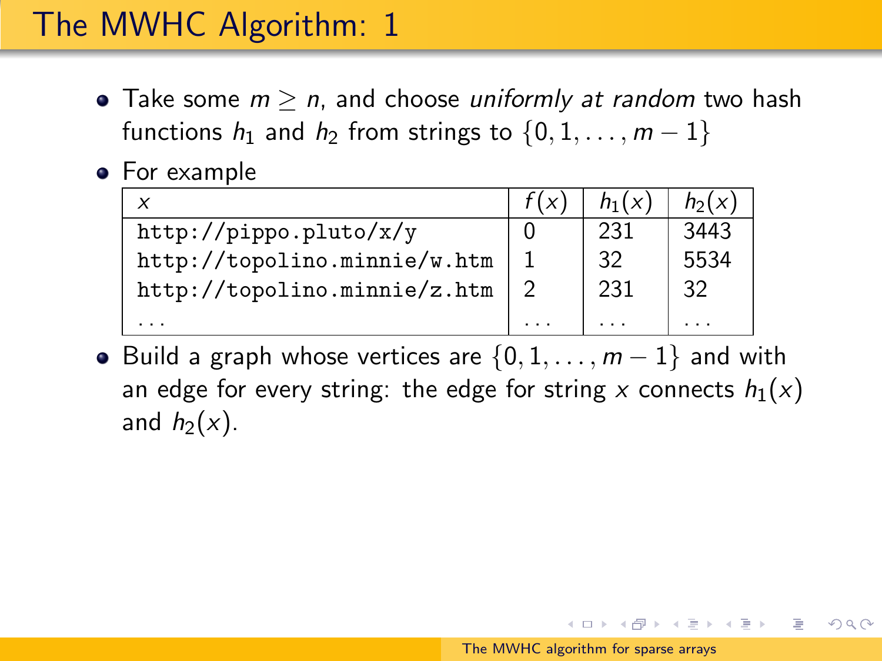# The MWHC Algorithm: 1

- Take some $m \geq n$, and choose *uniformly at random* two hash functions $h_1$ and $h_2$ from strings to $\{0, 1, \ldots, m-1\}$
- For example

| $x$ | $f(x)$ | $h_1(x)$ | $h_2(x)$ |
|---|---|---|---|
| `http://pippo.pluto/x/y` | 0 | 231 | 3443 |
| `http://topolino.minnie/w.htm` | 1 | 32 | 5534 |
| `http://topolino.minnie/z.htm` | 2 | 231 | 32 |
| ... | ... | ... | ... |

- Build a graph whose vertices are $\{0, 1, \ldots, m-1\}$ and with an edge for every string: the edge for string $x$ connects $h_1(x)$ and $h_2(x)$.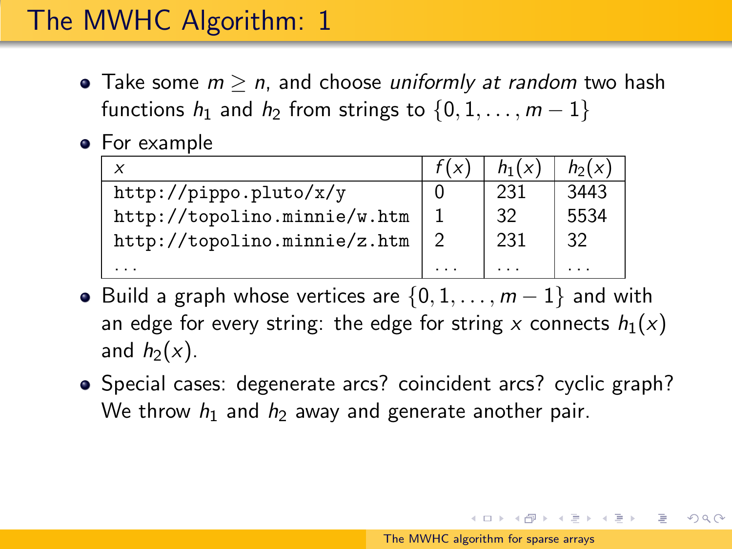# The MWHC Algorithm: 1

- Take some $m \geq n$, and choose *uniformly at random* two hash functions $h_1$ and $h_2$ from strings to $\{0, 1, \ldots, m-1\}$
- For example

| $x$ | $f(x)$ | $h_1(x)$ | $h_2(x)$ |
|---|---|---|---|
| `http://pippo.pluto/x/y` | 0 | 231 | 3443 |
| `http://topolino.minnie/w.htm` | 1 | 32 | 5534 |
| `http://topolino.minnie/z.htm` | 2 | 231 | 32 |
| ... | ... | ... | ... |

- Build a graph whose vertices are $\{0, 1, \ldots, m-1\}$ and with an edge for every string: the edge for string $x$ connects $h_1(x)$ and $h_2(x)$.
- Special cases: degenerate arcs? coincident arcs? cyclic graph? We throw $h_1$ and $h_2$ away and generate another pair.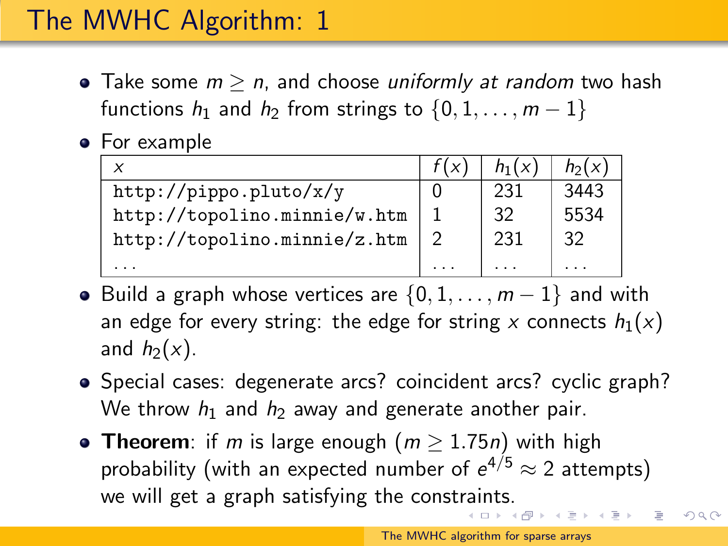# The MWHC Algorithm: 1

- Take some $m \geq n$, and choose *uniformly at random* two hash functions $h_1$ and $h_2$ from strings to $\{0, 1, \ldots, m-1\}$
- For example

| $x$ | $f(x)$ | $h_1(x)$ | $h_2(x)$ |
|---|---|---|---|
| `http://pippo.pluto/x/y` | 0 | 231 | 3443 |
| `http://topolino.minnie/w.htm` | 1 | 32 | 5534 |
| `http://topolino.minnie/z.htm` | 2 | 231 | 32 |
| ... | ... | ... | ... |

- Build a graph whose vertices are $\{0, 1, \ldots, m-1\}$ and with an edge for every string: the edge for string $x$ connects $h_1(x)$ and $h_2(x)$.
- Special cases: degenerate arcs? coincident arcs? cyclic graph? We throw $h_1$ and $h_2$ away and generate another pair.
- **Theorem**: if $m$ is large enough ($m \geq 1.75n$) with high probability (with an expected number of $e^{4/5} \approx 2$ attempts) we will get a graph satisfying the constraints.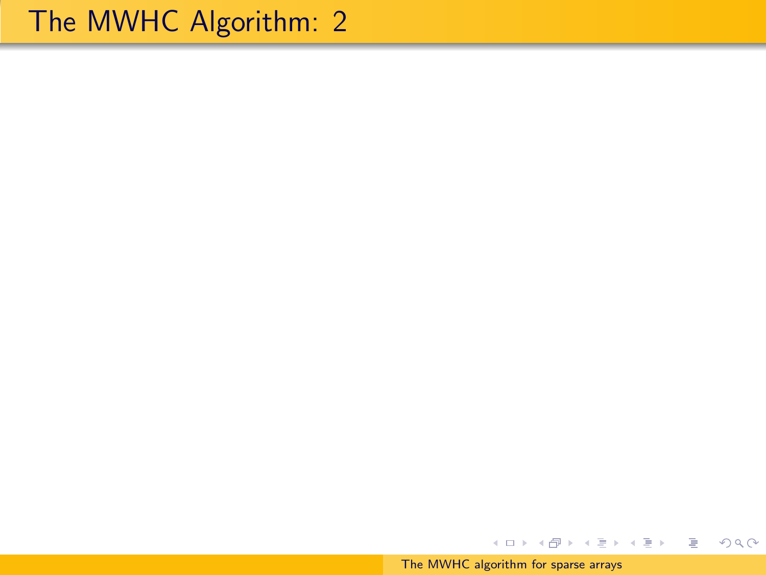# The MWHC Algorithm: 2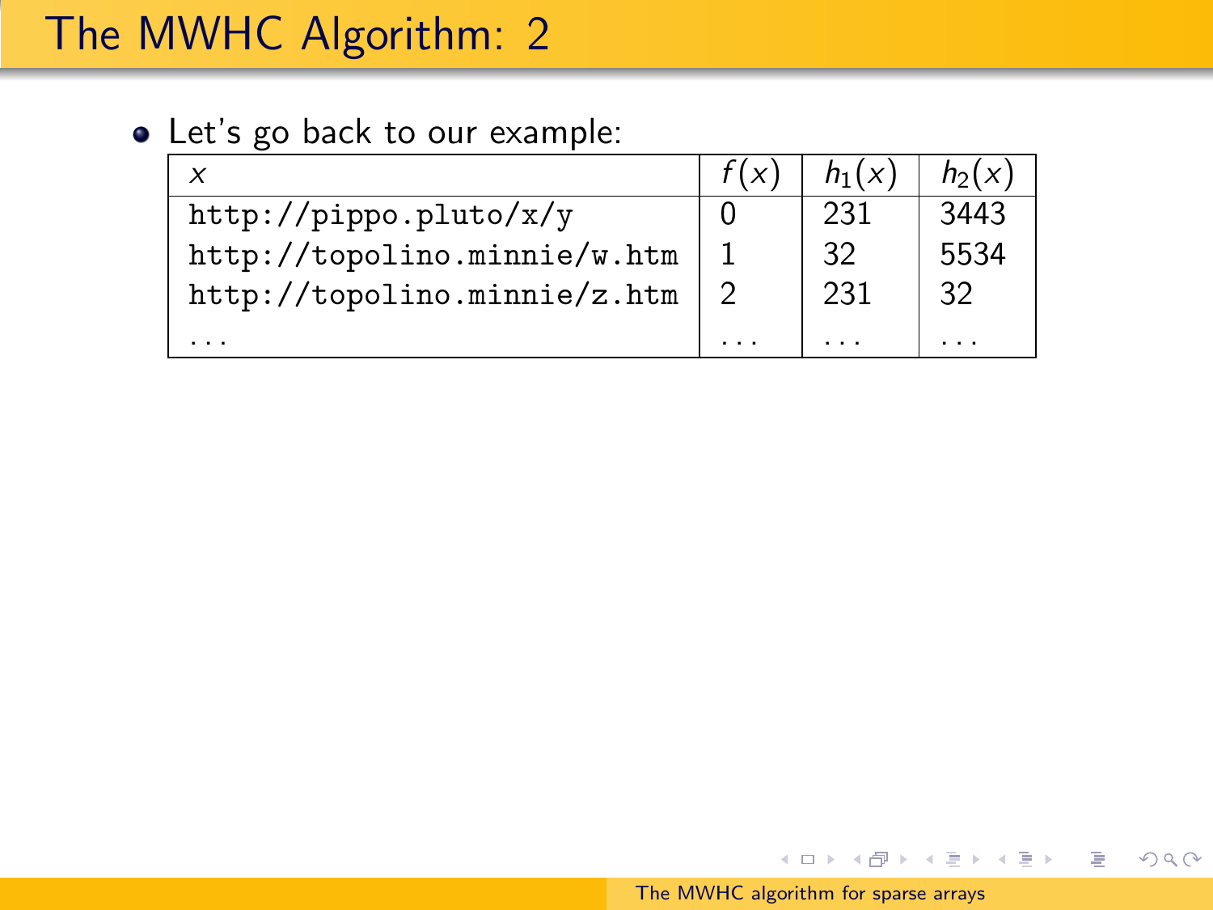# The MWHC Algorithm: 2

- Let's go back to our example:

| $x$ | $f(x)$ | $h_1(x)$ | $h_2(x)$ |
|---|---|---|---|
| `http://pippo.pluto/x/y` | 0 | 231 | 3443 |
| `http://topolino.minnie/w.htm` | 1 | 32 | 5534 |
| `http://topolino.minnie/z.htm` | 2 | 231 | 32 |
| ... | ... | ... | ... |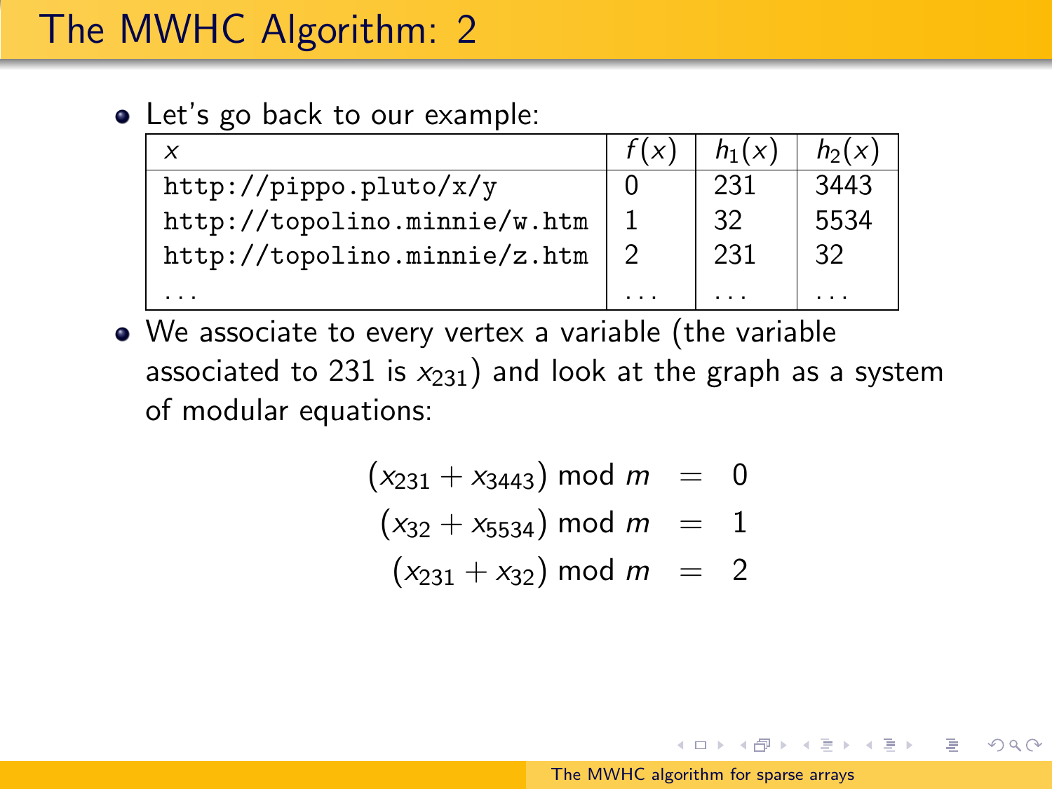# The MWHC Algorithm: 2

- Let's go back to our example:

| $x$ | $f(x)$ | $h_1(x)$ | $h_2(x)$ |
|---|---|---|---|
| `http://pippo.pluto/x/y` | 0 | 231 | 3443 |
| `http://topolino.minnie/w.htm` | 1 | 32 | 5534 |
| `http://topolino.minnie/z.htm` | 2 | 231 | 32 |
| ... | ... | ... | ... |

- We associate to every vertex a variable (the variable associated to 231 is $x_{231}$) and look at the graph as a system of modular equations:

$$
\begin{aligned}
(x_{231} + x_{3443}) \bmod m &= 0 \\
(x_{32} + x_{5534}) \bmod m &= 1 \\
(x_{231} + x_{32}) \bmod m &= 2
\end{aligned}
$$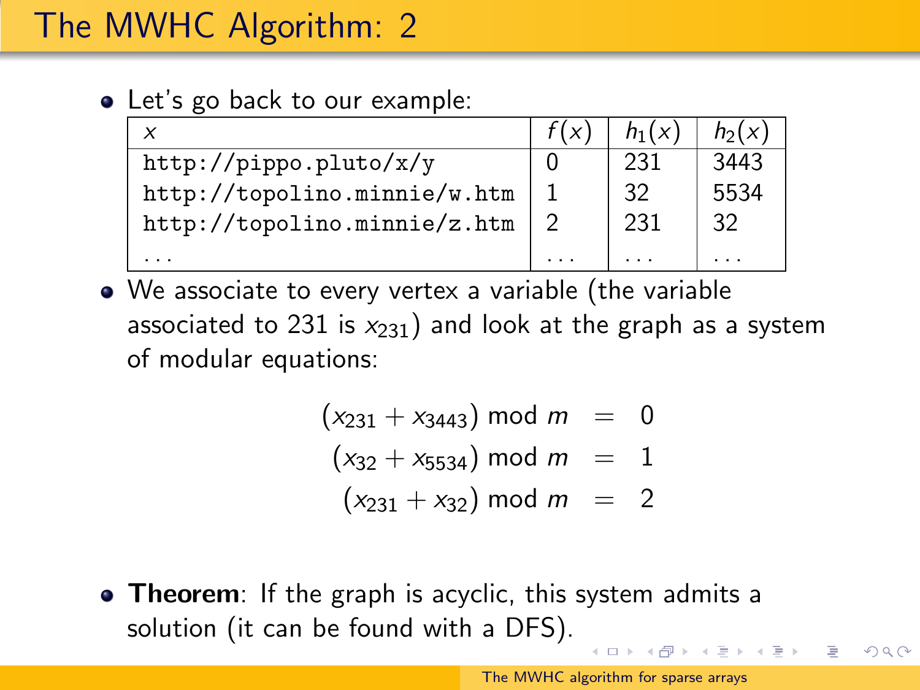# The MWHC Algorithm: 2

- Let's go back to our example:

| $x$ | $f(x)$ | $h_1(x)$ | $h_2(x)$ |
|---|---|---|---|
| `http://pippo.pluto/x/y` | 0 | 231 | 3443 |
| `http://topolino.minnie/w.htm` | 1 | 32 | 5534 |
| `http://topolino.minnie/z.htm` | 2 | 231 | 32 |
| ... | ... | ... | ... |

- We associate to every vertex a variable (the variable associated to 231 is $x_{231}$) and look at the graph as a system of modular equations:

$$
\begin{aligned}
(x_{231} + x_{3443}) \bmod m &= 0 \\
(x_{32} + x_{5534}) \bmod m &= 1 \\
(x_{231} + x_{32}) \bmod m &= 2
\end{aligned}
$$

- **Theorem**: If the graph is acyclic, this system admits a solution (it can be found with a DFS).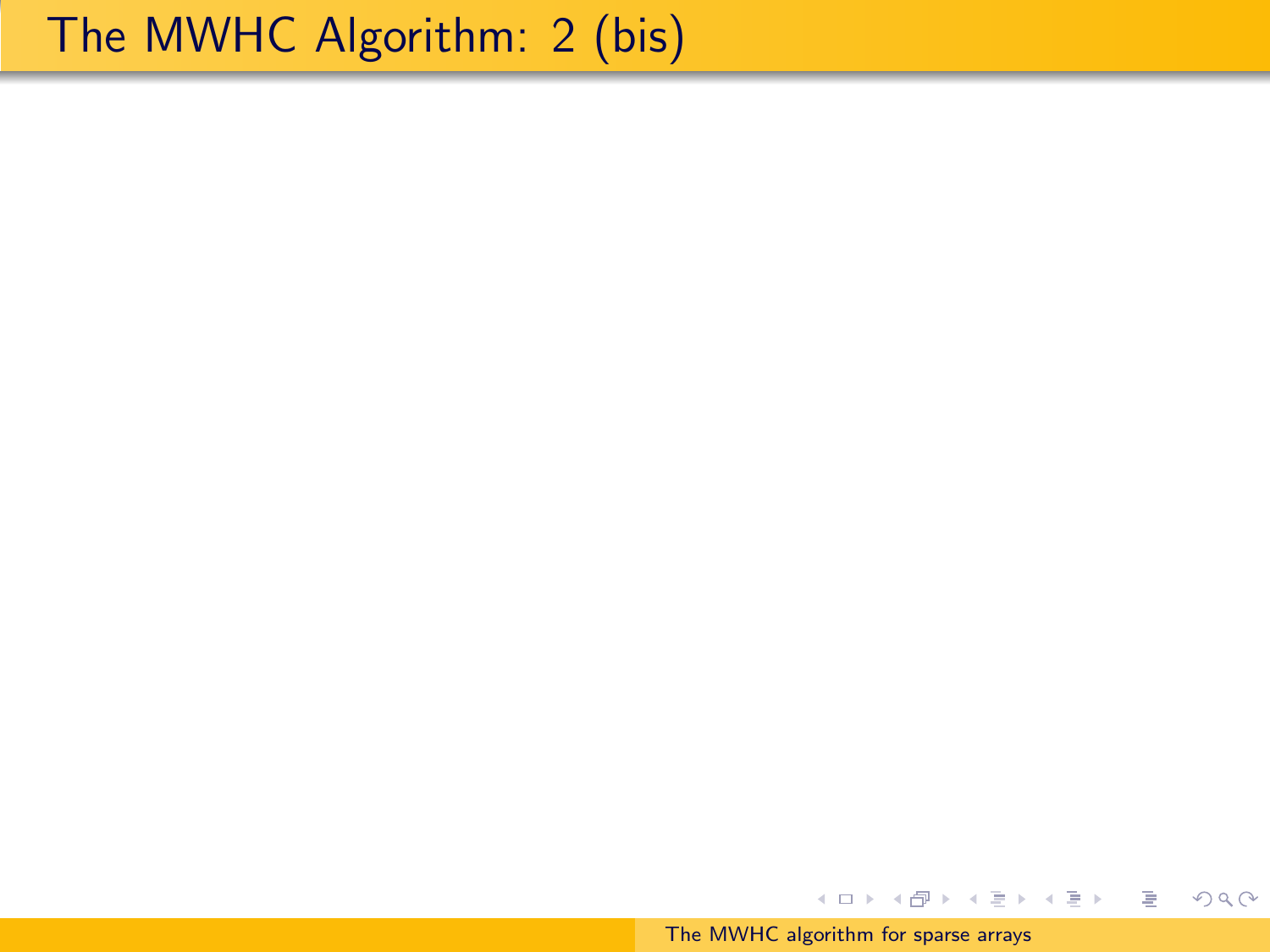# The MWHC Algorithm: 2 (bis)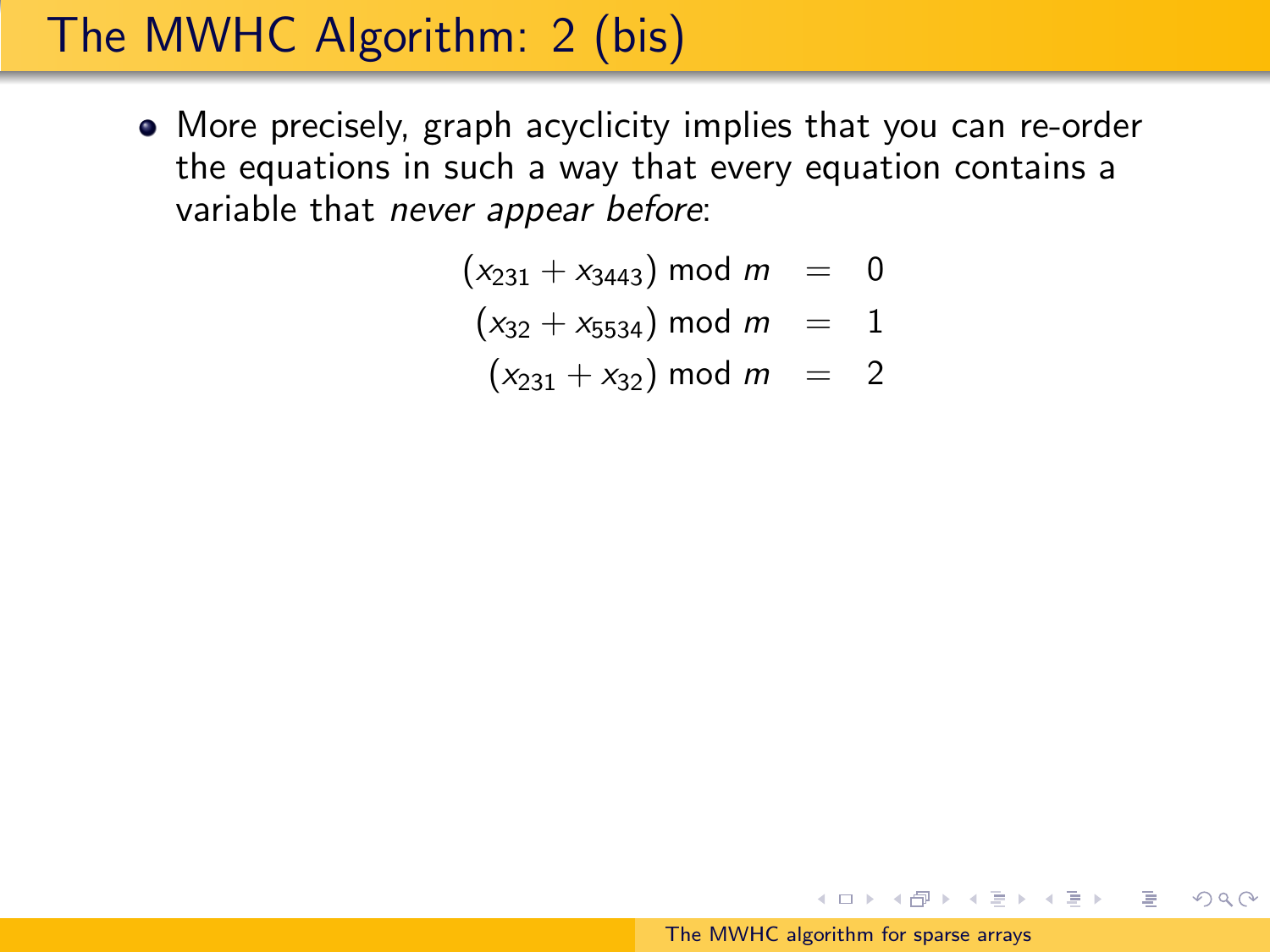# The MWHC Algorithm: 2 (bis)

- More precisely, graph acyclicity implies that you can re-order the equations in such a way that every equation contains a variable that *never appear before*:

$$
\begin{aligned}
(x_{231} + x_{3443}) \bmod m &= 0 \\
(x_{32} + x_{5534}) \bmod m &= 1 \\
(x_{231} + x_{32}) \bmod m &= 2
\end{aligned}
$$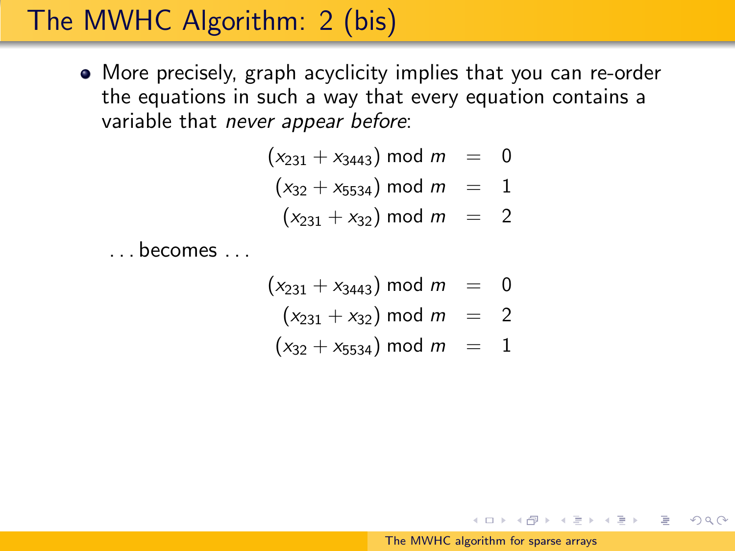# The MWHC Algorithm: 2 (bis)

- More precisely, graph acyclicity implies that you can re-order the equations in such a way that every equation contains a variable that *never appear before*:

$$
\begin{aligned}
(x_{231} + x_{3443}) \bmod m &= 0 \\
(x_{32} + x_{5534}) \bmod m &= 1 \\
(x_{231} + x_{32}) \bmod m &= 2
\end{aligned}
$$

. . . becomes . . .

$$
\begin{aligned}
(x_{231} + x_{3443}) \bmod m &= 0 \\
(x_{231} + x_{32}) \bmod m &= 2 \\
(x_{32} + x_{5534}) \bmod m &= 1
\end{aligned}
$$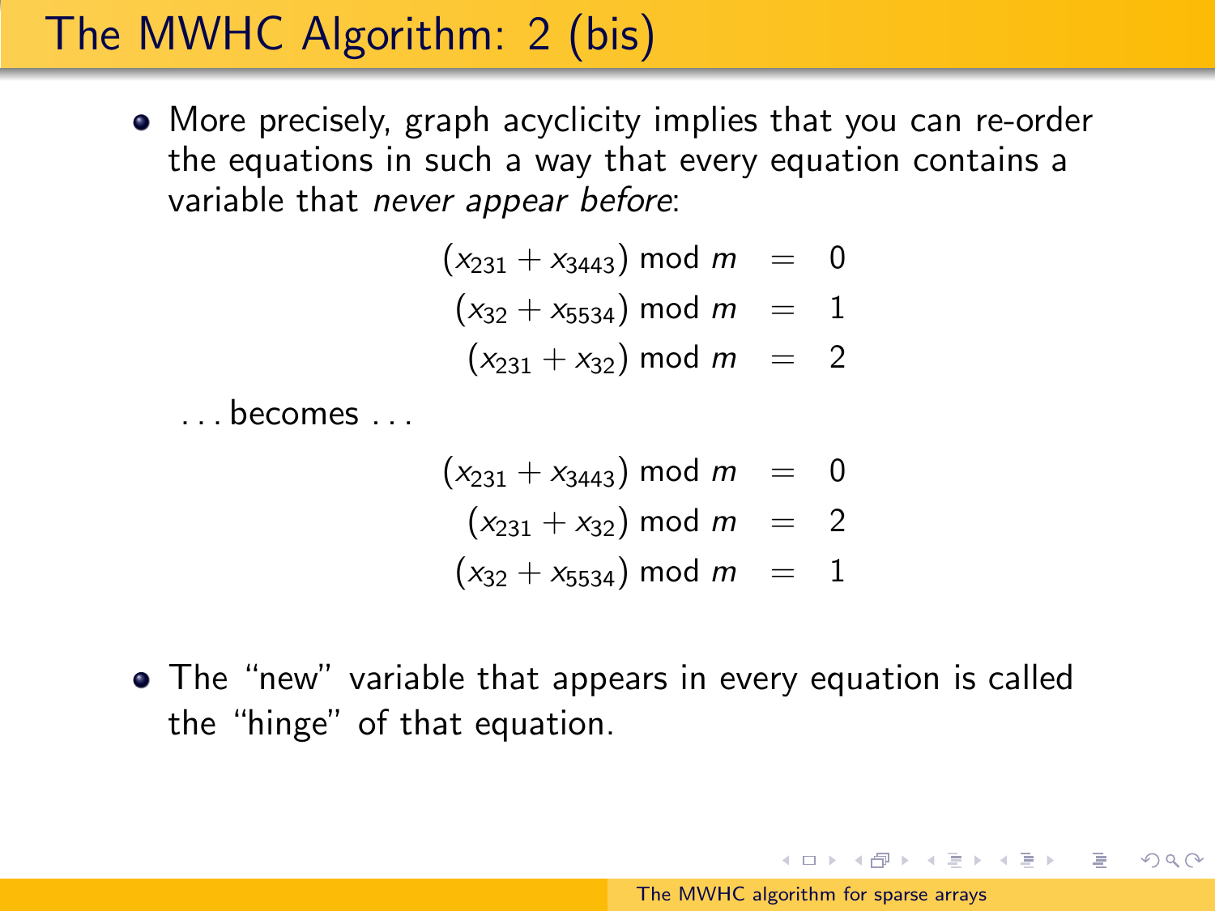# The MWHC Algorithm: 2 (bis)

- More precisely, graph acyclicity implies that you can re-order the equations in such a way that every equation contains a variable that *never appear before*:

$$
\begin{aligned}
(x_{231} + x_{3443}) \bmod m &= 0 \\
(x_{32} + x_{5534}) \bmod m &= 1 \\
(x_{231} + x_{32}) \bmod m &= 2
\end{aligned}
$$

  ... becomes ...

$$
\begin{aligned}
(x_{231} + x_{3443}) \bmod m &= 0 \\
(x_{231} + x_{32}) \bmod m &= 2 \\
(x_{32} + x_{5534}) \bmod m &= 1
\end{aligned}
$$

- The "new" variable that appears in every equation is called the "hinge" of that equation.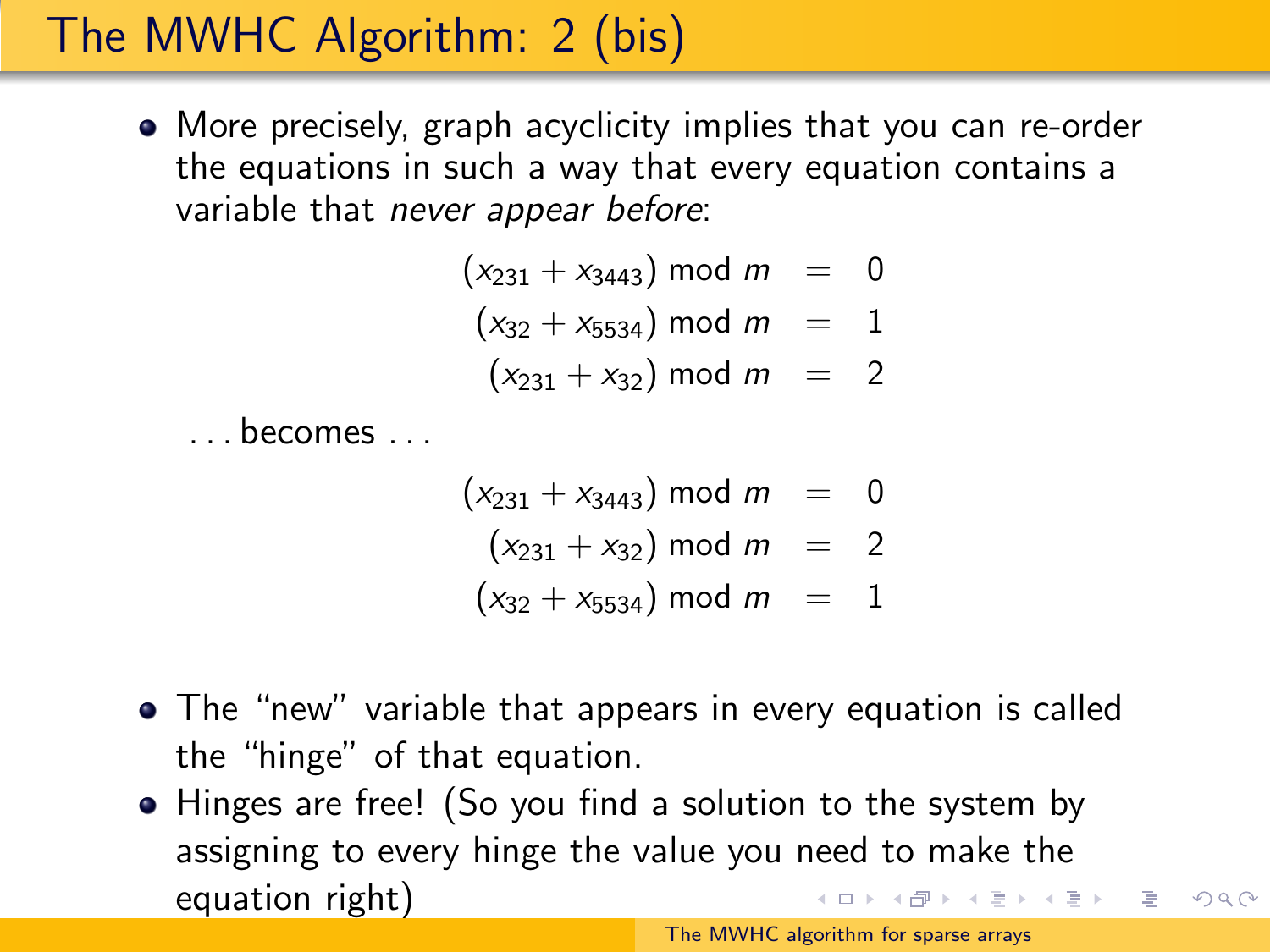# The MWHC Algorithm: 2 (bis)

- More precisely, graph acyclicity implies that you can re-order the equations in such a way that every equation contains a variable that *never appear before*:

$$
\begin{aligned}
(x_{231} + x_{3443}) \bmod m &= 0 \\
(x_{32} + x_{5534}) \bmod m &= 1 \\
(x_{231} + x_{32}) \bmod m &= 2
\end{aligned}
$$

... becomes ...

$$
\begin{aligned}
(x_{231} + x_{3443}) \bmod m &= 0 \\
(x_{231} + x_{32}) \bmod m &= 2 \\
(x_{32} + x_{5534}) \bmod m &= 1
\end{aligned}
$$

- The "new" variable that appears in every equation is called the "hinge" of that equation.
- Hinges are free! (So you find a solution to the system by assigning to every hinge the value you need to make the equation right)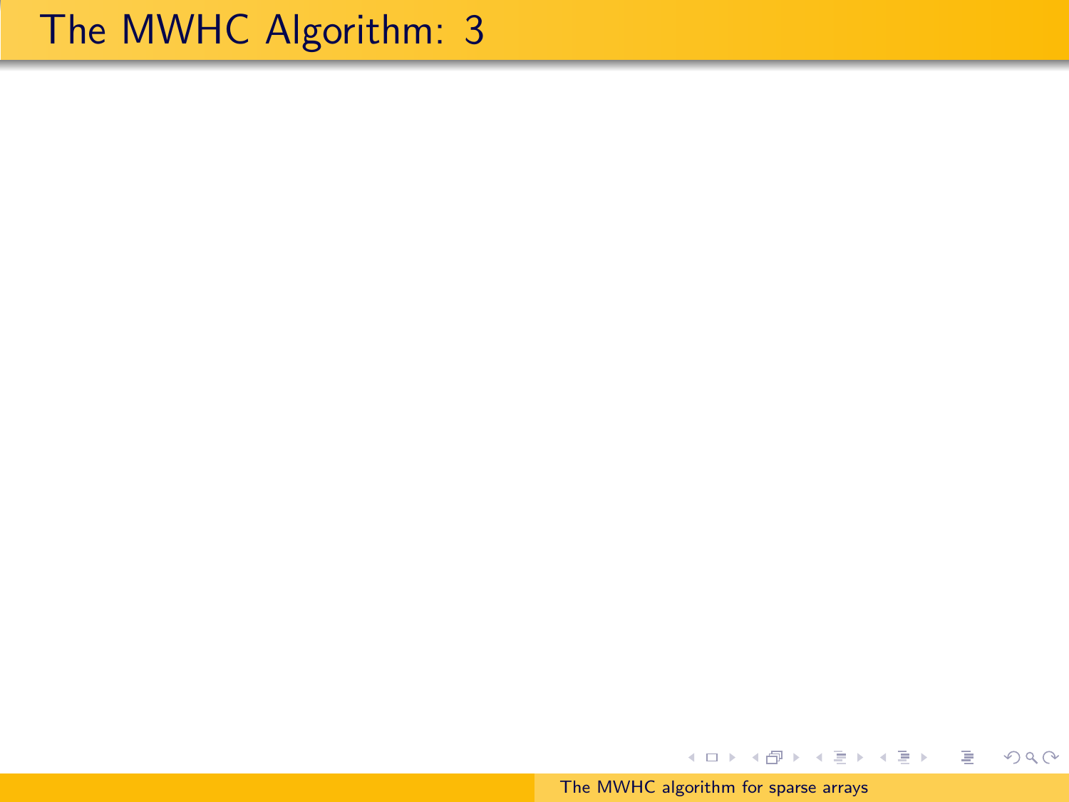# The MWHC Algorithm: 3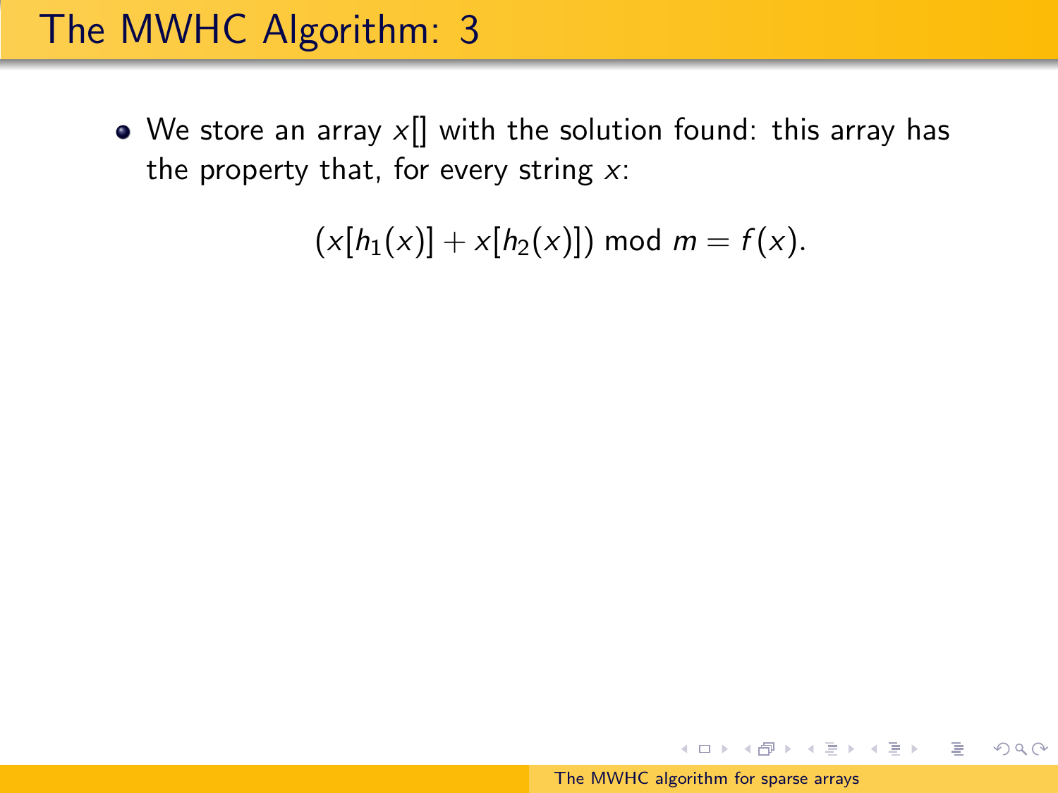# The MWHC Algorithm: 3

- We store an array $x[]$ with the solution found: this array has the property that, for every string $x$:

$$(x[h_1(x)] + x[h_2(x)]) \bmod m = f(x).$$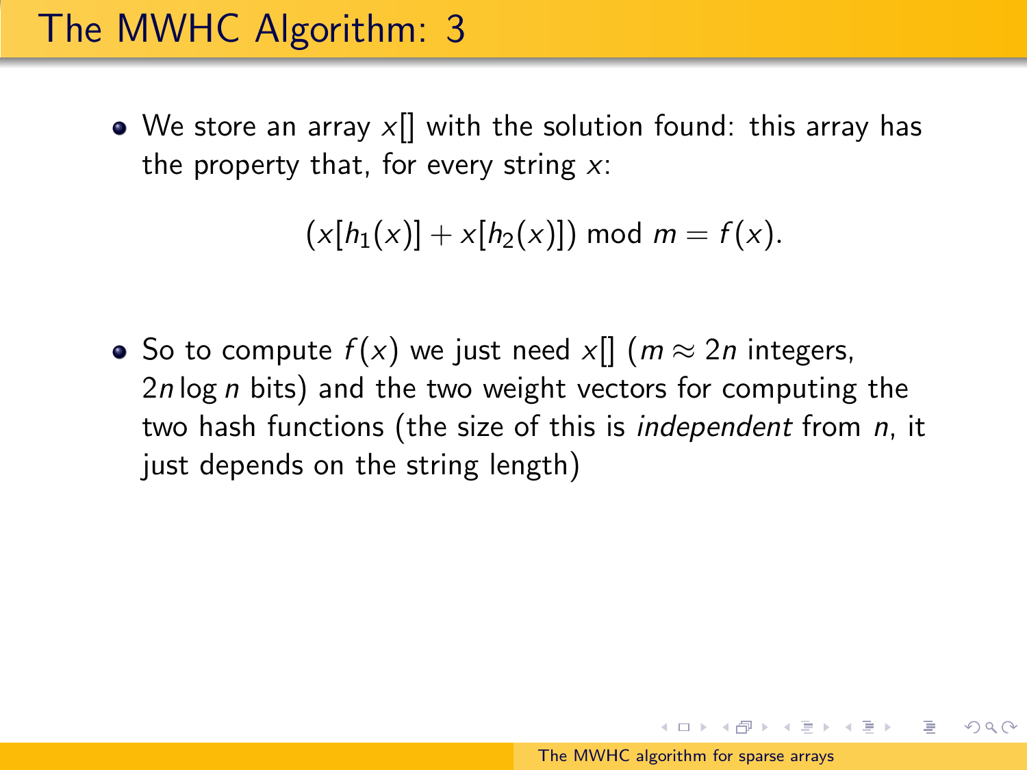# The MWHC Algorithm: 3

- We store an array $x[]$ with the solution found: this array has the property that, for every string $x$:

$$(x[h_1(x)] + x[h_2(x)]) \bmod m = f(x).$$

- So to compute $f(x)$ we just need $x[]$ ($m \approx 2n$ integers, $2n \log n$ bits) and the two weight vectors for computing the two hash functions (the size of this is *independent* from $n$, it just depends on the string length)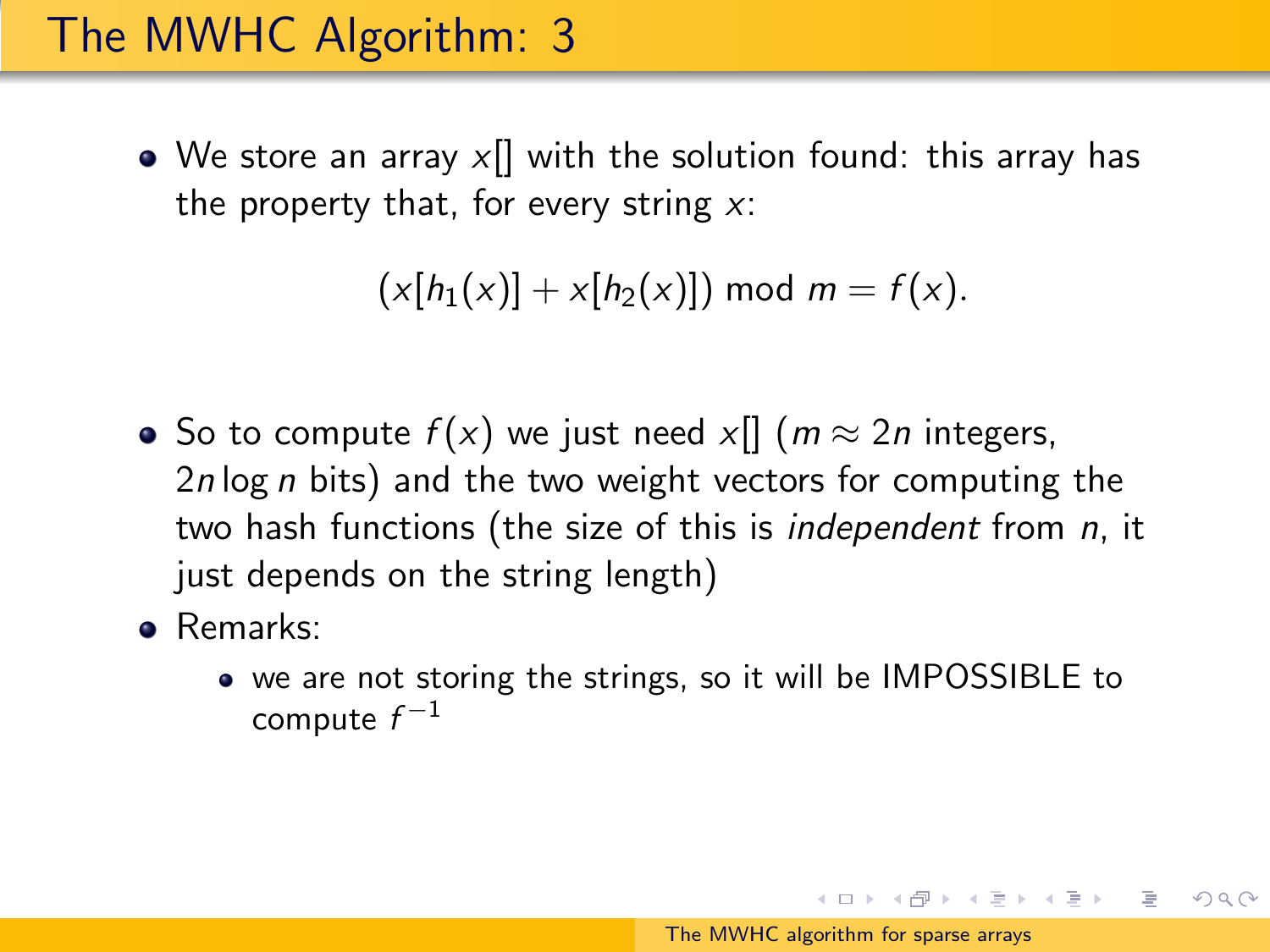# The MWHC Algorithm: 3

- We store an array $x[]$ with the solution found: this array has the property that, for every string $x$:

$$(x[h_1(x)] + x[h_2(x)]) \bmod m = f(x).$$

- So to compute $f(x)$ we just need $x[]$ ($m \approx 2n$ integers, $2n \log n$ bits) and the two weight vectors for computing the two hash functions (the size of this is *independent* from $n$, it just depends on the string length)
- Remarks:
  - we are not storing the strings, so it will be IMPOSSIBLE to compute $f^{-1}$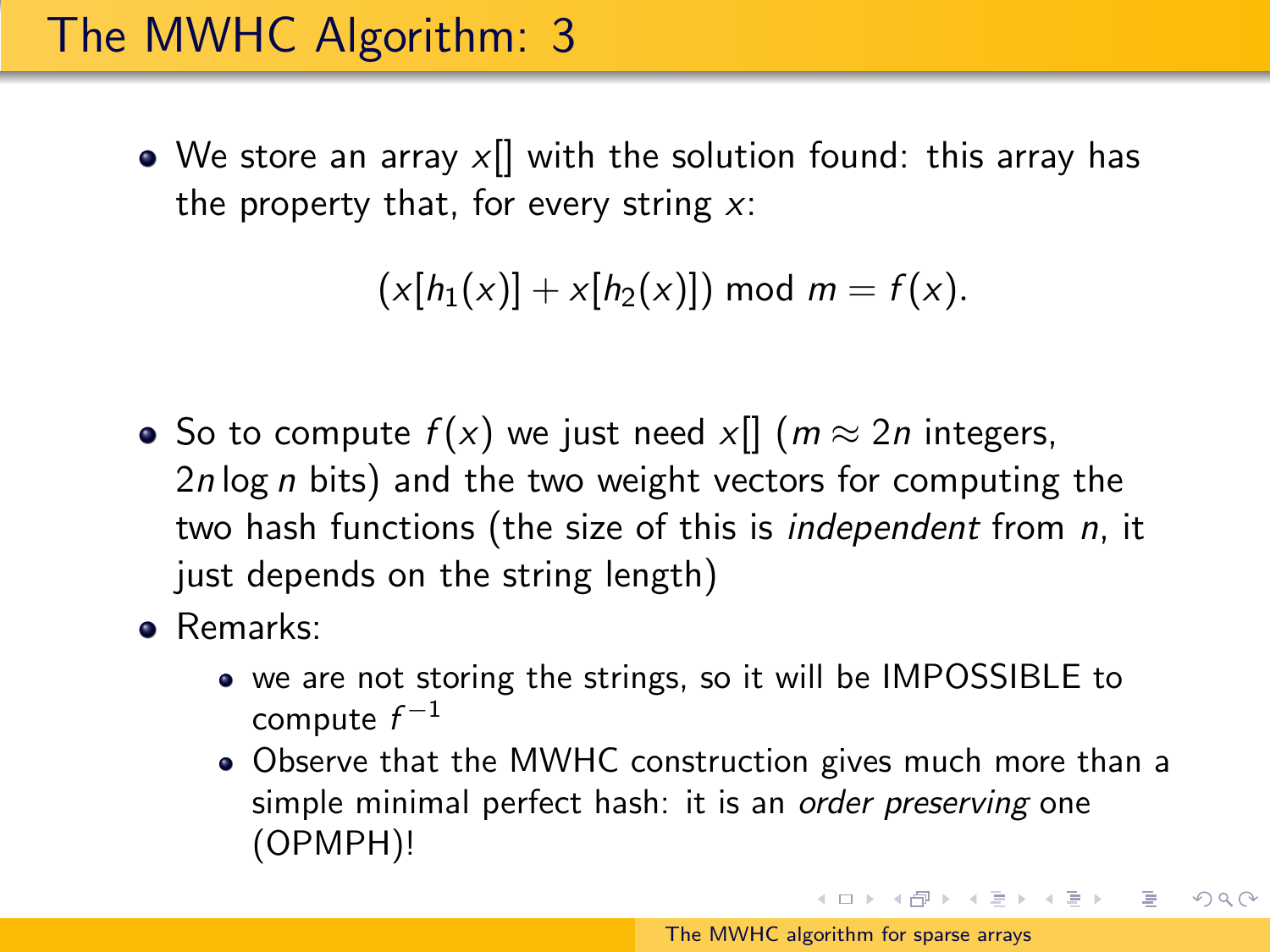# The MWHC Algorithm: 3

- We store an array $x[]$ with the solution found: this array has the property that, for every string $x$:

$$(x[h_1(x)] + x[h_2(x)]) \bmod m = f(x).$$

- So to compute $f(x)$ we just need $x[]$ ($m \approx 2n$ integers, $2n \log n$ bits) and the two weight vectors for computing the two hash functions (the size of this is *independent* from $n$, it just depends on the string length)
- Remarks:
  - we are not storing the strings, so it will be IMPOSSIBLE to compute $f^{-1}$
  - Observe that the MWHC construction gives much more than a simple minimal perfect hash: it is an *order preserving* one (OPMPH)!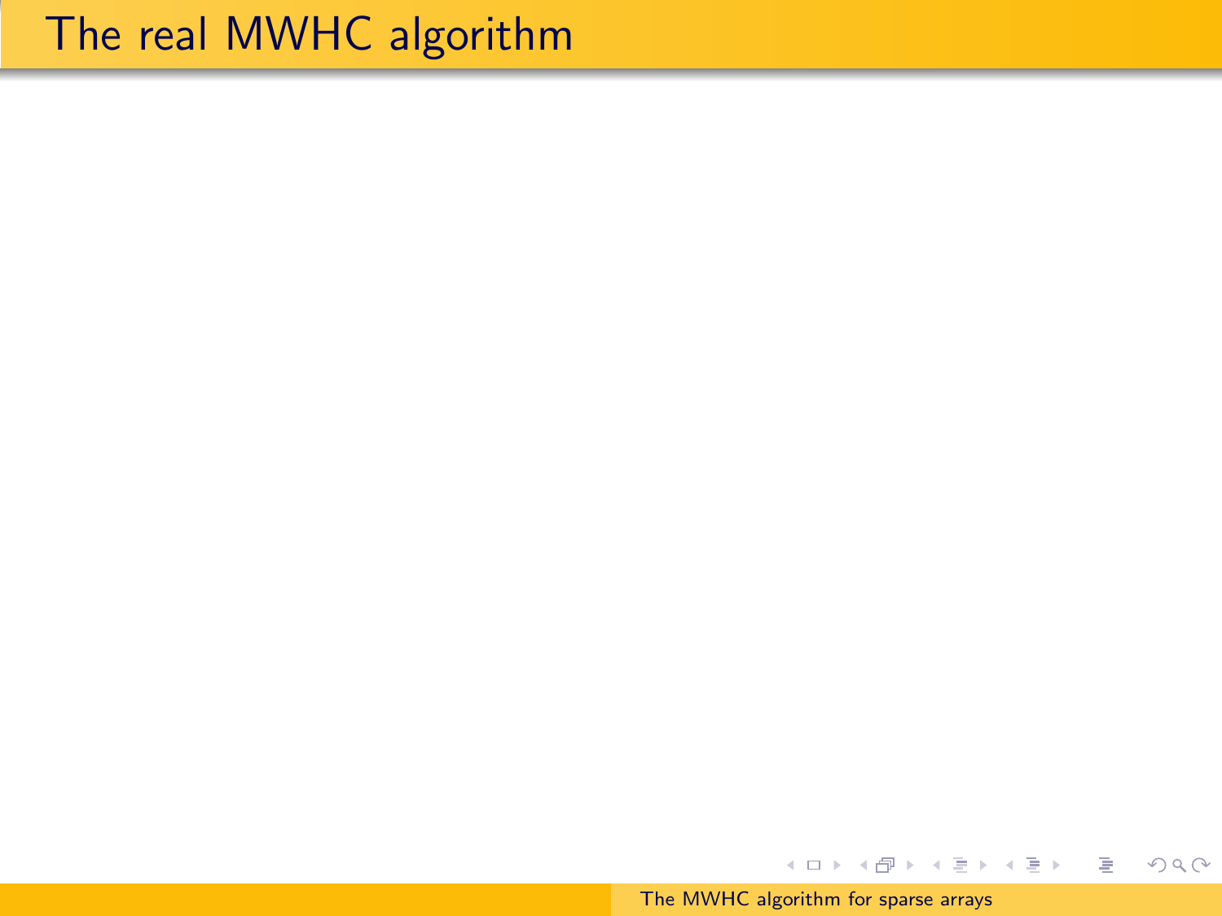# The real MWHC algorithm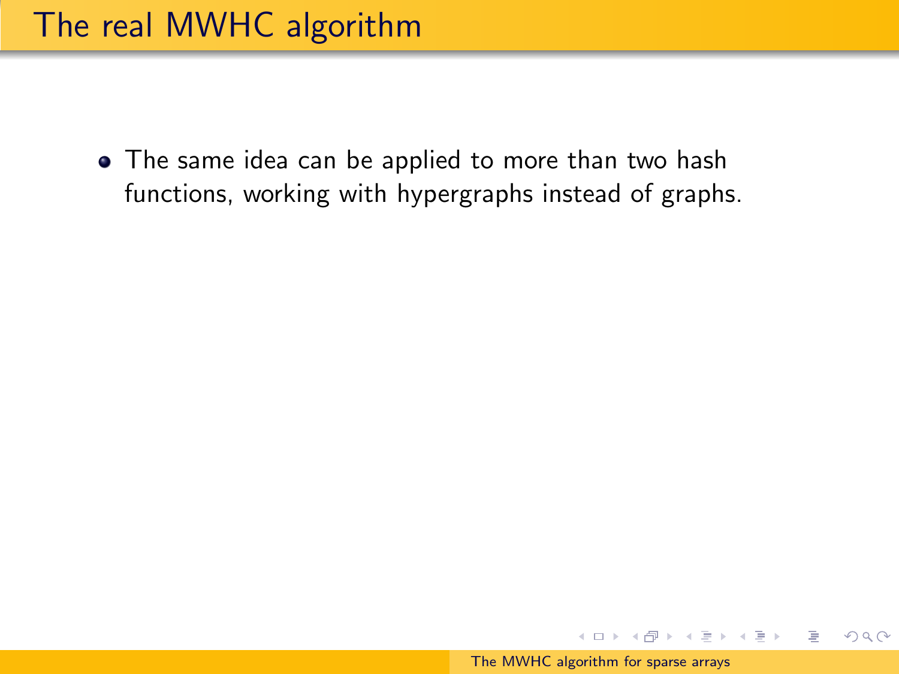# The real MWHC algorithm

- The same idea can be applied to more than two hash functions, working with hypergraphs instead of graphs.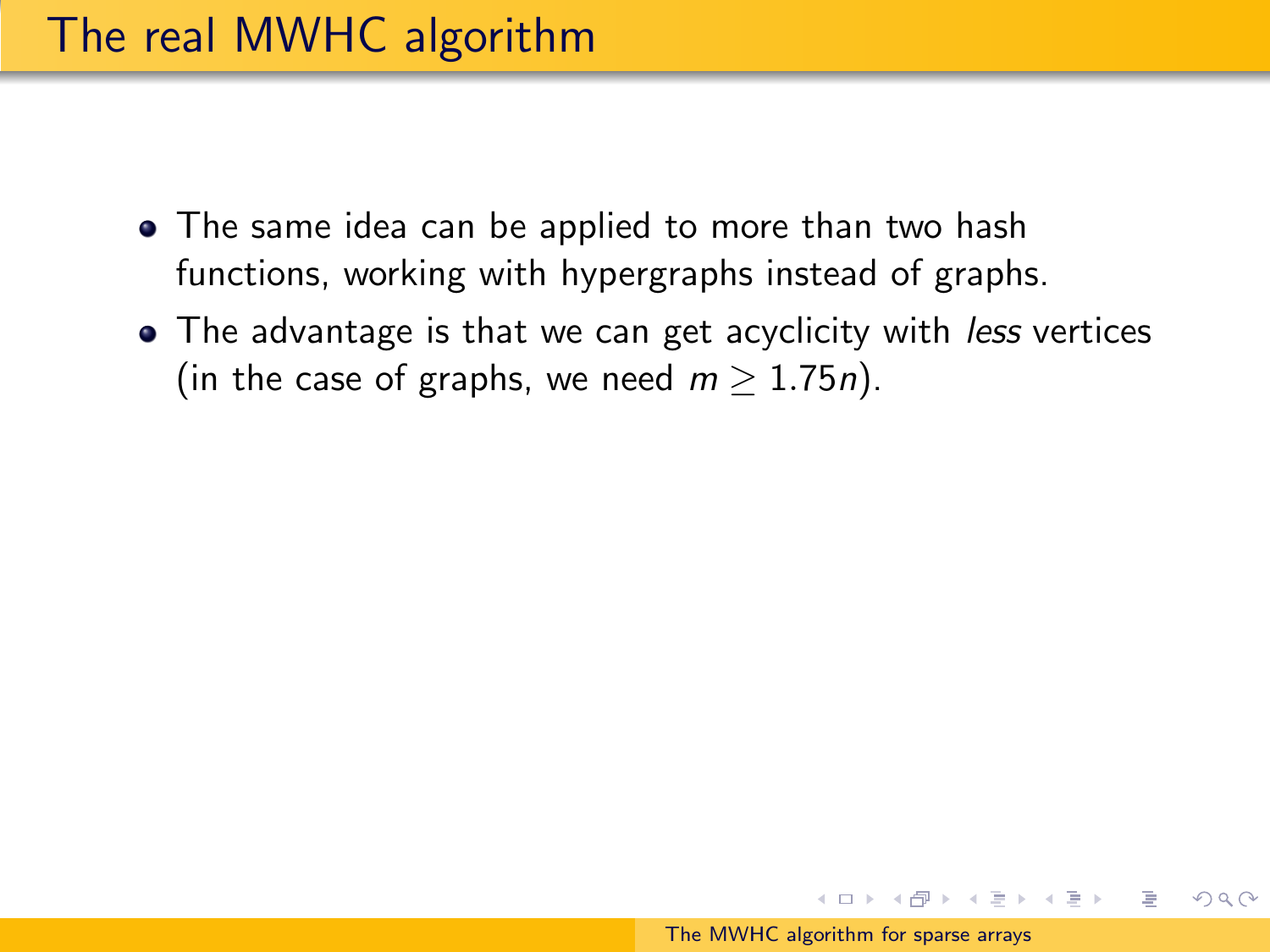# The real MWHC algorithm

- The same idea can be applied to more than two hash functions, working with hypergraphs instead of graphs.
- The advantage is that we can get acyclicity with *less* vertices (in the case of graphs, we need $m \geq 1.75n$).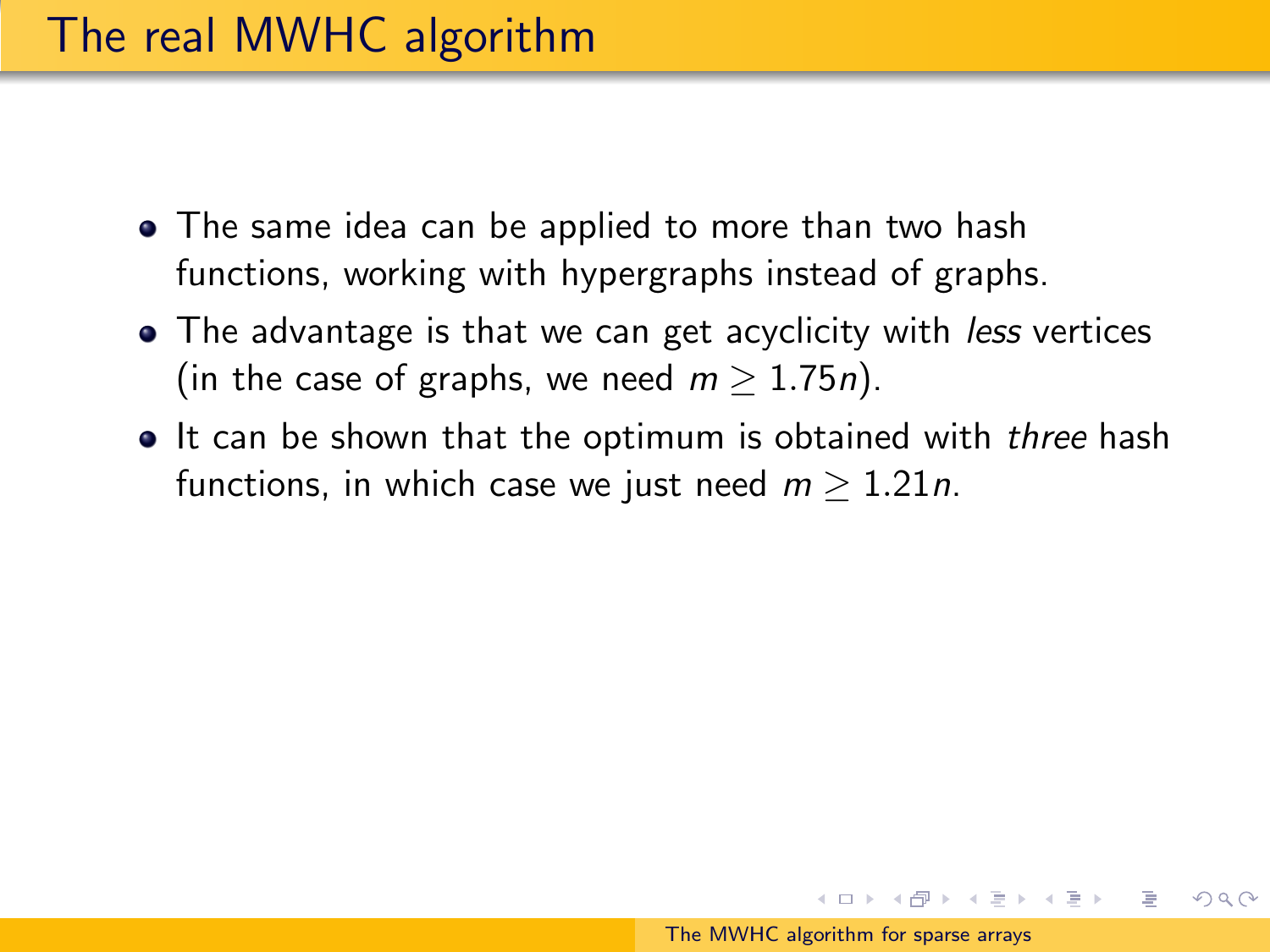# The real MWHC algorithm

- The same idea can be applied to more than two hash functions, working with hypergraphs instead of graphs.
- The advantage is that we can get acyclicity with *less* vertices (in the case of graphs, we need $m \geq 1.75n$).
- It can be shown that the optimum is obtained with *three* hash functions, in which case we just need $m \geq 1.21n$.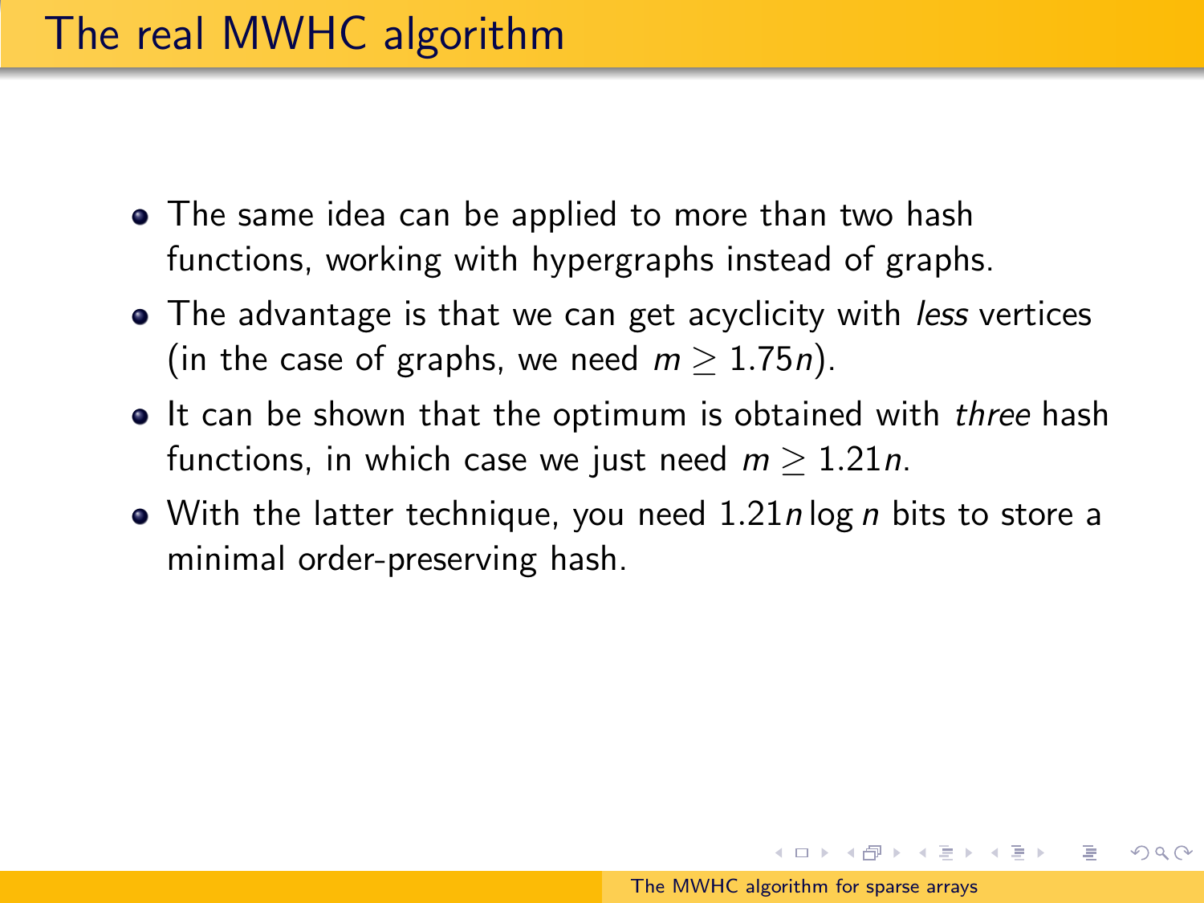# The real MWHC algorithm

- The same idea can be applied to more than two hash functions, working with hypergraphs instead of graphs.
- The advantage is that we can get acyclicity with *less* vertices (in the case of graphs, we need $m \geq 1.75n$).
- It can be shown that the optimum is obtained with *three* hash functions, in which case we just need $m \geq 1.21n$.
- With the latter technique, you need $1.21n \log n$ bits to store a minimal order-preserving hash.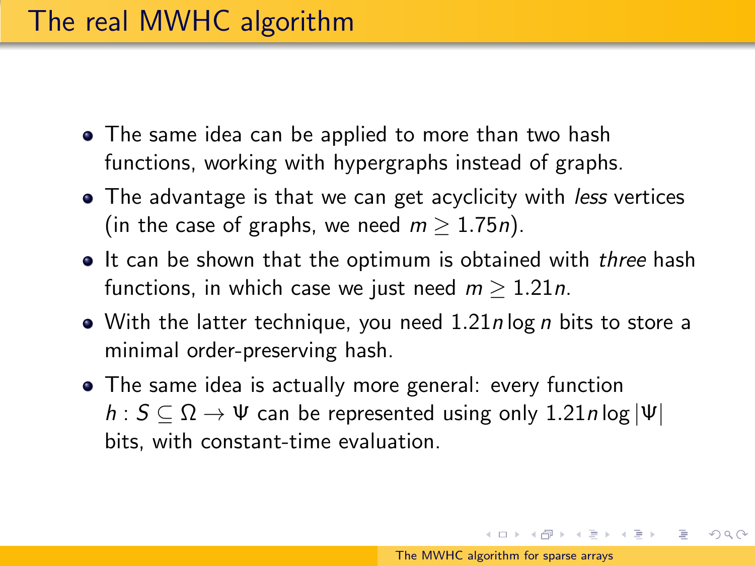# The real MWHC algorithm

- The same idea can be applied to more than two hash functions, working with hypergraphs instead of graphs.
- The advantage is that we can get acyclicity with *less* vertices (in the case of graphs, we need $m \geq 1.75n$).
- It can be shown that the optimum is obtained with *three* hash functions, in which case we just need $m \geq 1.21n$.
- With the latter technique, you need $1.21n \log n$ bits to store a minimal order-preserving hash.
- The same idea is actually more general: every function $h : S \subseteq \Omega \to \Psi$ can be represented using only $1.21n \log |\Psi|$ bits, with constant-time evaluation.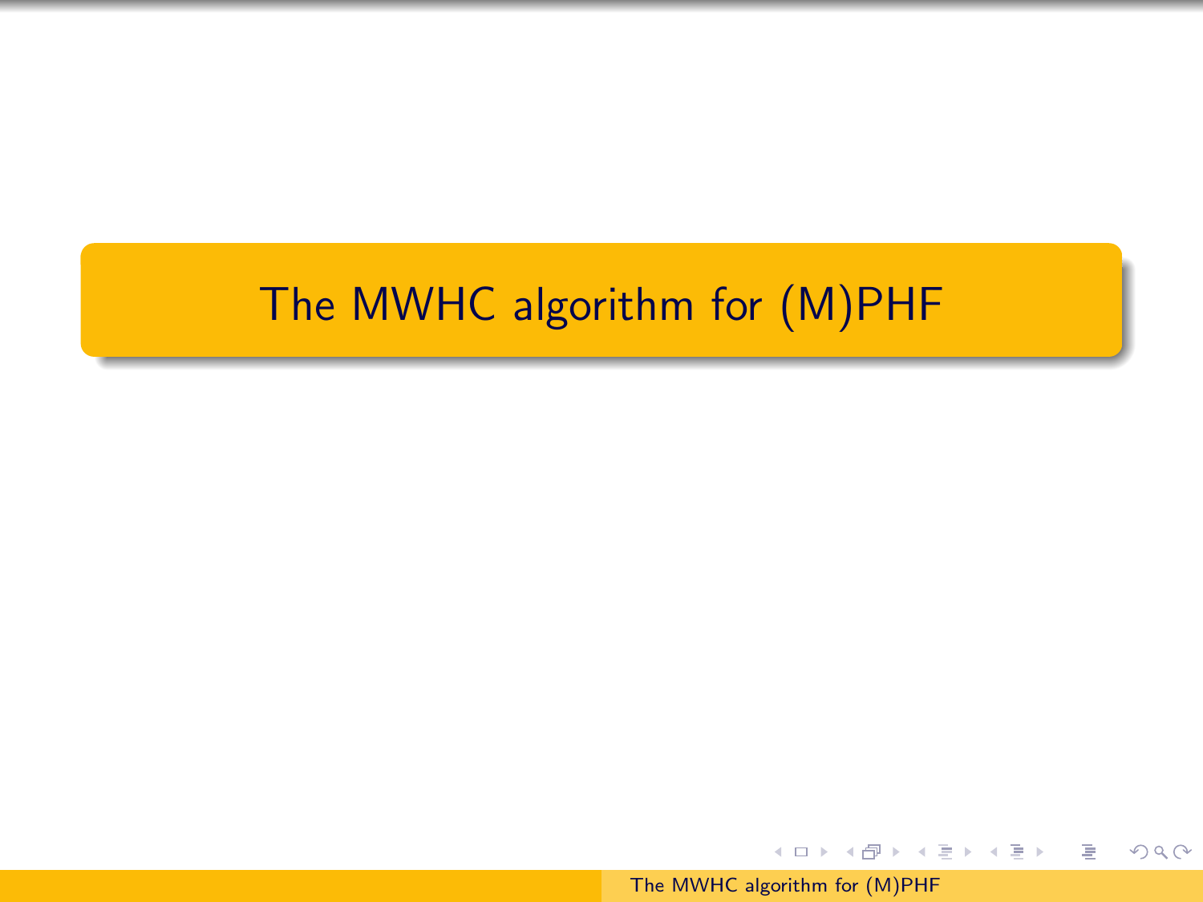# The MWHC algorithm for (M)PHF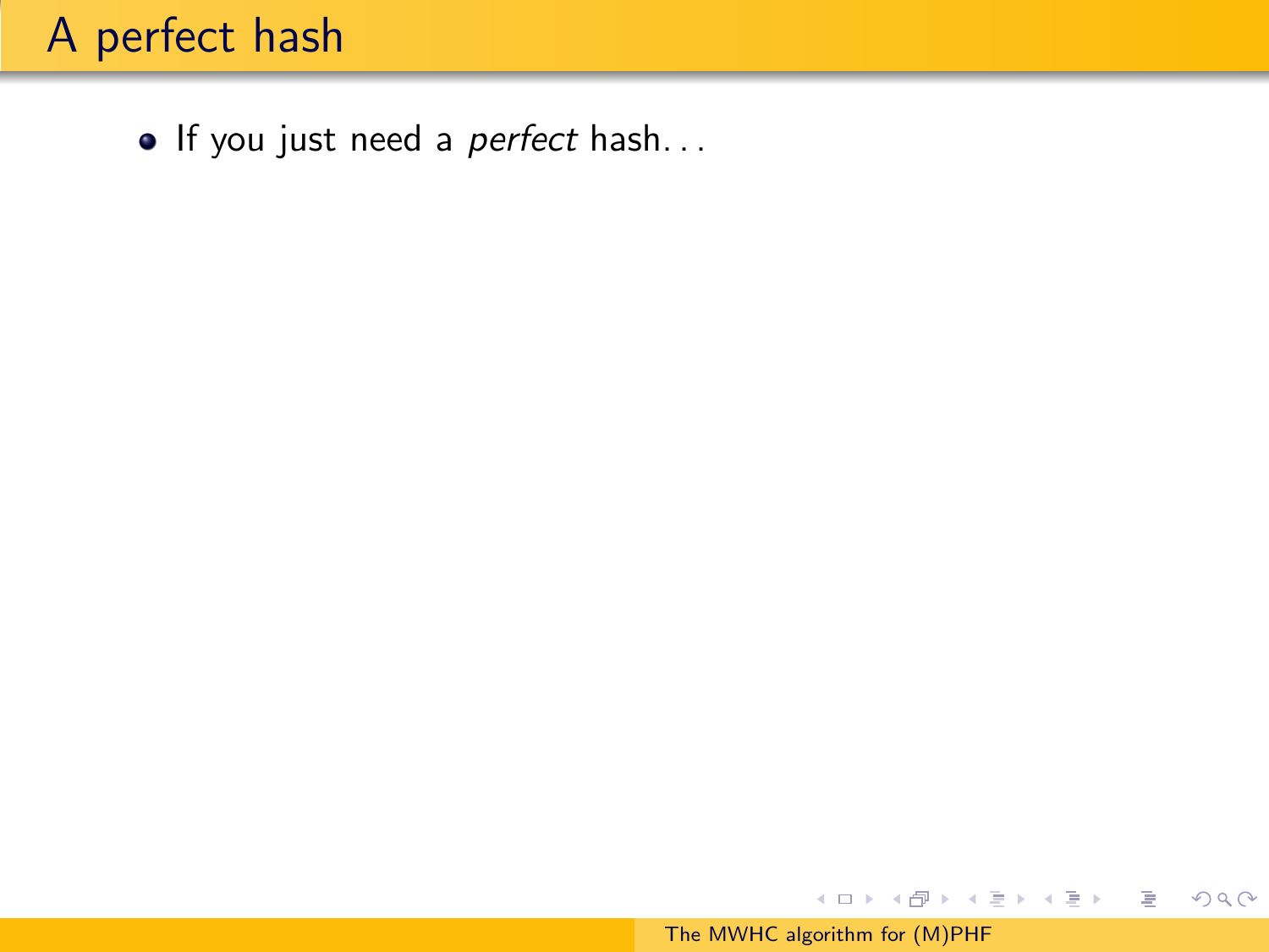# A perfect hash

- If you just need a *perfect* hash...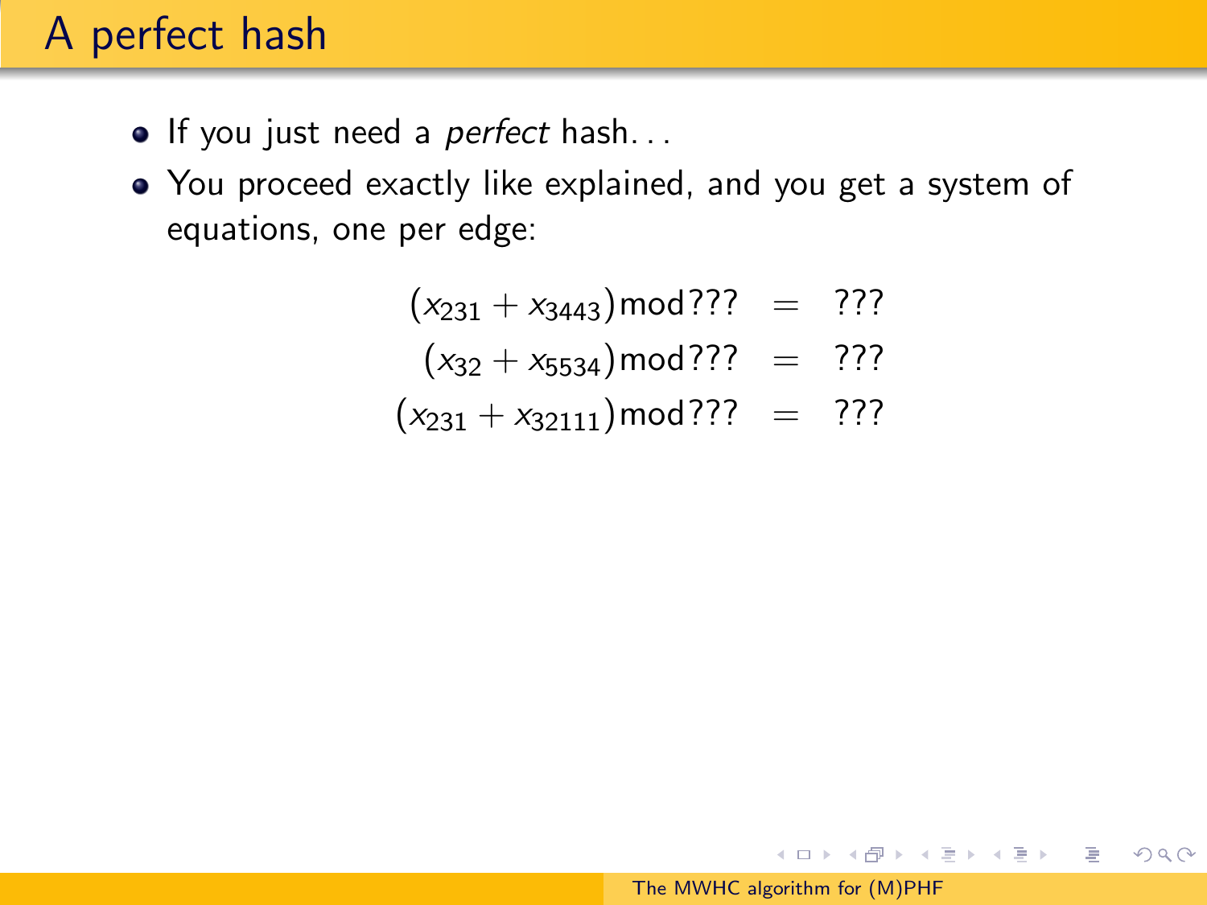# A perfect hash

- If you just need a *perfect* hash...
- You proceed exactly like explained, and you get a system of equations, one per edge:

$$
\begin{aligned}
(x_{231} + x_{3443}) \bmod ??? &= ??? \\
(x_{32} + x_{5534}) \bmod ??? &= ??? \\
(x_{231} + x_{32111}) \bmod ??? &= ???
\end{aligned}
$$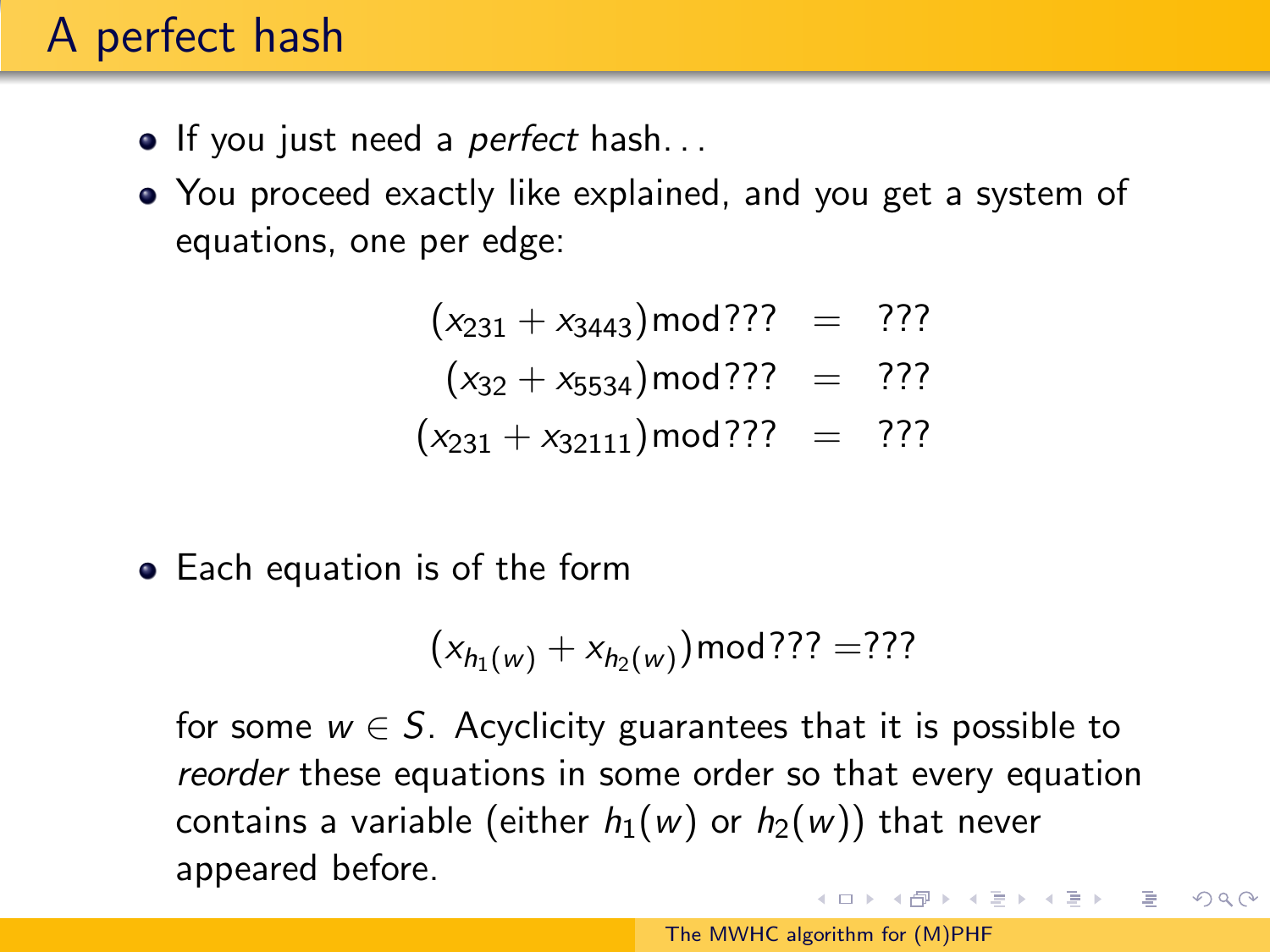# A perfect hash

- If you just need a *perfect* hash...
- You proceed exactly like explained, and you get a system of equations, one per edge:

$$
\begin{aligned}
(x_{231} + x_{3443}) \bmod ??? &= ??? \\
(x_{32} + x_{5534}) \bmod ??? &= ??? \\
(x_{231} + x_{32111}) \bmod ??? &= ???
\end{aligned}
$$

- Each equation is of the form

$$(x_{h_1(w)} + x_{h_2(w)}) \bmod ??? = ???$$

for some $w \in S$. Acyclicity guarantees that it is possible to *reorder* these equations in some order so that every equation contains a variable (either $h_1(w)$ or $h_2(w)$) that never appeared before.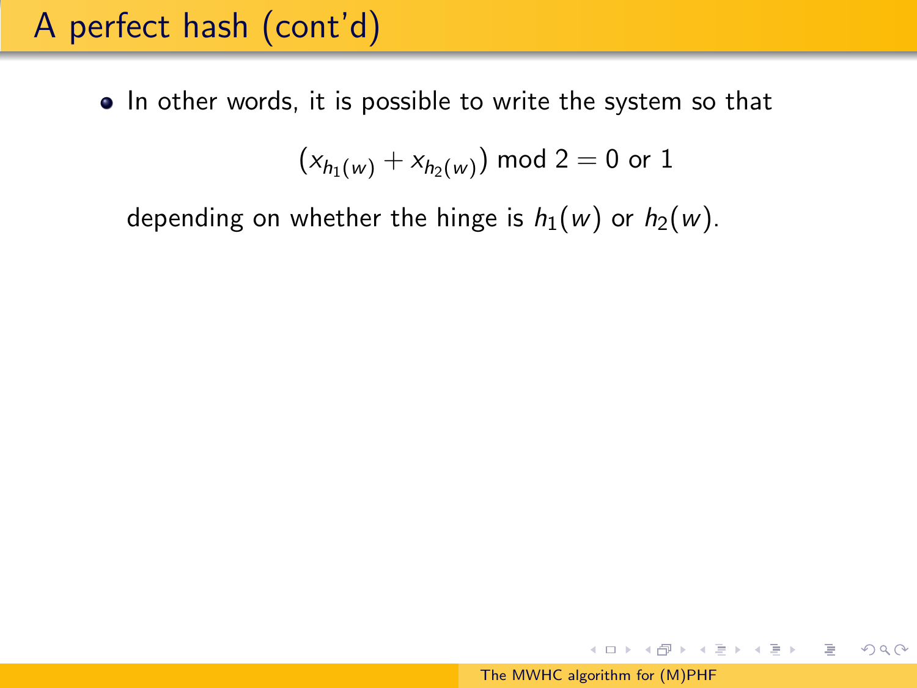# A perfect hash (cont'd)

- In other words, it is possible to write the system so that

$$(x_{h_1(w)} + x_{h_2(w)}) \bmod 2 = 0 \text{ or } 1$$

depending on whether the hinge is $h_1(w)$ or $h_2(w)$.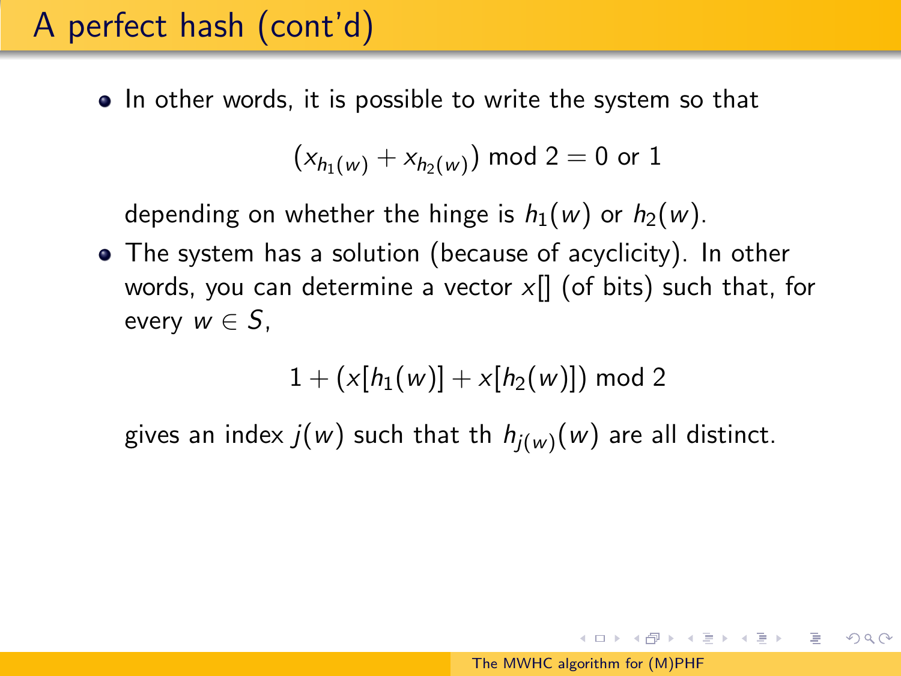# A perfect hash (cont'd)

- In other words, it is possible to write the system so that

$$(x_{h_1(w)} + x_{h_2(w)}) \bmod 2 = 0 \text{ or } 1$$

  depending on whether the hinge is $h_1(w)$ or $h_2(w)$.

- The system has a solution (because of acyclicity). In other words, you can determine a vector $x[]$ (of bits) such that, for every $w \in S$,

$$1 + (x[h_1(w)] + x[h_2(w)]) \bmod 2$$

  gives an index $j(w)$ such that th $h_{j(w)}(w)$ are all distinct.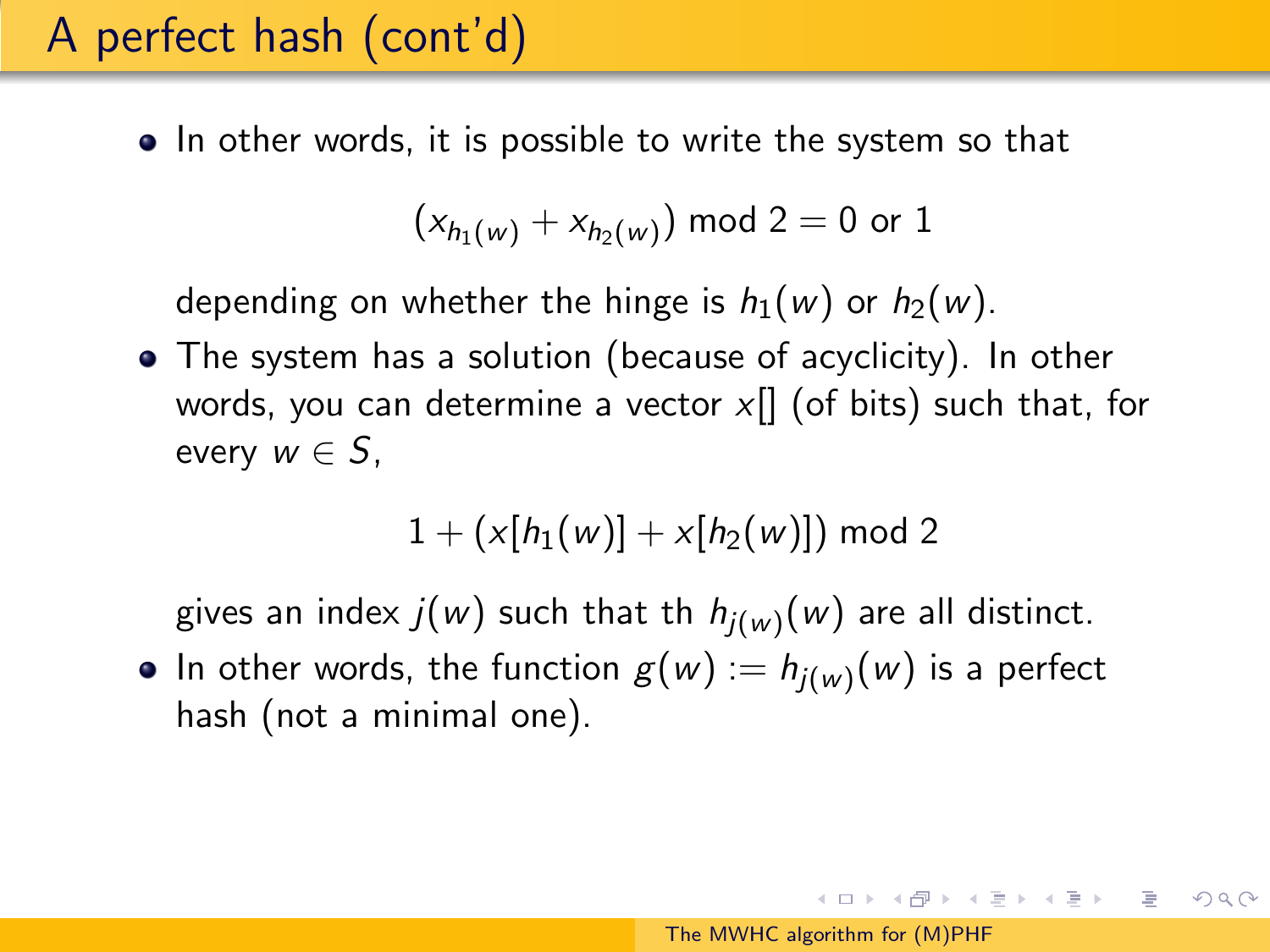# A perfect hash (cont'd)

- In other words, it is possible to write the system so that

$$(x_{h_1(w)} + x_{h_2(w)}) \bmod 2 = 0 \text{ or } 1$$

  depending on whether the hinge is $h_1(w)$ or $h_2(w)$.

- The system has a solution (because of acyclicity). In other words, you can determine a vector $x[]$ (of bits) such that, for every $w \in S$,

$$1 + (x[h_1(w)] + x[h_2(w)]) \bmod 2$$

  gives an index $j(w)$ such that th $h_{j(w)}(w)$ are all distinct.

- In other words, the function $g(w) := h_{j(w)}(w)$ is a perfect hash (not a minimal one).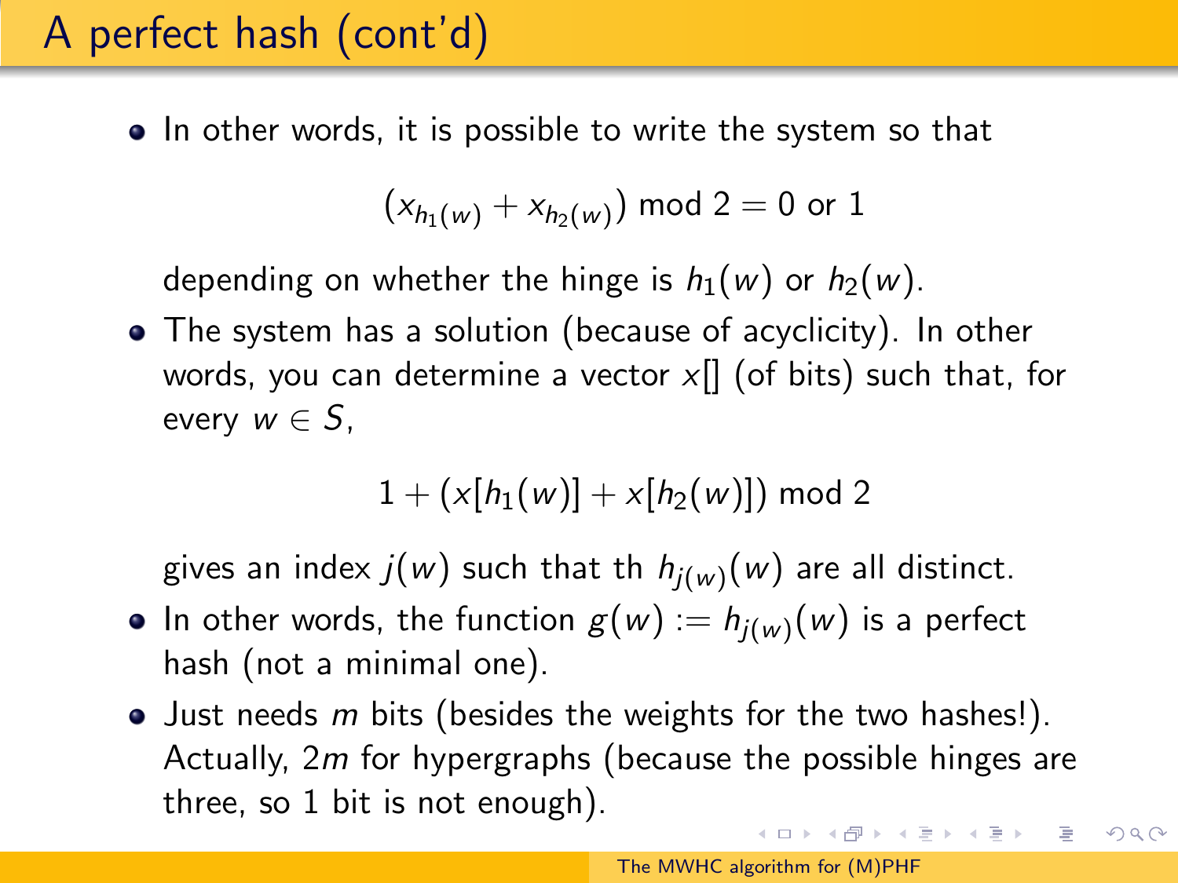# A perfect hash (cont'd)

- In other words, it is possible to write the system so that

$$(x_{h_1(w)} + x_{h_2(w)}) \bmod 2 = 0 \text{ or } 1$$

  depending on whether the hinge is $h_1(w)$ or $h_2(w)$.
- The system has a solution (because of acyclicity). In other words, you can determine a vector $x[]$ (of bits) such that, for every $w \in S$,

$$1 + (x[h_1(w)] + x[h_2(w)]) \bmod 2$$

  gives an index $j(w)$ such that th $h_{j(w)}(w)$ are all distinct.
- In other words, the function $g(w) := h_{j(w)}(w)$ is a perfect hash (not a minimal one).
- Just needs $m$ bits (besides the weights for the two hashes!). Actually, $2m$ for hypergraphs (because the possible hinges are three, so 1 bit is not enough).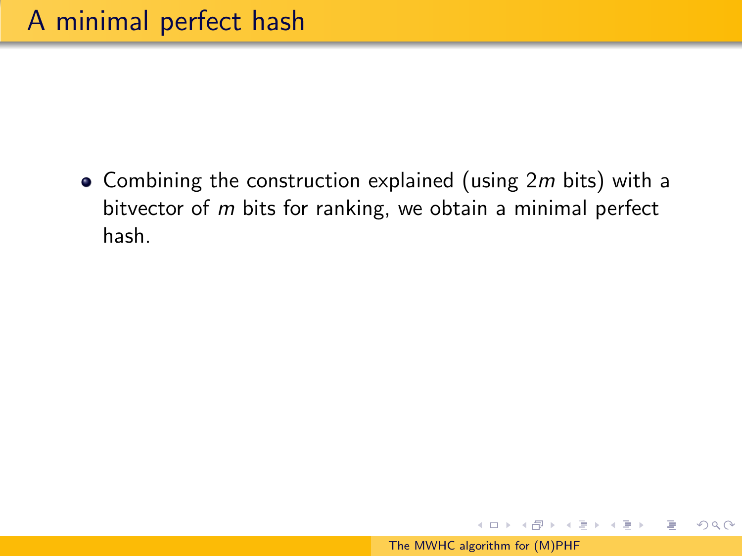# A minimal perfect hash

- Combining the construction explained (using $2m$ bits) with a bitvector of $m$ bits for ranking, we obtain a minimal perfect hash.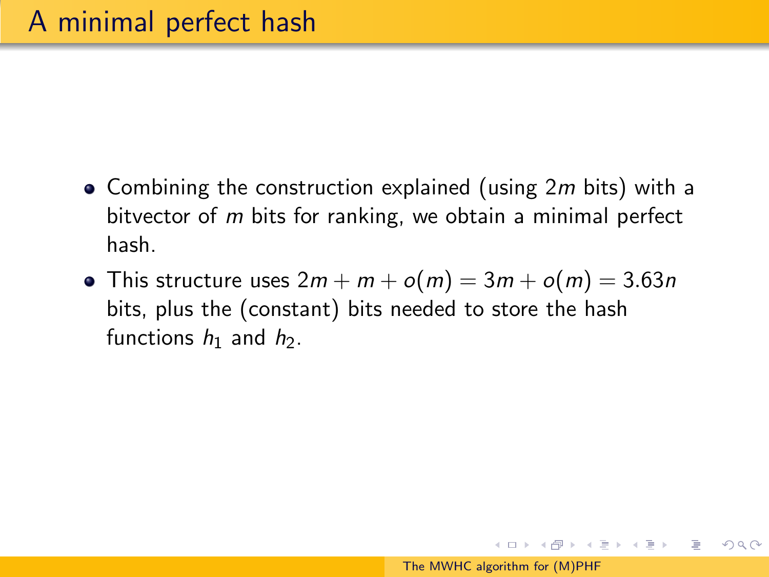# A minimal perfect hash

- Combining the construction explained (using $2m$ bits) with a bitvector of $m$ bits for ranking, we obtain a minimal perfect hash.
- This structure uses $2m + m + o(m) = 3m + o(m) = 3.63n$ bits, plus the (constant) bits needed to store the hash functions $h_1$ and $h_2$.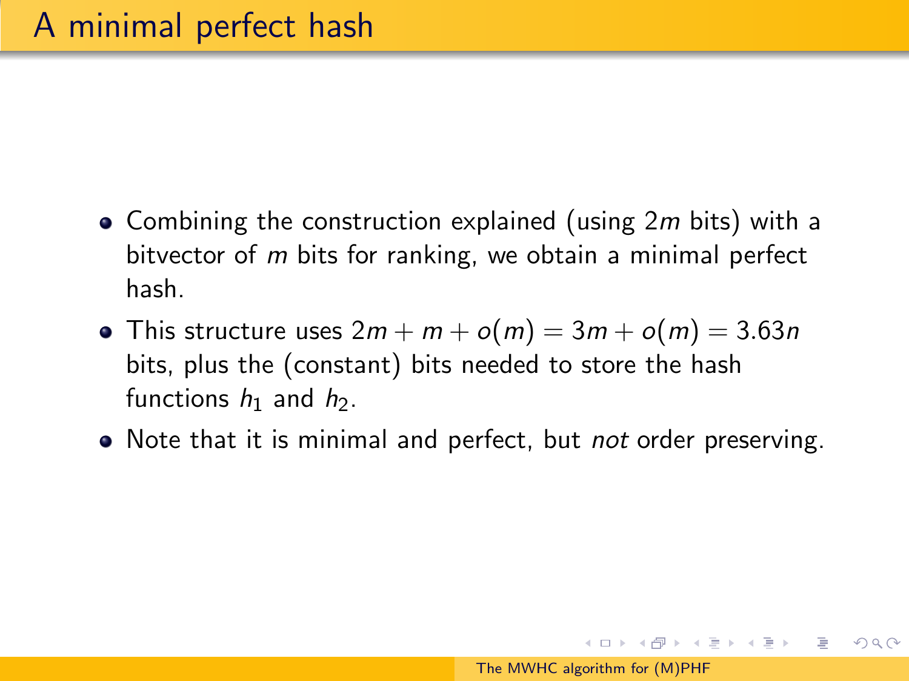# A minimal perfect hash

- Combining the construction explained (using $2m$ bits) with a bitvector of $m$ bits for ranking, we obtain a minimal perfect hash.
- This structure uses $2m + m + o(m) = 3m + o(m) = 3.63n$ bits, plus the (constant) bits needed to store the hash functions $h_1$ and $h_2$.
- Note that it is minimal and perfect, but *not* order preserving.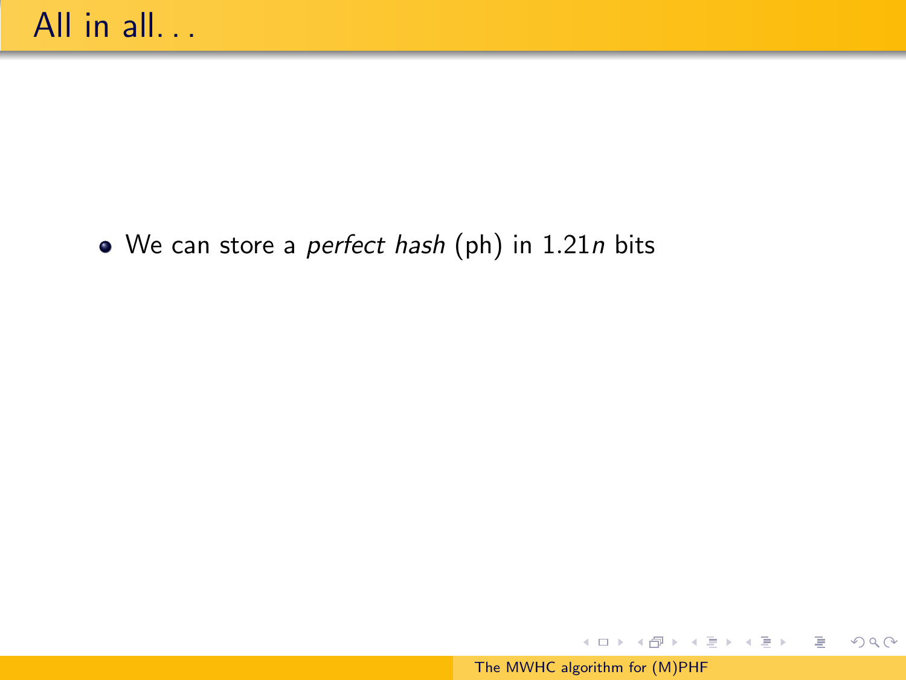# All in all...

- We can store a *perfect hash* (ph) in $1.21n$ bits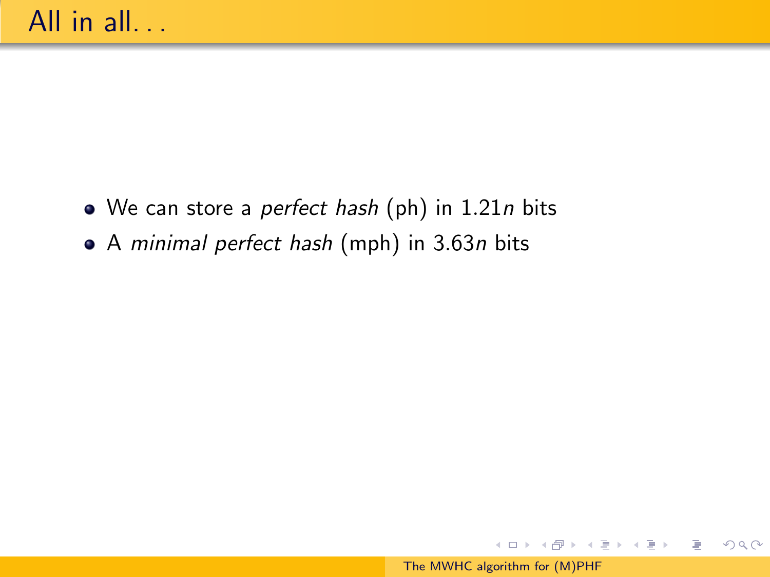# All in all...

- We can store a *perfect hash* (ph) in $1.21n$ bits
- A *minimal perfect hash* (mph) in $3.63n$ bits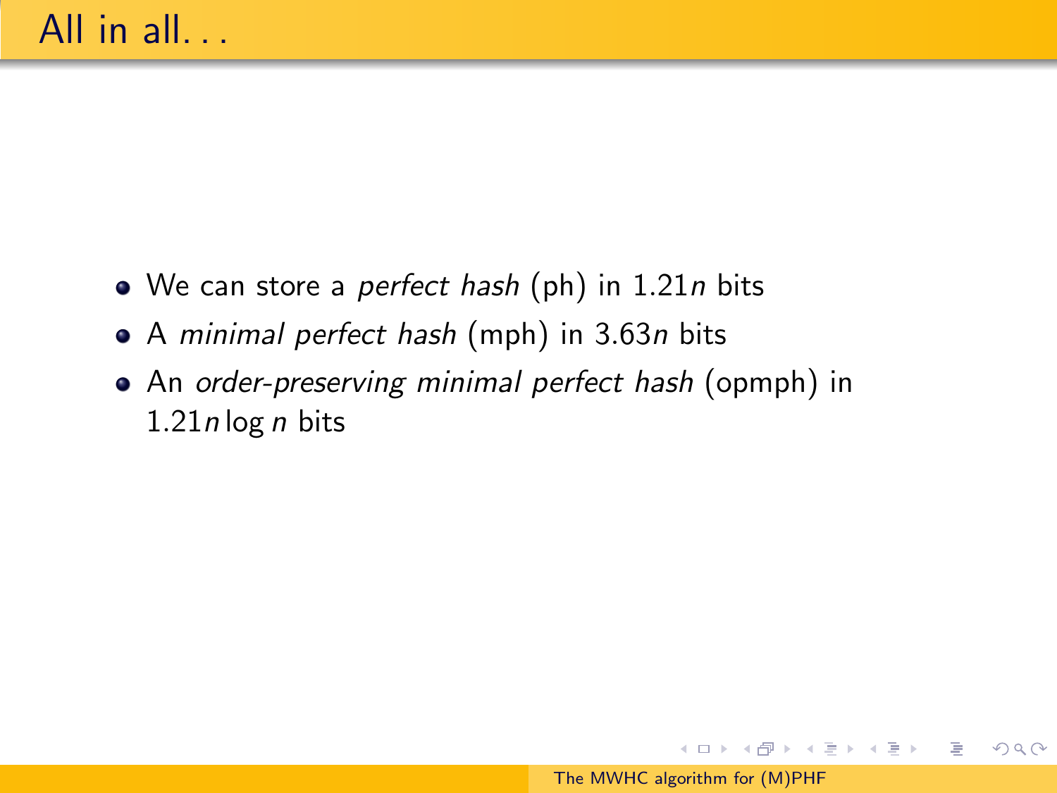# All in all...

- We can store a *perfect hash* (ph) in $1.21n$ bits
- A *minimal perfect hash* (mph) in $3.63n$ bits
- An *order-preserving minimal perfect hash* (opmph) in $1.21n \log n$ bits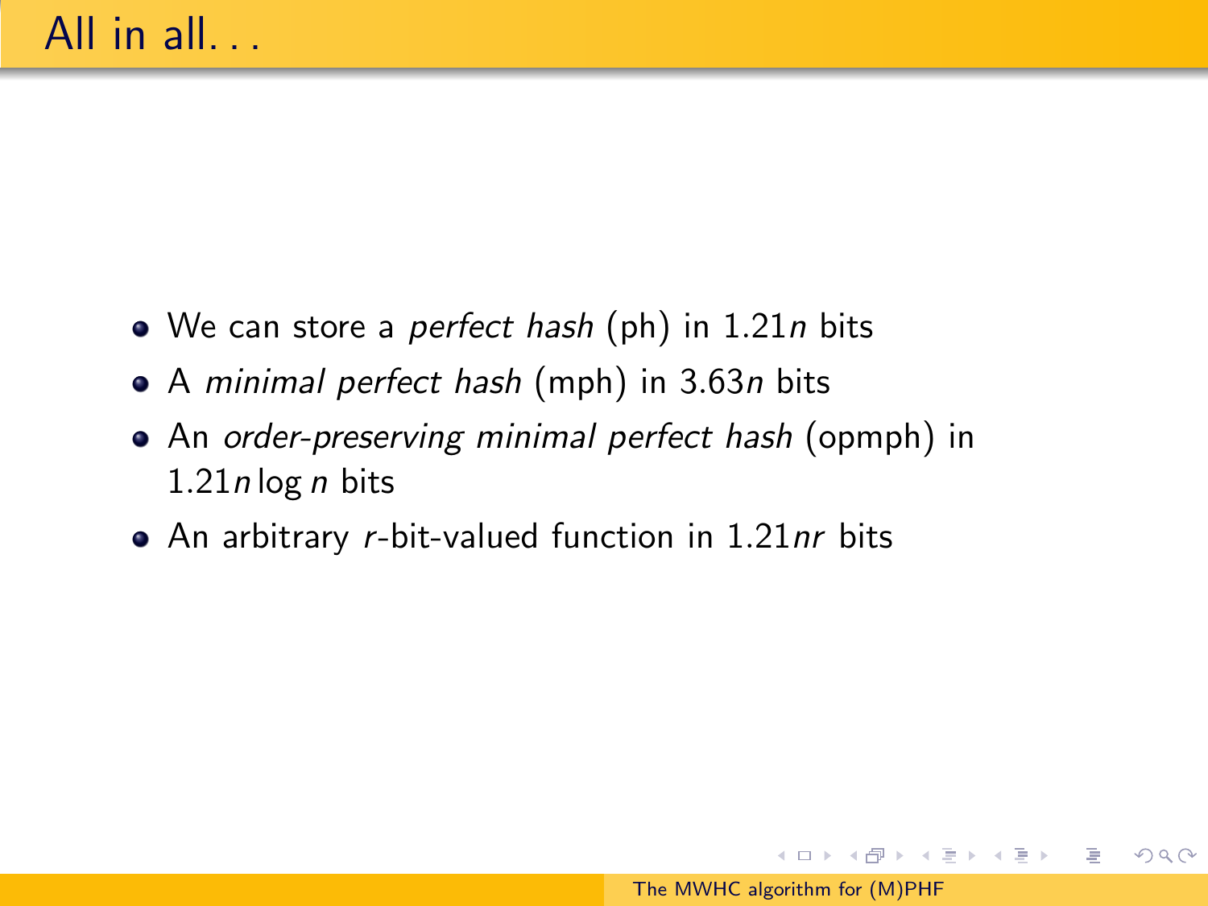# All in all. . .

- We can store a *perfect hash* (ph) in $1.21n$ bits
- A *minimal perfect hash* (mph) in $3.63n$ bits
- An *order-preserving minimal perfect hash* (opmph) in $1.21n \log n$ bits
- An arbitrary $r$-bit-valued function in $1.21nr$ bits